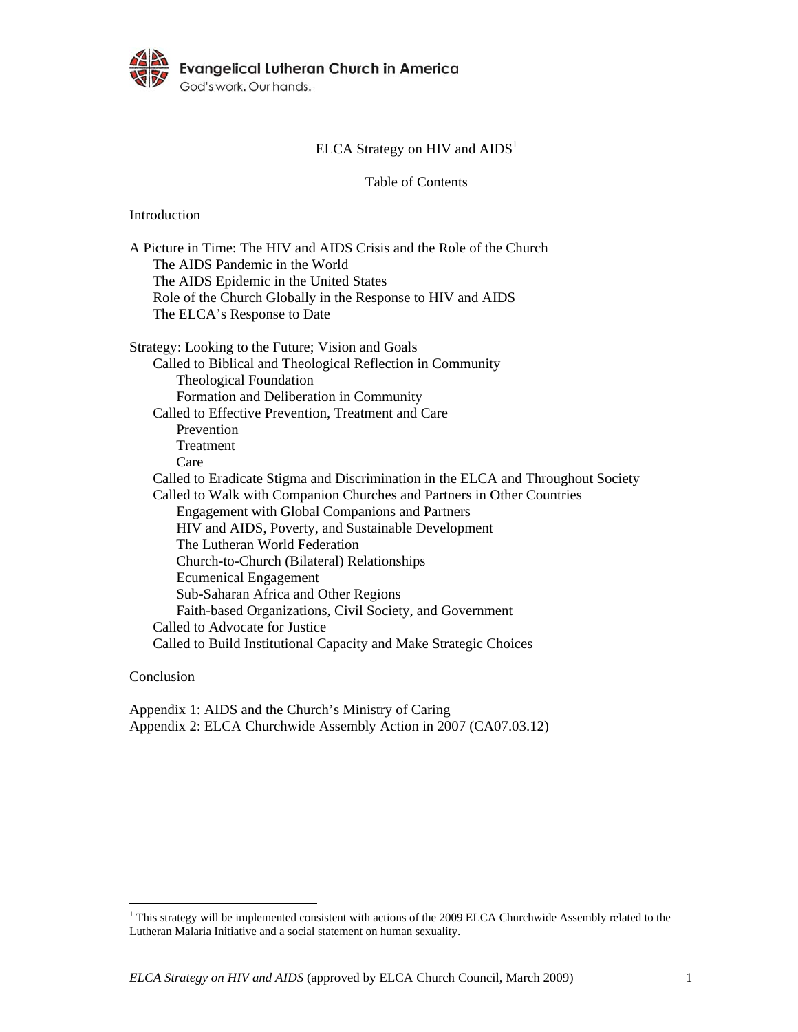Evangelical Lutheran Church in America
God's work. Our hands.

# ELCA Strategy on HIV and AIDS[1]

## Table of Contents

Introduction

A Picture in Time: The HIV and AIDS Crisis and the Role of the Church
- The AIDS Pandemic in the World
- The AIDS Epidemic in the United States
- Role of the Church Globally in the Response to HIV and AIDS
- The ELCA's Response to Date

Strategy: Looking to the Future; Vision and Goals
- Called to Biblical and Theological Reflection in Community
  - Theological Foundation
  - Formation and Deliberation in Community
- Called to Effective Prevention, Treatment and Care
  - Prevention
  - Treatment
  - Care
- Called to Eradicate Stigma and Discrimination in the ELCA and Throughout Society
- Called to Walk with Companion Churches and Partners in Other Countries
  - Engagement with Global Companions and Partners
  - HIV and AIDS, Poverty, and Sustainable Development
  - The Lutheran World Federation
  - Church-to-Church (Bilateral) Relationships
  - Ecumenical Engagement
  - Sub-Saharan Africa and Other Regions
  - Faith-based Organizations, Civil Society, and Government
- Called to Advocate for Justice
- Called to Build Institutional Capacity and Make Strategic Choices

Conclusion

Appendix 1: AIDS and the Church's Ministry of Caring
Appendix 2: ELCA Churchwide Assembly Action in 2007 (CA07.03.12)

[1] This strategy will be implemented consistent with actions of the 2009 ELCA Churchwide Assembly related to the Lutheran Malaria Initiative and a social statement on human sexuality.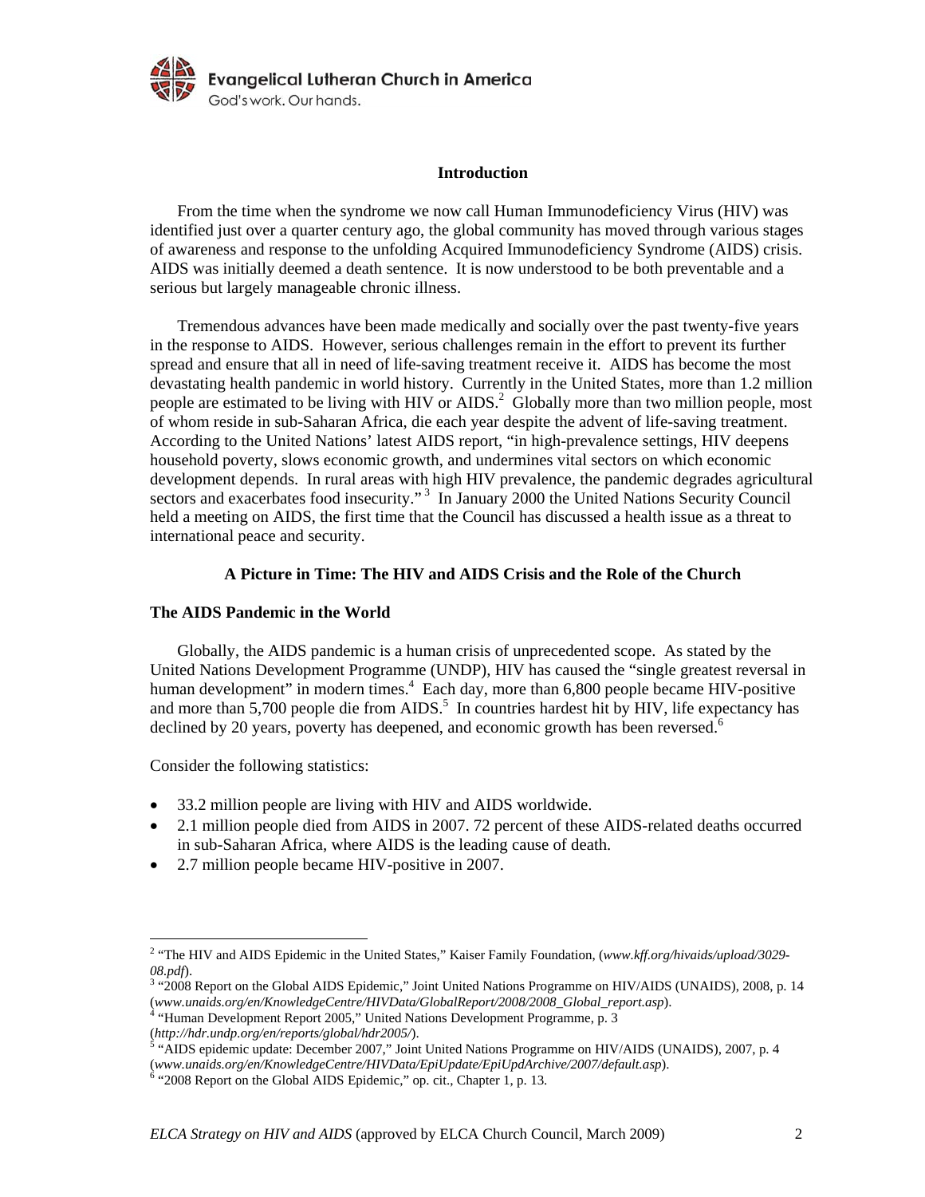## Introduction

From the time when the syndrome we now call Human Immunodeficiency Virus (HIV) was identified just over a quarter century ago, the global community has moved through various stages of awareness and response to the unfolding Acquired Immunodeficiency Syndrome (AIDS) crisis. AIDS was initially deemed a death sentence. It is now understood to be both preventable and a serious but largely manageable chronic illness.

Tremendous advances have been made medically and socially over the past twenty-five years in the response to AIDS. However, serious challenges remain in the effort to prevent its further spread and ensure that all in need of life-saving treatment receive it. AIDS has become the most devastating health pandemic in world history. Currently in the United States, more than 1.2 million people are estimated to be living with HIV or AIDS.[2] Globally more than two million people, most of whom reside in sub-Saharan Africa, die each year despite the advent of life-saving treatment. According to the United Nations' latest AIDS report, "in high-prevalence settings, HIV deepens household poverty, slows economic growth, and undermines vital sectors on which economic development depends. In rural areas with high HIV prevalence, the pandemic degrades agricultural sectors and exacerbates food insecurity."[3] In January 2000 the United Nations Security Council held a meeting on AIDS, the first time that the Council has discussed a health issue as a threat to international peace and security.

## A Picture in Time: The HIV and AIDS Crisis and the Role of the Church

### The AIDS Pandemic in the World

Globally, the AIDS pandemic is a human crisis of unprecedented scope. As stated by the United Nations Development Programme (UNDP), HIV has caused the "single greatest reversal in human development" in modern times.[4] Each day, more than 6,800 people became HIV-positive and more than 5,700 people die from AIDS.[5] In countries hardest hit by HIV, life expectancy has declined by 20 years, poverty has deepened, and economic growth has been reversed.[6]

Consider the following statistics:

- 33.2 million people are living with HIV and AIDS worldwide.
- 2.1 million people died from AIDS in 2007. 72 percent of these AIDS-related deaths occurred in sub-Saharan Africa, where AIDS is the leading cause of death.
- 2.7 million people became HIV-positive in 2007.

---

[2] "The HIV and AIDS Epidemic in the United States," Kaiser Family Foundation, (*www.kff.org/hivaids/upload/3029-08.pdf*).

[3] "2008 Report on the Global AIDS Epidemic," Joint United Nations Programme on HIV/AIDS (UNAIDS), 2008, p. 14 (*www.unaids.org/en/KnowledgeCentre/HIVData/GlobalReport/2008/2008_Global_report.asp*).

[4] "Human Development Report 2005," United Nations Development Programme, p. 3 (*http://hdr.undp.org/en/reports/global/hdr2005/*).

[5] "AIDS epidemic update: December 2007," Joint United Nations Programme on HIV/AIDS (UNAIDS), 2007, p. 4 (*www.unaids.org/en/KnowledgeCentre/HIVData/EpiUpdate/EpiUpdArchive/2007/default.asp*).

[6] "2008 Report on the Global AIDS Epidemic," op. cit., Chapter 1, p. 13.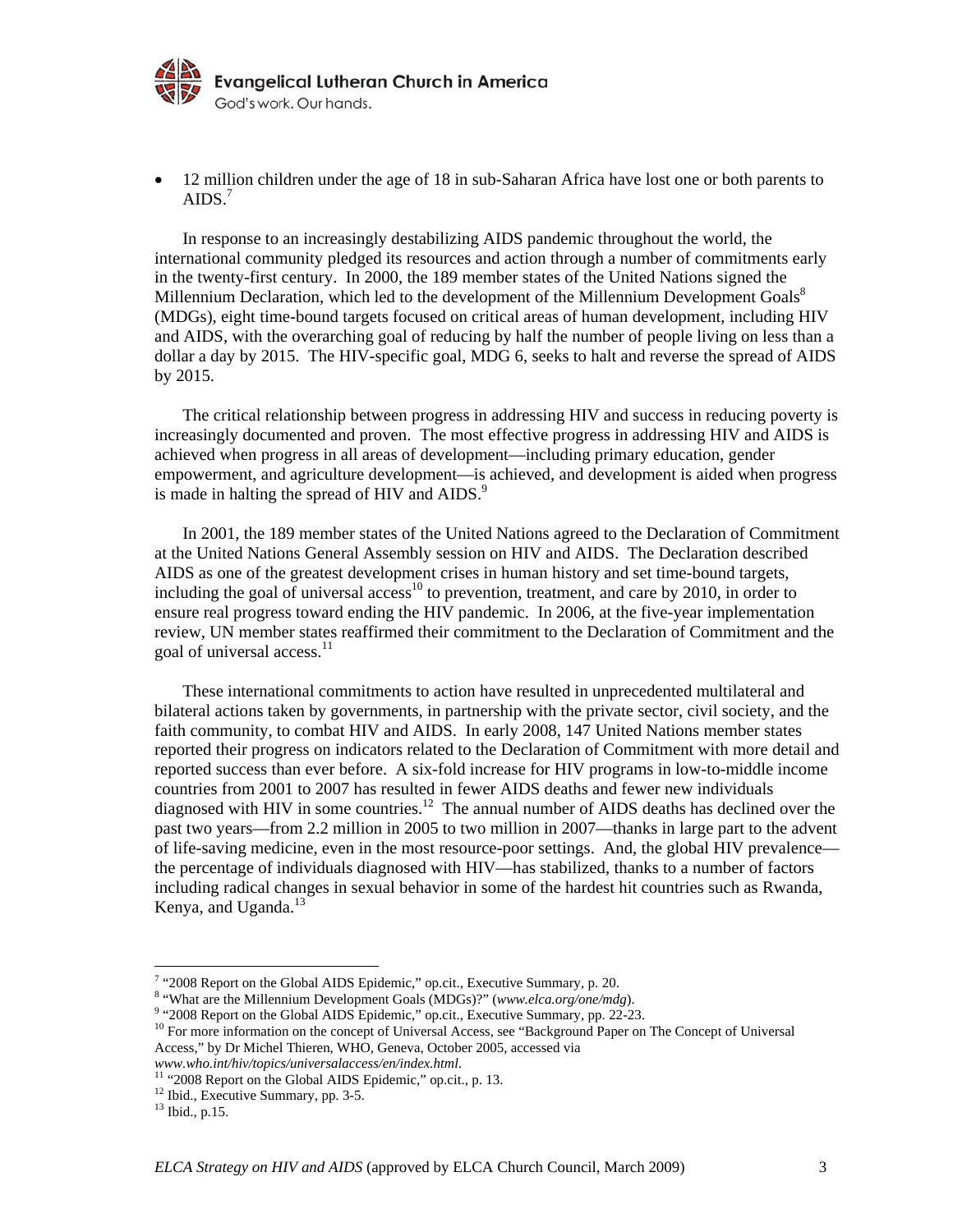- 12 million children under the age of 18 in sub-Saharan Africa have lost one or both parents to AIDS.[7]

In response to an increasingly destabilizing AIDS pandemic throughout the world, the international community pledged its resources and action through a number of commitments early in the twenty-first century. In 2000, the 189 member states of the United Nations signed the Millennium Declaration, which led to the development of the Millennium Development Goals[8] (MDGs), eight time-bound targets focused on critical areas of human development, including HIV and AIDS, with the overarching goal of reducing by half the number of people living on less than a dollar a day by 2015. The HIV-specific goal, MDG 6, seeks to halt and reverse the spread of AIDS by 2015.

The critical relationship between progress in addressing HIV and success in reducing poverty is increasingly documented and proven. The most effective progress in addressing HIV and AIDS is achieved when progress in all areas of development—including primary education, gender empowerment, and agriculture development—is achieved, and development is aided when progress is made in halting the spread of HIV and AIDS.[9]

In 2001, the 189 member states of the United Nations agreed to the Declaration of Commitment at the United Nations General Assembly session on HIV and AIDS. The Declaration described AIDS as one of the greatest development crises in human history and set time-bound targets, including the goal of universal access[10] to prevention, treatment, and care by 2010, in order to ensure real progress toward ending the HIV pandemic. In 2006, at the five-year implementation review, UN member states reaffirmed their commitment to the Declaration of Commitment and the goal of universal access.[11]

These international commitments to action have resulted in unprecedented multilateral and bilateral actions taken by governments, in partnership with the private sector, civil society, and the faith community, to combat HIV and AIDS. In early 2008, 147 United Nations member states reported their progress on indicators related to the Declaration of Commitment with more detail and reported success than ever before. A six-fold increase for HIV programs in low-to-middle income countries from 2001 to 2007 has resulted in fewer AIDS deaths and fewer new individuals diagnosed with HIV in some countries.[12] The annual number of AIDS deaths has declined over the past two years—from 2.2 million in 2005 to two million in 2007—thanks in large part to the advent of life-saving medicine, even in the most resource-poor settings. And, the global HIV prevalence—the percentage of individuals diagnosed with HIV—has stabilized, thanks to a number of factors including radical changes in sexual behavior in some of the hardest hit countries such as Rwanda, Kenya, and Uganda.[13]

---

[7] "2008 Report on the Global AIDS Epidemic," op.cit., Executive Summary, p. 20.

[8] "What are the Millennium Development Goals (MDGs)?" (*www.elca.org/one/mdg*).

[9] "2008 Report on the Global AIDS Epidemic," op.cit., Executive Summary, pp. 22-23.

[10] For more information on the concept of Universal Access, see "Background Paper on The Concept of Universal Access," by Dr Michel Thieren, WHO, Geneva, October 2005, accessed via *www.who.int/hiv/topics/universalaccess/en/index.html*.

[11] "2008 Report on the Global AIDS Epidemic," op.cit., p. 13.

[12] Ibid., Executive Summary, pp. 3-5.

[13] Ibid., p.15.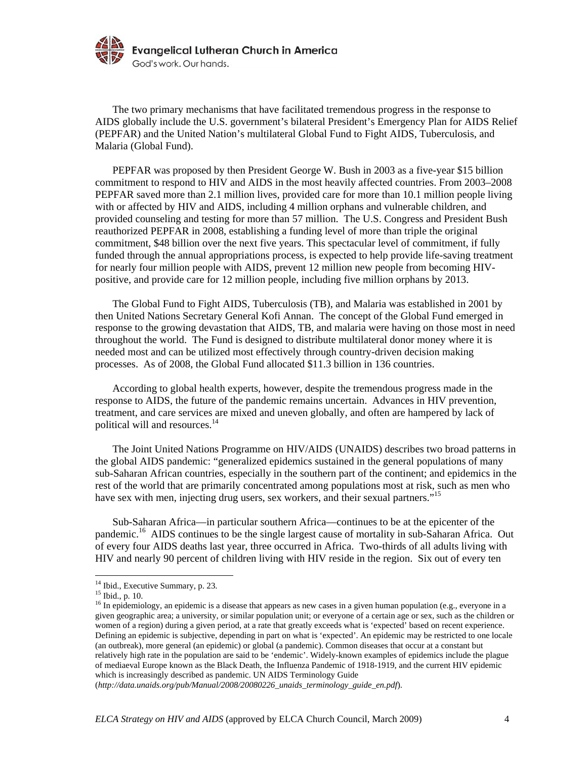The two primary mechanisms that have facilitated tremendous progress in the response to AIDS globally include the U.S. government's bilateral President's Emergency Plan for AIDS Relief (PEPFAR) and the United Nation's multilateral Global Fund to Fight AIDS, Tuberculosis, and Malaria (Global Fund).

PEPFAR was proposed by then President George W. Bush in 2003 as a five-year $15 billion commitment to respond to HIV and AIDS in the most heavily affected countries. From 2003–2008 PEPFAR saved more than 2.1 million lives, provided care for more than 10.1 million people living with or affected by HIV and AIDS, including 4 million orphans and vulnerable children, and provided counseling and testing for more than 57 million. The U.S. Congress and President Bush reauthorized PEPFAR in 2008, establishing a funding level of more than triple the original commitment, $48 billion over the next five years. This spectacular level of commitment, if fully funded through the annual appropriations process, is expected to help provide life-saving treatment for nearly four million people with AIDS, prevent 12 million new people from becoming HIV-positive, and provide care for 12 million people, including five million orphans by 2013.

The Global Fund to Fight AIDS, Tuberculosis (TB), and Malaria was established in 2001 by then United Nations Secretary General Kofi Annan. The concept of the Global Fund emerged in response to the growing devastation that AIDS, TB, and malaria were having on those most in need throughout the world. The Fund is designed to distribute multilateral donor money where it is needed most and can be utilized most effectively through country-driven decision making processes. As of 2008, the Global Fund allocated $11.3 billion in 136 countries.

According to global health experts, however, despite the tremendous progress made in the response to AIDS, the future of the pandemic remains uncertain. Advances in HIV prevention, treatment, and care services are mixed and uneven globally, and often are hampered by lack of political will and resources.[14]

The Joint United Nations Programme on HIV/AIDS (UNAIDS) describes two broad patterns in the global AIDS pandemic: "generalized epidemics sustained in the general populations of many sub-Saharan African countries, especially in the southern part of the continent; and epidemics in the rest of the world that are primarily concentrated among populations most at risk, such as men who have sex with men, injecting drug users, sex workers, and their sexual partners."[15]

Sub-Saharan Africa—in particular southern Africa—continues to be at the epicenter of the pandemic.[16] AIDS continues to be the single largest cause of mortality in sub-Saharan Africa. Out of every four AIDS deaths last year, three occurred in Africa. Two-thirds of all adults living with HIV and nearly 90 percent of children living with HIV reside in the region. Six out of every ten

---

[14] Ibid., Executive Summary, p. 23.

[15] Ibid., p. 10.

[16] In epidemiology, an epidemic is a disease that appears as new cases in a given human population (e.g., everyone in a given geographic area; a university, or similar population unit; or everyone of a certain age or sex, such as the children or women of a region) during a given period, at a rate that greatly exceeds what is 'expected' based on recent experience. Defining an epidemic is subjective, depending in part on what is 'expected'. An epidemic may be restricted to one locale (an outbreak), more general (an epidemic) or global (a pandemic). Common diseases that occur at a constant but relatively high rate in the population are said to be 'endemic'. Widely-known examples of epidemics include the plague of mediaeval Europe known as the Black Death, the Influenza Pandemic of 1918-1919, and the current HIV epidemic which is increasingly described as pandemic. UN AIDS Terminology Guide (*http://data.unaids.org/pub/Manual/2008/20080226_unaids_terminology_guide_en.pdf*).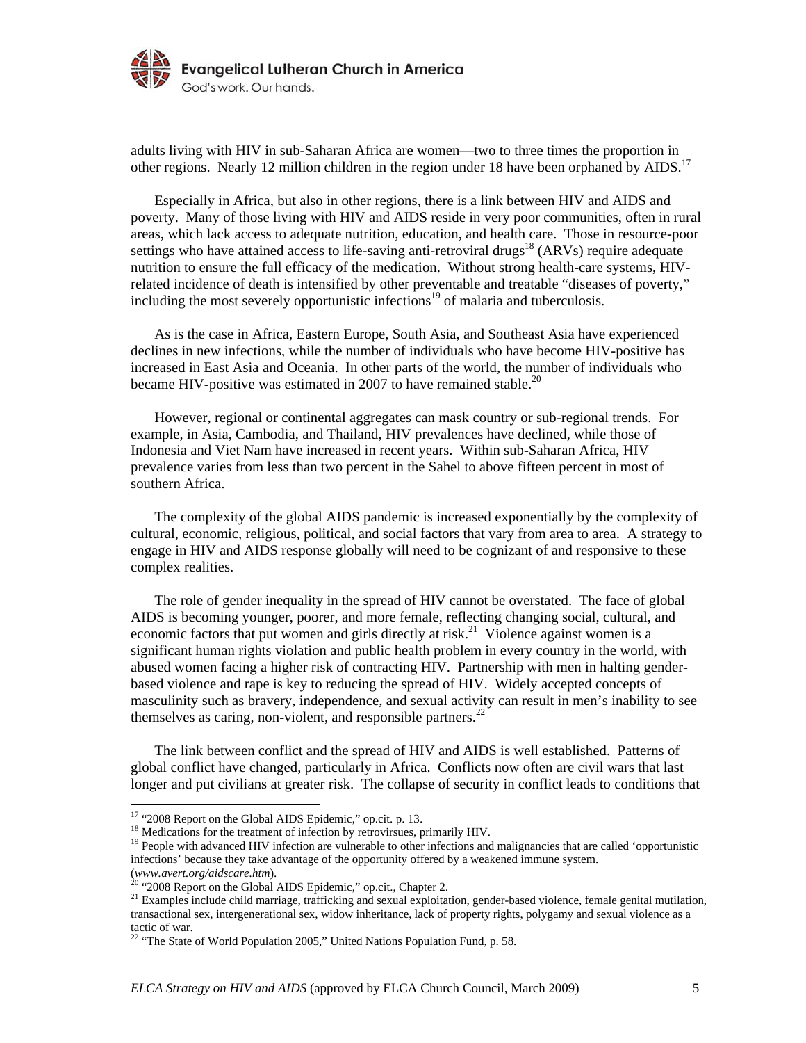adults living with HIV in sub-Saharan Africa are women—two to three times the proportion in other regions. Nearly 12 million children in the region under 18 have been orphaned by AIDS.[17]

Especially in Africa, but also in other regions, there is a link between HIV and AIDS and poverty. Many of those living with HIV and AIDS reside in very poor communities, often in rural areas, which lack access to adequate nutrition, education, and health care. Those in resource-poor settings who have attained access to life-saving anti-retroviral drugs[18] (ARVs) require adequate nutrition to ensure the full efficacy of the medication. Without strong health-care systems, HIV-related incidence of death is intensified by other preventable and treatable "diseases of poverty," including the most severely opportunistic infections[19] of malaria and tuberculosis.

As is the case in Africa, Eastern Europe, South Asia, and Southeast Asia have experienced declines in new infections, while the number of individuals who have become HIV-positive has increased in East Asia and Oceania. In other parts of the world, the number of individuals who became HIV-positive was estimated in 2007 to have remained stable.[20]

However, regional or continental aggregates can mask country or sub-regional trends. For example, in Asia, Cambodia, and Thailand, HIV prevalences have declined, while those of Indonesia and Viet Nam have increased in recent years. Within sub-Saharan Africa, HIV prevalence varies from less than two percent in the Sahel to above fifteen percent in most of southern Africa.

The complexity of the global AIDS pandemic is increased exponentially by the complexity of cultural, economic, religious, political, and social factors that vary from area to area. A strategy to engage in HIV and AIDS response globally will need to be cognizant of and responsive to these complex realities.

The role of gender inequality in the spread of HIV cannot be overstated. The face of global AIDS is becoming younger, poorer, and more female, reflecting changing social, cultural, and economic factors that put women and girls directly at risk.[21] Violence against women is a significant human rights violation and public health problem in every country in the world, with abused women facing a higher risk of contracting HIV. Partnership with men in halting gender-based violence and rape is key to reducing the spread of HIV. Widely accepted concepts of masculinity such as bravery, independence, and sexual activity can result in men's inability to see themselves as caring, non-violent, and responsible partners.[22]

The link between conflict and the spread of HIV and AIDS is well established. Patterns of global conflict have changed, particularly in Africa. Conflicts now often are civil wars that last longer and put civilians at greater risk. The collapse of security in conflict leads to conditions that

---

[17] "2008 Report on the Global AIDS Epidemic," op.cit. p. 13.

[18] Medications for the treatment of infection by retrovirsues, primarily HIV.

[19] People with advanced HIV infection are vulnerable to other infections and malignancies that are called 'opportunistic infections' because they take advantage of the opportunity offered by a weakened immune system. (*www.avert.org/aidscare.htm*).

[20] "2008 Report on the Global AIDS Epidemic," op.cit., Chapter 2.

[21] Examples include child marriage, trafficking and sexual exploitation, gender-based violence, female genital mutilation, transactional sex, intergenerational sex, widow inheritance, lack of property rights, polygamy and sexual violence as a tactic of war.

[22] "The State of World Population 2005," United Nations Population Fund, p. 58.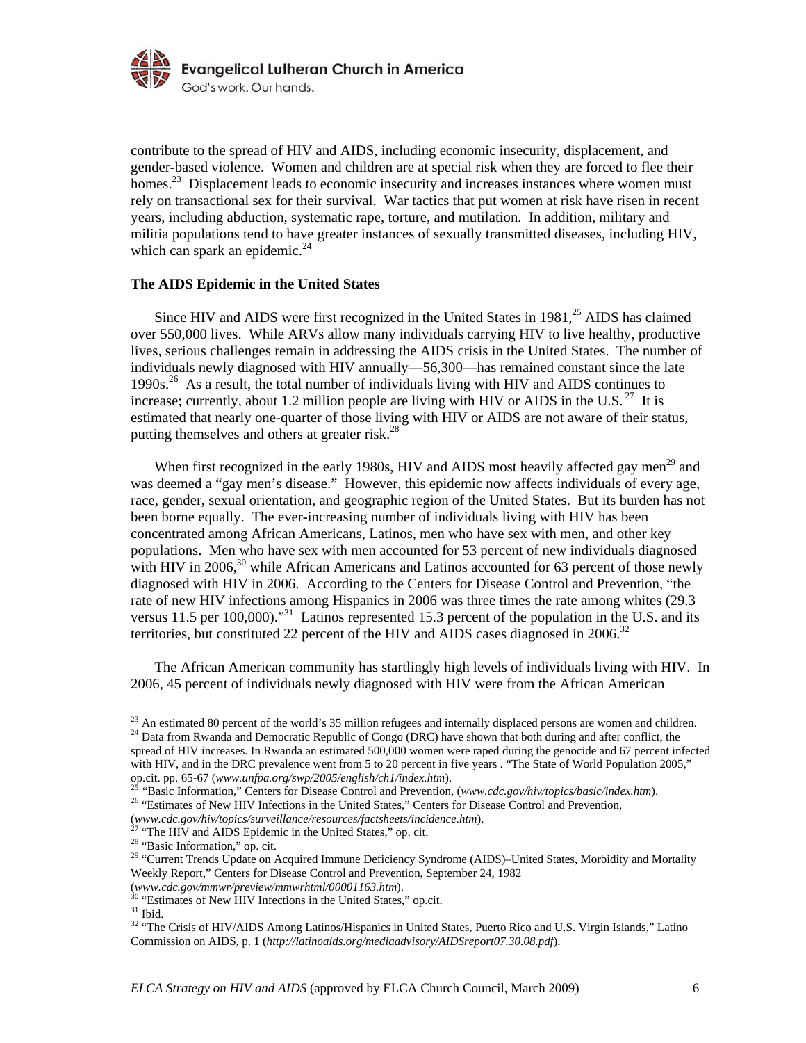contribute to the spread of HIV and AIDS, including economic insecurity, displacement, and gender-based violence. Women and children are at special risk when they are forced to flee their homes.[23] Displacement leads to economic insecurity and increases instances where women must rely on transactional sex for their survival. War tactics that put women at risk have risen in recent years, including abduction, systematic rape, torture, and mutilation. In addition, military and militia populations tend to have greater instances of sexually transmitted diseases, including HIV, which can spark an epidemic.[24]

**The AIDS Epidemic in the United States**

Since HIV and AIDS were first recognized in the United States in 1981,[25] AIDS has claimed over 550,000 lives. While ARVs allow many individuals carrying HIV to live healthy, productive lives, serious challenges remain in addressing the AIDS crisis in the United States. The number of individuals newly diagnosed with HIV annually—56,300—has remained constant since the late 1990s.[26] As a result, the total number of individuals living with HIV and AIDS continues to increase; currently, about 1.2 million people are living with HIV or AIDS in the U.S.[27] It is estimated that nearly one-quarter of those living with HIV or AIDS are not aware of their status, putting themselves and others at greater risk.[28]

When first recognized in the early 1980s, HIV and AIDS most heavily affected gay men[29] and was deemed a "gay men's disease." However, this epidemic now affects individuals of every age, race, gender, sexual orientation, and geographic region of the United States. But its burden has not been borne equally. The ever-increasing number of individuals living with HIV has been concentrated among African Americans, Latinos, men who have sex with men, and other key populations. Men who have sex with men accounted for 53 percent of new individuals diagnosed with HIV in 2006,[30] while African Americans and Latinos accounted for 63 percent of those newly diagnosed with HIV in 2006. According to the Centers for Disease Control and Prevention, "the rate of new HIV infections among Hispanics in 2006 was three times the rate among whites (29.3 versus 11.5 per 100,000)."[31] Latinos represented 15.3 percent of the population in the U.S. and its territories, but constituted 22 percent of the HIV and AIDS cases diagnosed in 2006.[32]

The African American community has startlingly high levels of individuals living with HIV. In 2006, 45 percent of individuals newly diagnosed with HIV were from the African American

---

[23] An estimated 80 percent of the world's 35 million refugees and internally displaced persons are women and children.

[24] Data from Rwanda and Democratic Republic of Congo (DRC) have shown that both during and after conflict, the spread of HIV increases. In Rwanda an estimated 500,000 women were raped during the genocide and 67 percent infected with HIV, and in the DRC prevalence went from 5 to 20 percent in five years . "The State of World Population 2005," op.cit. pp. 65-67 (*www.unfpa.org/swp/2005/english/ch1/index.htm*).

[25] "Basic Information," Centers for Disease Control and Prevention, (*www.cdc.gov/hiv/topics/basic/index.htm*).

[26] "Estimates of New HIV Infections in the United States," Centers for Disease Control and Prevention, (*www.cdc.gov/hiv/topics/surveillance/resources/factsheets/incidence.htm*).

[27] "The HIV and AIDS Epidemic in the United States," op. cit.

[28] "Basic Information," op. cit.

[29] "Current Trends Update on Acquired Immune Deficiency Syndrome (AIDS)–United States, Morbidity and Mortality Weekly Report," Centers for Disease Control and Prevention, September 24, 1982 (*www.cdc.gov/mmwr/preview/mmwrhtml/00001163.htm*).

[30] "Estimates of New HIV Infections in the United States," op.cit.

[31] Ibid.

[32] "The Crisis of HIV/AIDS Among Latinos/Hispanics in United States, Puerto Rico and U.S. Virgin Islands," Latino Commission on AIDS, p. 1 (*http://latinoaids.org/mediaadvisory/AIDSreport07.30.08.pdf*).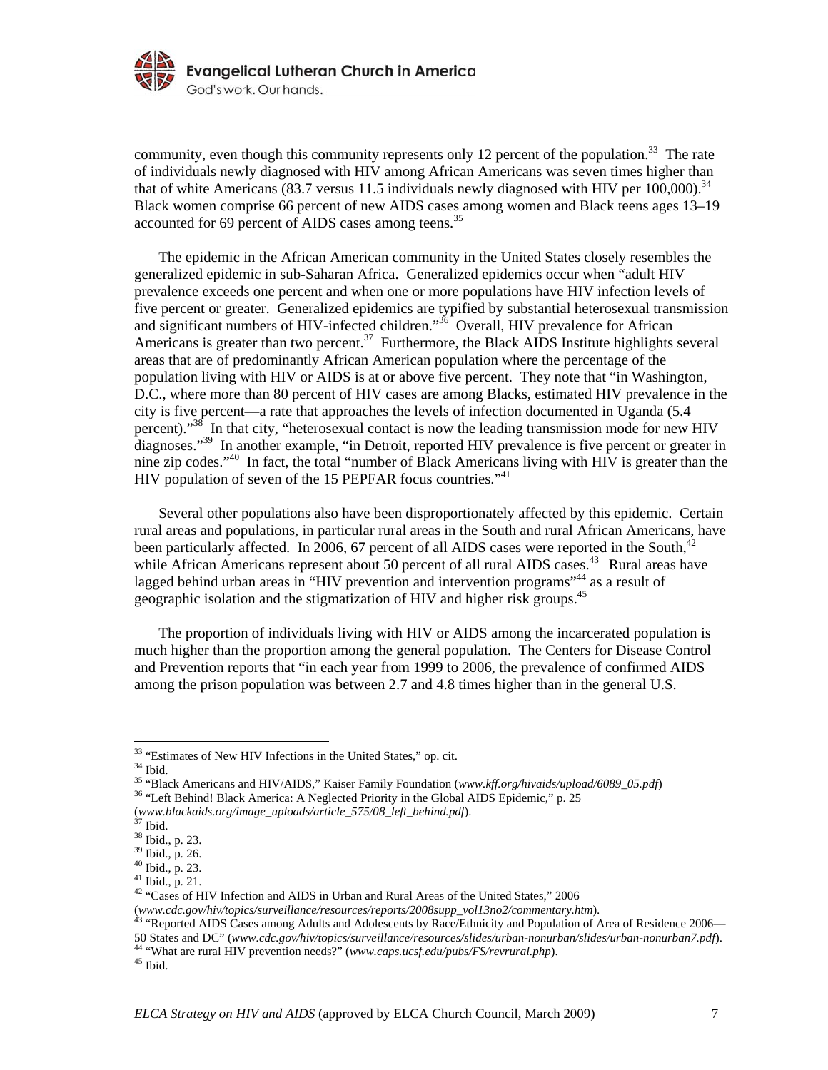community, even though this community represents only 12 percent of the population.[33] The rate of individuals newly diagnosed with HIV among African Americans was seven times higher than that of white Americans (83.7 versus 11.5 individuals newly diagnosed with HIV per 100,000).[34] Black women comprise 66 percent of new AIDS cases among women and Black teens ages 13–19 accounted for 69 percent of AIDS cases among teens.[35]

The epidemic in the African American community in the United States closely resembles the generalized epidemic in sub-Saharan Africa. Generalized epidemics occur when "adult HIV prevalence exceeds one percent and when one or more populations have HIV infection levels of five percent or greater. Generalized epidemics are typified by substantial heterosexual transmission and significant numbers of HIV-infected children."[36] Overall, HIV prevalence for African Americans is greater than two percent.[37] Furthermore, the Black AIDS Institute highlights several areas that are of predominantly African American population where the percentage of the population living with HIV or AIDS is at or above five percent. They note that "in Washington, D.C., where more than 80 percent of HIV cases are among Blacks, estimated HIV prevalence in the city is five percent—a rate that approaches the levels of infection documented in Uganda (5.4 percent)."[38] In that city, "heterosexual contact is now the leading transmission mode for new HIV diagnoses."[39] In another example, "in Detroit, reported HIV prevalence is five percent or greater in nine zip codes."[40] In fact, the total "number of Black Americans living with HIV is greater than the HIV population of seven of the 15 PEPFAR focus countries."[41]

Several other populations also have been disproportionately affected by this epidemic. Certain rural areas and populations, in particular rural areas in the South and rural African Americans, have been particularly affected. In 2006, 67 percent of all AIDS cases were reported in the South,[42] while African Americans represent about 50 percent of all rural AIDS cases.[43] Rural areas have lagged behind urban areas in "HIV prevention and intervention programs"[44] as a result of geographic isolation and the stigmatization of HIV and higher risk groups.[45]

The proportion of individuals living with HIV or AIDS among the incarcerated population is much higher than the proportion among the general population. The Centers for Disease Control and Prevention reports that "in each year from 1999 to 2006, the prevalence of confirmed AIDS among the prison population was between 2.7 and 4.8 times higher than in the general U.S.

---

[33] "Estimates of New HIV Infections in the United States," op. cit.

[34] Ibid.

[35] "Black Americans and HIV/AIDS," Kaiser Family Foundation (*www.kff.org/hivaids/upload/6089_05.pdf*)

[36] "Left Behind! Black America: A Neglected Priority in the Global AIDS Epidemic," p. 25 (*www.blackaids.org/image_uploads/article_575/08_left_behind.pdf*).

[37] Ibid.

[38] Ibid., p. 23.

[39] Ibid., p. 26.

[40] Ibid., p. 23.

[41] Ibid., p. 21.

[42] "Cases of HIV Infection and AIDS in Urban and Rural Areas of the United States," 2006 (*www.cdc.gov/hiv/topics/surveillance/resources/reports/2008supp_vol13no2/commentary.htm*).

[43] "Reported AIDS Cases among Adults and Adolescents by Race/Ethnicity and Population of Area of Residence 2006—50 States and DC" (*www.cdc.gov/hiv/topics/surveillance/resources/slides/urban-nonurban/slides/urban-nonurban7.pdf*).

[44] "What are rural HIV prevention needs?" (*www.caps.ucsf.edu/pubs/FS/revrural.php*).

[45] Ibid.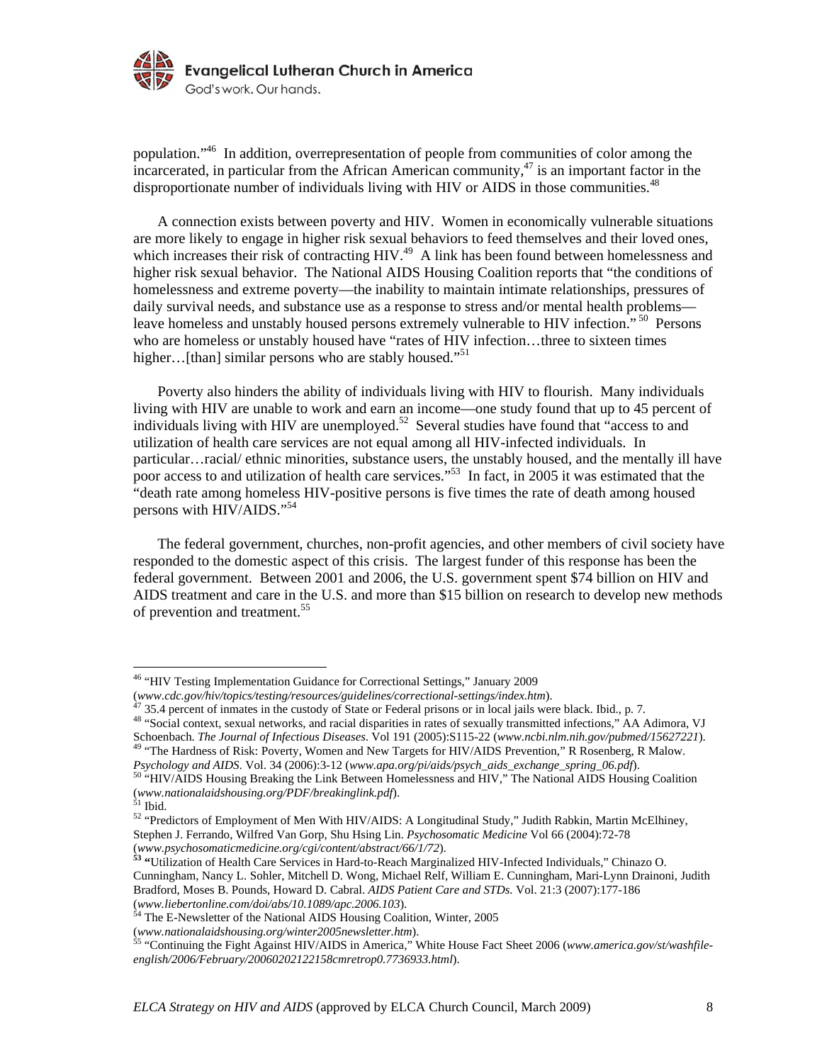population."[46] In addition, overrepresentation of people from communities of color among the incarcerated, in particular from the African American community,[47] is an important factor in the disproportionate number of individuals living with HIV or AIDS in those communities.[48]

A connection exists between poverty and HIV. Women in economically vulnerable situations are more likely to engage in higher risk sexual behaviors to feed themselves and their loved ones, which increases their risk of contracting HIV.[49] A link has been found between homelessness and higher risk sexual behavior. The National AIDS Housing Coalition reports that "the conditions of homelessness and extreme poverty—the inability to maintain intimate relationships, pressures of daily survival needs, and substance use as a response to stress and/or mental health problems—leave homeless and unstably housed persons extremely vulnerable to HIV infection."[50] Persons who are homeless or unstably housed have "rates of HIV infection…three to sixteen times higher…[than] similar persons who are stably housed."[51]

Poverty also hinders the ability of individuals living with HIV to flourish. Many individuals living with HIV are unable to work and earn an income—one study found that up to 45 percent of individuals living with HIV are unemployed.[52] Several studies have found that "access to and utilization of health care services are not equal among all HIV-infected individuals. In particular…racial/ ethnic minorities, substance users, the unstably housed, and the mentally ill have poor access to and utilization of health care services."[53] In fact, in 2005 it was estimated that the "death rate among homeless HIV-positive persons is five times the rate of death among housed persons with HIV/AIDS."[54]

The federal government, churches, non-profit agencies, and other members of civil society have responded to the domestic aspect of this crisis. The largest funder of this response has been the federal government. Between 2001 and 2006, the U.S. government spent $74 billion on HIV and AIDS treatment and care in the U.S. and more than $15 billion on research to develop new methods of prevention and treatment.[55]

---

[46] "HIV Testing Implementation Guidance for Correctional Settings," January 2009 (*www.cdc.gov/hiv/topics/testing/resources/guidelines/correctional-settings/index.htm*).

[47] 35.4 percent of inmates in the custody of State or Federal prisons or in local jails were black. Ibid., p. 7.

[48] "Social context, sexual networks, and racial disparities in rates of sexually transmitted infections," AA Adimora, VJ Schoenbach. *The Journal of Infectious Diseases*. Vol 191 (2005):S115-22 (*www.ncbi.nlm.nih.gov/pubmed/15627221*).

[49] "The Hardness of Risk: Poverty, Women and New Targets for HIV/AIDS Prevention," R Rosenberg, R Malow. *Psychology and AIDS*. Vol. 34 (2006):3-12 (*www.apa.org/pi/aids/psych_aids_exchange_spring_06.pdf*).

[50] "HIV/AIDS Housing Breaking the Link Between Homelessness and HIV," The National AIDS Housing Coalition (*www.nationalaidshousing.org/PDF/breakinglink.pdf*).

[51] Ibid.

[52] "Predictors of Employment of Men With HIV/AIDS: A Longitudinal Study," Judith Rabkin, Martin McElhiney, Stephen J. Ferrando, Wilfred Van Gorp, Shu Hsing Lin. *Psychosomatic Medicine* Vol 66 (2004):72-78 (*www.psychosomaticmedicine.org/cgi/content/abstract/66/1/72*).

[53] "Utilization of Health Care Services in Hard-to-Reach Marginalized HIV-Infected Individuals," Chinazo O. Cunningham, Nancy L. Sohler, Mitchell D. Wong, Michael Relf, William E. Cunningham, Mari-Lynn Drainoni, Judith Bradford, Moses B. Pounds, Howard D. Cabral. *AIDS Patient Care and STDs.* Vol. 21:3 (2007):177-186 (*www.liebertonline.com/doi/abs/10.1089/apc.2006.103*).

[54] The E-Newsletter of the National AIDS Housing Coalition, Winter, 2005 (*www.nationalaidshousing.org/winter2005newsletter.htm*).

[55] "Continuing the Fight Against HIV/AIDS in America," White House Fact Sheet 2006 (*www.america.gov/st/washfile-english/2006/February/20060202122158cmretrop0.7736933.html*).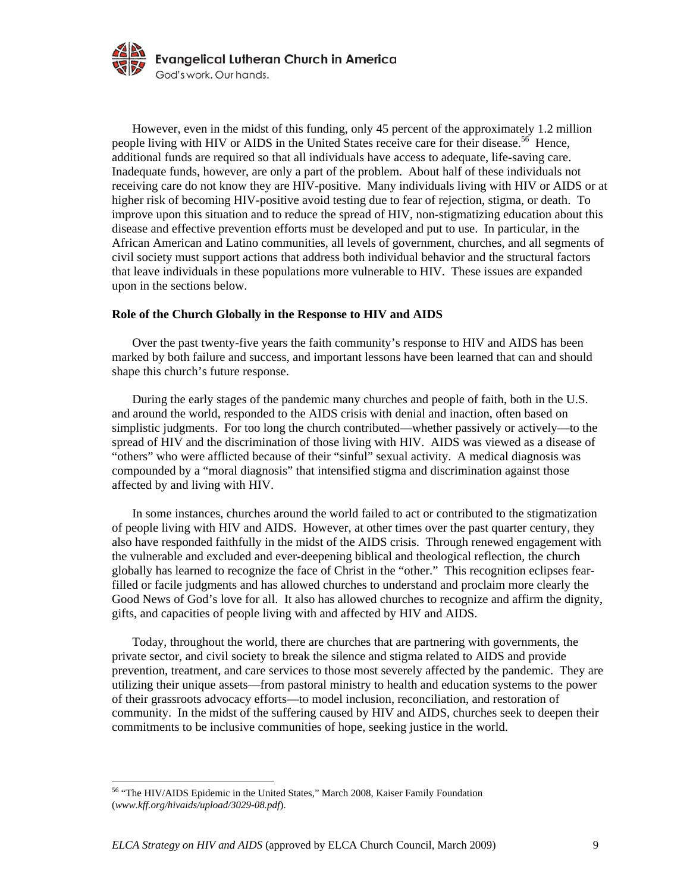However, even in the midst of this funding, only 45 percent of the approximately 1.2 million people living with HIV or AIDS in the United States receive care for their disease.[56] Hence, additional funds are required so that all individuals have access to adequate, life-saving care. Inadequate funds, however, are only a part of the problem. About half of these individuals not receiving care do not know they are HIV-positive. Many individuals living with HIV or AIDS or at higher risk of becoming HIV-positive avoid testing due to fear of rejection, stigma, or death. To improve upon this situation and to reduce the spread of HIV, non-stigmatizing education about this disease and effective prevention efforts must be developed and put to use. In particular, in the African American and Latino communities, all levels of government, churches, and all segments of civil society must support actions that address both individual behavior and the structural factors that leave individuals in these populations more vulnerable to HIV. These issues are expanded upon in the sections below.

**Role of the Church Globally in the Response to HIV and AIDS**

Over the past twenty-five years the faith community's response to HIV and AIDS has been marked by both failure and success, and important lessons have been learned that can and should shape this church's future response.

During the early stages of the pandemic many churches and people of faith, both in the U.S. and around the world, responded to the AIDS crisis with denial and inaction, often based on simplistic judgments. For too long the church contributed—whether passively or actively—to the spread of HIV and the discrimination of those living with HIV. AIDS was viewed as a disease of "others" who were afflicted because of their "sinful" sexual activity. A medical diagnosis was compounded by a "moral diagnosis" that intensified stigma and discrimination against those affected by and living with HIV.

In some instances, churches around the world failed to act or contributed to the stigmatization of people living with HIV and AIDS. However, at other times over the past quarter century, they also have responded faithfully in the midst of the AIDS crisis. Through renewed engagement with the vulnerable and excluded and ever-deepening biblical and theological reflection, the church globally has learned to recognize the face of Christ in the "other." This recognition eclipses fear-filled or facile judgments and has allowed churches to understand and proclaim more clearly the Good News of God's love for all. It also has allowed churches to recognize and affirm the dignity, gifts, and capacities of people living with and affected by HIV and AIDS.

Today, throughout the world, there are churches that are partnering with governments, the private sector, and civil society to break the silence and stigma related to AIDS and provide prevention, treatment, and care services to those most severely affected by the pandemic. They are utilizing their unique assets—from pastoral ministry to health and education systems to the power of their grassroots advocacy efforts—to model inclusion, reconciliation, and restoration of community. In the midst of the suffering caused by HIV and AIDS, churches seek to deepen their commitments to be inclusive communities of hope, seeking justice in the world.

---

[56] "The HIV/AIDS Epidemic in the United States," March 2008, Kaiser Family Foundation (*www.kff.org/hivaids/upload/3029-08.pdf*).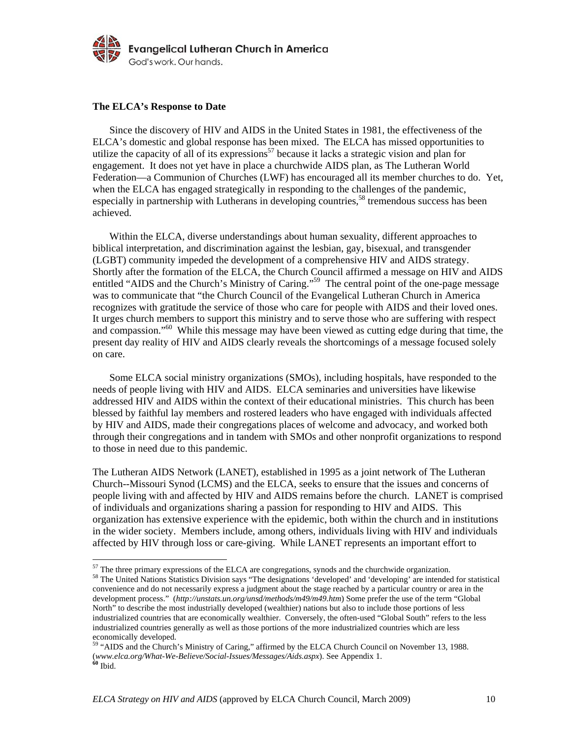### The ELCA's Response to Date

Since the discovery of HIV and AIDS in the United States in 1981, the effectiveness of the ELCA's domestic and global response has been mixed. The ELCA has missed opportunities to utilize the capacity of all of its expressions[57] because it lacks a strategic vision and plan for engagement. It does not yet have in place a churchwide AIDS plan, as The Lutheran World Federation—a Communion of Churches (LWF) has encouraged all its member churches to do. Yet, when the ELCA has engaged strategically in responding to the challenges of the pandemic, especially in partnership with Lutherans in developing countries,[58] tremendous success has been achieved.

Within the ELCA, diverse understandings about human sexuality, different approaches to biblical interpretation, and discrimination against the lesbian, gay, bisexual, and transgender (LGBT) community impeded the development of a comprehensive HIV and AIDS strategy. Shortly after the formation of the ELCA, the Church Council affirmed a message on HIV and AIDS entitled "AIDS and the Church's Ministry of Caring."[59] The central point of the one-page message was to communicate that "the Church Council of the Evangelical Lutheran Church in America recognizes with gratitude the service of those who care for people with AIDS and their loved ones. It urges church members to support this ministry and to serve those who are suffering with respect and compassion."[60] While this message may have been viewed as cutting edge during that time, the present day reality of HIV and AIDS clearly reveals the shortcomings of a message focused solely on care.

Some ELCA social ministry organizations (SMOs), including hospitals, have responded to the needs of people living with HIV and AIDS. ELCA seminaries and universities have likewise addressed HIV and AIDS within the context of their educational ministries. This church has been blessed by faithful lay members and rostered leaders who have engaged with individuals affected by HIV and AIDS, made their congregations places of welcome and advocacy, and worked both through their congregations and in tandem with SMOs and other nonprofit organizations to respond to those in need due to this pandemic.

The Lutheran AIDS Network (LANET), established in 1995 as a joint network of The Lutheran Church--Missouri Synod (LCMS) and the ELCA, seeks to ensure that the issues and concerns of people living with and affected by HIV and AIDS remains before the church. LANET is comprised of individuals and organizations sharing a passion for responding to HIV and AIDS. This organization has extensive experience with the epidemic, both within the church and in institutions in the wider society. Members include, among others, individuals living with HIV and individuals affected by HIV through loss or care-giving. While LANET represents an important effort to

---

[57] The three primary expressions of the ELCA are congregations, synods and the churchwide organization.

[58] The United Nations Statistics Division says "The designations 'developed' and 'developing' are intended for statistical convenience and do not necessarily express a judgment about the stage reached by a particular country or area in the development process." (*http://unstats.un.org/unsd/methods/m49/m49.htm*) Some prefer the use of the term "Global North" to describe the most industrially developed (wealthier) nations but also to include those portions of less industrialized countries that are economically wealthier. Conversely, the often-used "Global South" refers to the less industrialized countries generally as well as those portions of the more industrialized countries which are less economically developed.

[59] "AIDS and the Church's Ministry of Caring," affirmed by the ELCA Church Council on November 13, 1988. (*www.elca.org/What-We-Believe/Social-Issues/Messages/Aids.aspx*). See Appendix 1.

[60] Ibid.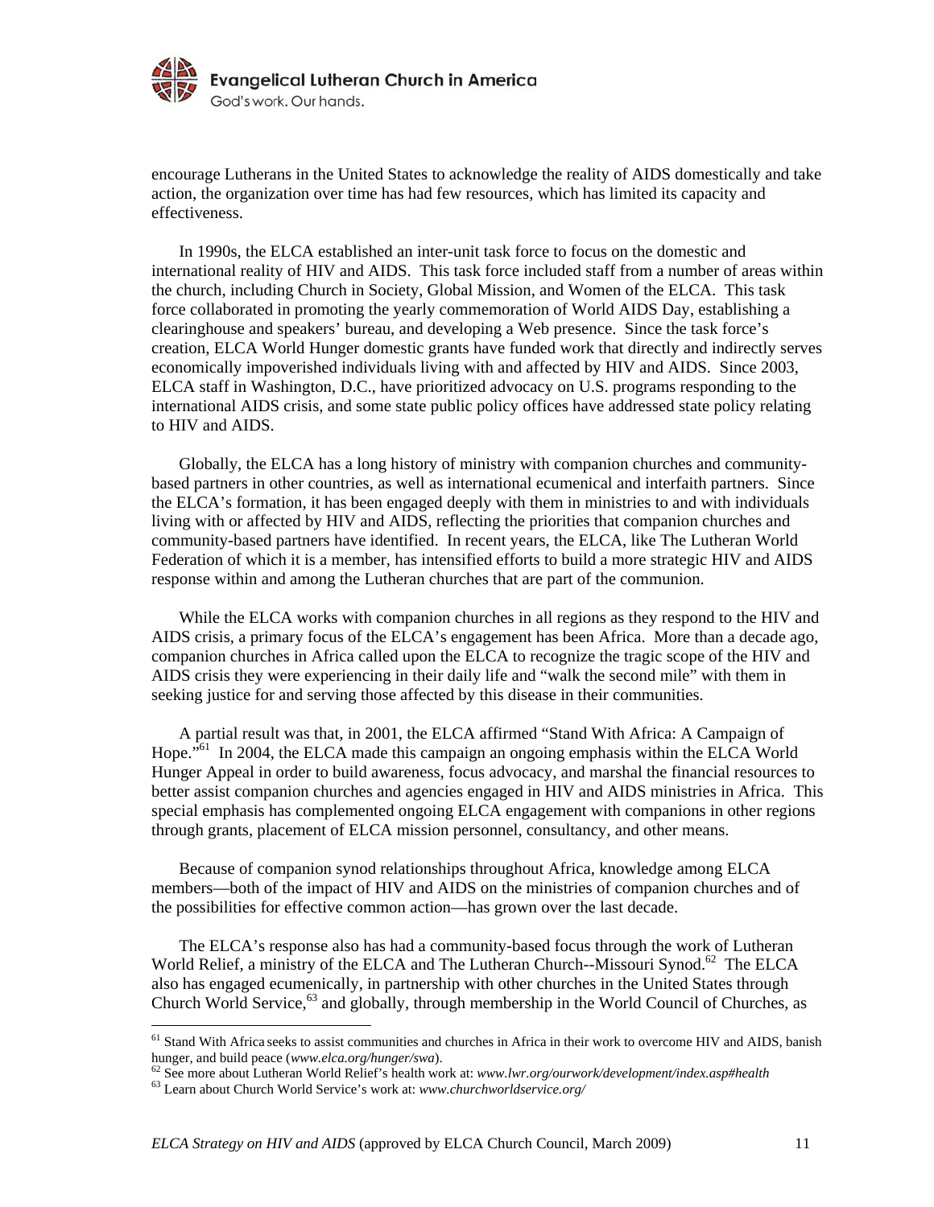encourage Lutherans in the United States to acknowledge the reality of AIDS domestically and take action, the organization over time has had few resources, which has limited its capacity and effectiveness.

In 1990s, the ELCA established an inter-unit task force to focus on the domestic and international reality of HIV and AIDS. This task force included staff from a number of areas within the church, including Church in Society, Global Mission, and Women of the ELCA. This task force collaborated in promoting the yearly commemoration of World AIDS Day, establishing a clearinghouse and speakers' bureau, and developing a Web presence. Since the task force's creation, ELCA World Hunger domestic grants have funded work that directly and indirectly serves economically impoverished individuals living with and affected by HIV and AIDS. Since 2003, ELCA staff in Washington, D.C., have prioritized advocacy on U.S. programs responding to the international AIDS crisis, and some state public policy offices have addressed state policy relating to HIV and AIDS.

Globally, the ELCA has a long history of ministry with companion churches and community-based partners in other countries, as well as international ecumenical and interfaith partners. Since the ELCA's formation, it has been engaged deeply with them in ministries to and with individuals living with or affected by HIV and AIDS, reflecting the priorities that companion churches and community-based partners have identified. In recent years, the ELCA, like The Lutheran World Federation of which it is a member, has intensified efforts to build a more strategic HIV and AIDS response within and among the Lutheran churches that are part of the communion.

While the ELCA works with companion churches in all regions as they respond to the HIV and AIDS crisis, a primary focus of the ELCA's engagement has been Africa. More than a decade ago, companion churches in Africa called upon the ELCA to recognize the tragic scope of the HIV and AIDS crisis they were experiencing in their daily life and "walk the second mile" with them in seeking justice for and serving those affected by this disease in their communities.

A partial result was that, in 2001, the ELCA affirmed "Stand With Africa: A Campaign of Hope."[61] In 2004, the ELCA made this campaign an ongoing emphasis within the ELCA World Hunger Appeal in order to build awareness, focus advocacy, and marshal the financial resources to better assist companion churches and agencies engaged in HIV and AIDS ministries in Africa. This special emphasis has complemented ongoing ELCA engagement with companions in other regions through grants, placement of ELCA mission personnel, consultancy, and other means.

Because of companion synod relationships throughout Africa, knowledge among ELCA members—both of the impact of HIV and AIDS on the ministries of companion churches and of the possibilities for effective common action—has grown over the last decade.

The ELCA's response also has had a community-based focus through the work of Lutheran World Relief, a ministry of the ELCA and The Lutheran Church--Missouri Synod.[62] The ELCA also has engaged ecumenically, in partnership with other churches in the United States through Church World Service,[63] and globally, through membership in the World Council of Churches, as

---

[61] Stand With Africa seeks to assist communities and churches in Africa in their work to overcome HIV and AIDS, banish hunger, and build peace (*www.elca.org/hunger/swa*).

[62] See more about Lutheran World Relief's health work at: *www.lwr.org/ourwork/development/index.asp#health*

[63] Learn about Church World Service's work at: *www.churchworldservice.org/*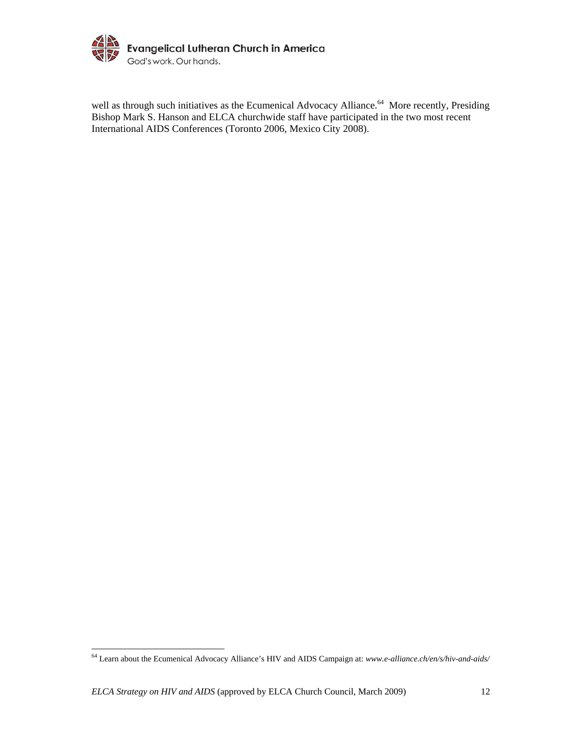well as through such initiatives as the Ecumenical Advocacy Alliance.[64] More recently, Presiding Bishop Mark S. Hanson and ELCA churchwide staff have participated in the two most recent International AIDS Conferences (Toronto 2006, Mexico City 2008).

---

[64] Learn about the Ecumenical Advocacy Alliance's HIV and AIDS Campaign at: *www.e-alliance.ch/en/s/hiv-and-aids/*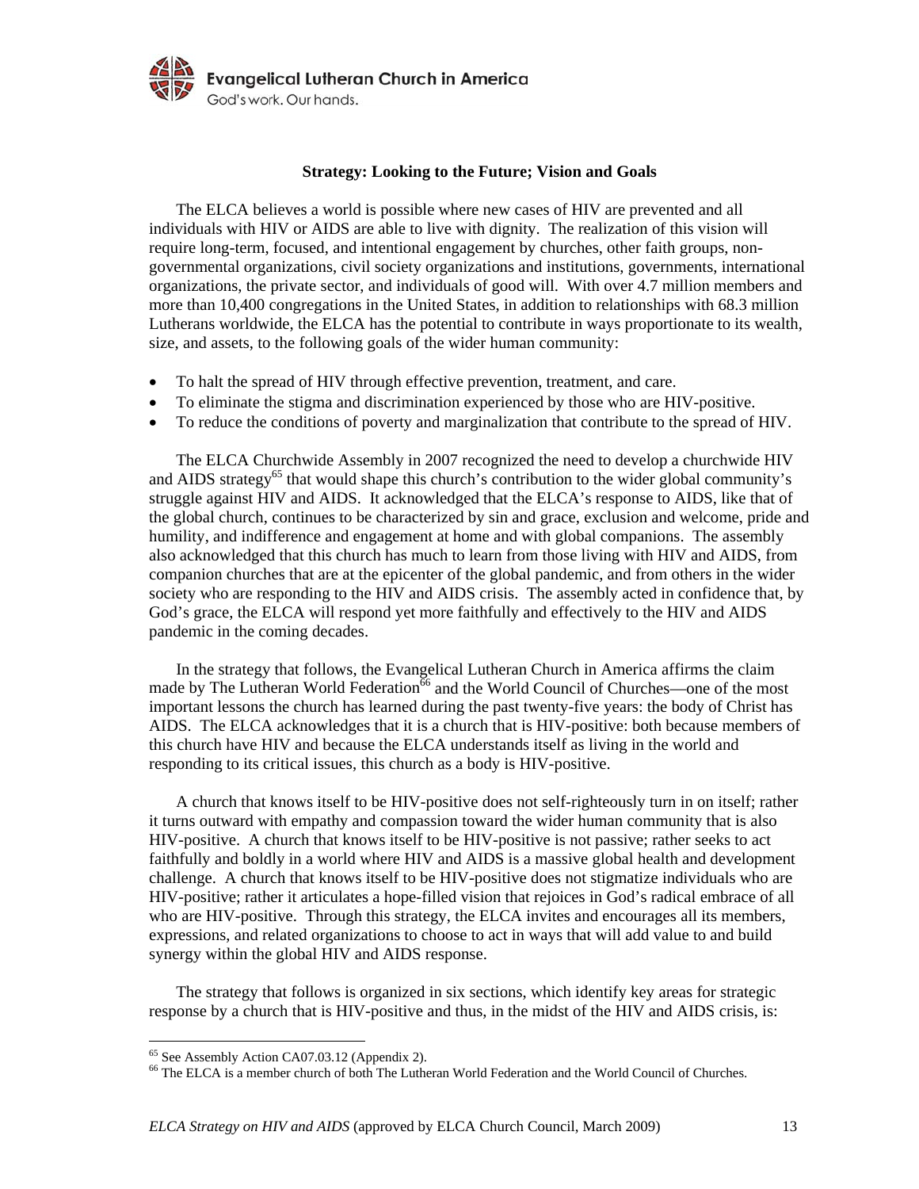### Strategy: Looking to the Future; Vision and Goals

The ELCA believes a world is possible where new cases of HIV are prevented and all individuals with HIV or AIDS are able to live with dignity. The realization of this vision will require long-term, focused, and intentional engagement by churches, other faith groups, non-governmental organizations, civil society organizations and institutions, governments, international organizations, the private sector, and individuals of good will. With over 4.7 million members and more than 10,400 congregations in the United States, in addition to relationships with 68.3 million Lutherans worldwide, the ELCA has the potential to contribute in ways proportionate to its wealth, size, and assets, to the following goals of the wider human community:

- To halt the spread of HIV through effective prevention, treatment, and care.
- To eliminate the stigma and discrimination experienced by those who are HIV-positive.
- To reduce the conditions of poverty and marginalization that contribute to the spread of HIV.

The ELCA Churchwide Assembly in 2007 recognized the need to develop a churchwide HIV and AIDS strategy[65] that would shape this church's contribution to the wider global community's struggle against HIV and AIDS. It acknowledged that the ELCA's response to AIDS, like that of the global church, continues to be characterized by sin and grace, exclusion and welcome, pride and humility, and indifference and engagement at home and with global companions. The assembly also acknowledged that this church has much to learn from those living with HIV and AIDS, from companion churches that are at the epicenter of the global pandemic, and from others in the wider society who are responding to the HIV and AIDS crisis. The assembly acted in confidence that, by God's grace, the ELCA will respond yet more faithfully and effectively to the HIV and AIDS pandemic in the coming decades.

In the strategy that follows, the Evangelical Lutheran Church in America affirms the claim made by The Lutheran World Federation[66] and the World Council of Churches—one of the most important lessons the church has learned during the past twenty-five years: the body of Christ has AIDS. The ELCA acknowledges that it is a church that is HIV-positive: both because members of this church have HIV and because the ELCA understands itself as living in the world and responding to its critical issues, this church as a body is HIV-positive.

A church that knows itself to be HIV-positive does not self-righteously turn in on itself; rather it turns outward with empathy and compassion toward the wider human community that is also HIV-positive. A church that knows itself to be HIV-positive is not passive; rather seeks to act faithfully and boldly in a world where HIV and AIDS is a massive global health and development challenge. A church that knows itself to be HIV-positive does not stigmatize individuals who are HIV-positive; rather it articulates a hope-filled vision that rejoices in God's radical embrace of all who are HIV-positive. Through this strategy, the ELCA invites and encourages all its members, expressions, and related organizations to choose to act in ways that will add value to and build synergy within the global HIV and AIDS response.

The strategy that follows is organized in six sections, which identify key areas for strategic response by a church that is HIV-positive and thus, in the midst of the HIV and AIDS crisis, is:

---

[65] See Assembly Action CA07.03.12 (Appendix 2).

[66] The ELCA is a member church of both The Lutheran World Federation and the World Council of Churches.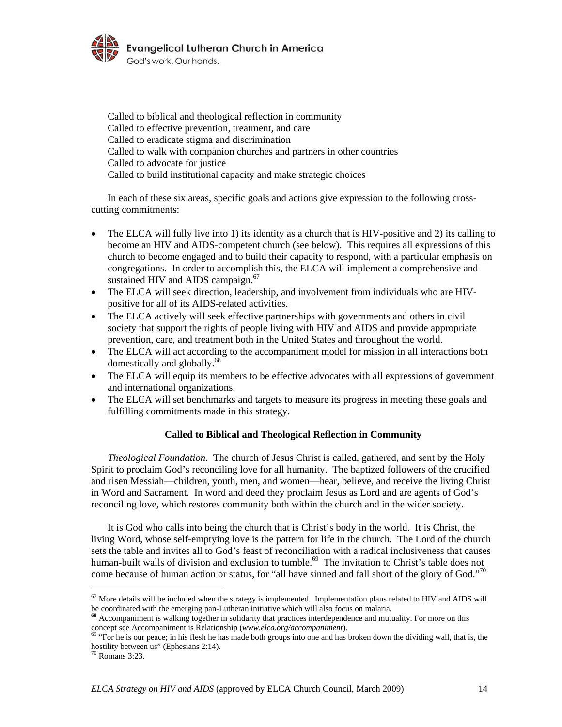Called to biblical and theological reflection in community
Called to effective prevention, treatment, and care
Called to eradicate stigma and discrimination
Called to walk with companion churches and partners in other countries
Called to advocate for justice
Called to build institutional capacity and make strategic choices

In each of these six areas, specific goals and actions give expression to the following cross-cutting commitments:

- The ELCA will fully live into 1) its identity as a church that is HIV-positive and 2) its calling to become an HIV and AIDS-competent church (see below). This requires all expressions of this church to become engaged and to build their capacity to respond, with a particular emphasis on congregations. In order to accomplish this, the ELCA will implement a comprehensive and sustained HIV and AIDS campaign.[67]
- The ELCA will seek direction, leadership, and involvement from individuals who are HIV-positive for all of its AIDS-related activities.
- The ELCA actively will seek effective partnerships with governments and others in civil society that support the rights of people living with HIV and AIDS and provide appropriate prevention, care, and treatment both in the United States and throughout the world.
- The ELCA will act according to the accompaniment model for mission in all interactions both domestically and globally.[68]
- The ELCA will equip its members to be effective advocates with all expressions of government and international organizations.
- The ELCA will set benchmarks and targets to measure its progress in meeting these goals and fulfilling commitments made in this strategy.

**Called to Biblical and Theological Reflection in Community**

*Theological Foundation*. The church of Jesus Christ is called, gathered, and sent by the Holy Spirit to proclaim God's reconciling love for all humanity. The baptized followers of the crucified and risen Messiah—children, youth, men, and women—hear, believe, and receive the living Christ in Word and Sacrament. In word and deed they proclaim Jesus as Lord and are agents of God's reconciling love, which restores community both within the church and in the wider society.

It is God who calls into being the church that is Christ's body in the world. It is Christ, the living Word, whose self-emptying love is the pattern for life in the church. The Lord of the church sets the table and invites all to God's feast of reconciliation with a radical inclusiveness that causes human-built walls of division and exclusion to tumble.[69] The invitation to Christ's table does not come because of human action or status, for "all have sinned and fall short of the glory of God."[70]

---

[67] More details will be included when the strategy is implemented. Implementation plans related to HIV and AIDS will be coordinated with the emerging pan-Lutheran initiative which will also focus on malaria.

[68] Accompaniment is walking together in solidarity that practices interdependence and mutuality. For more on this concept see Accompaniment is Relationship (*www.elca.org/accompaniment*).

[69] "For he is our peace; in his flesh he has made both groups into one and has broken down the dividing wall, that is, the hostility between us" (Ephesians 2:14).

[70] Romans 3:23.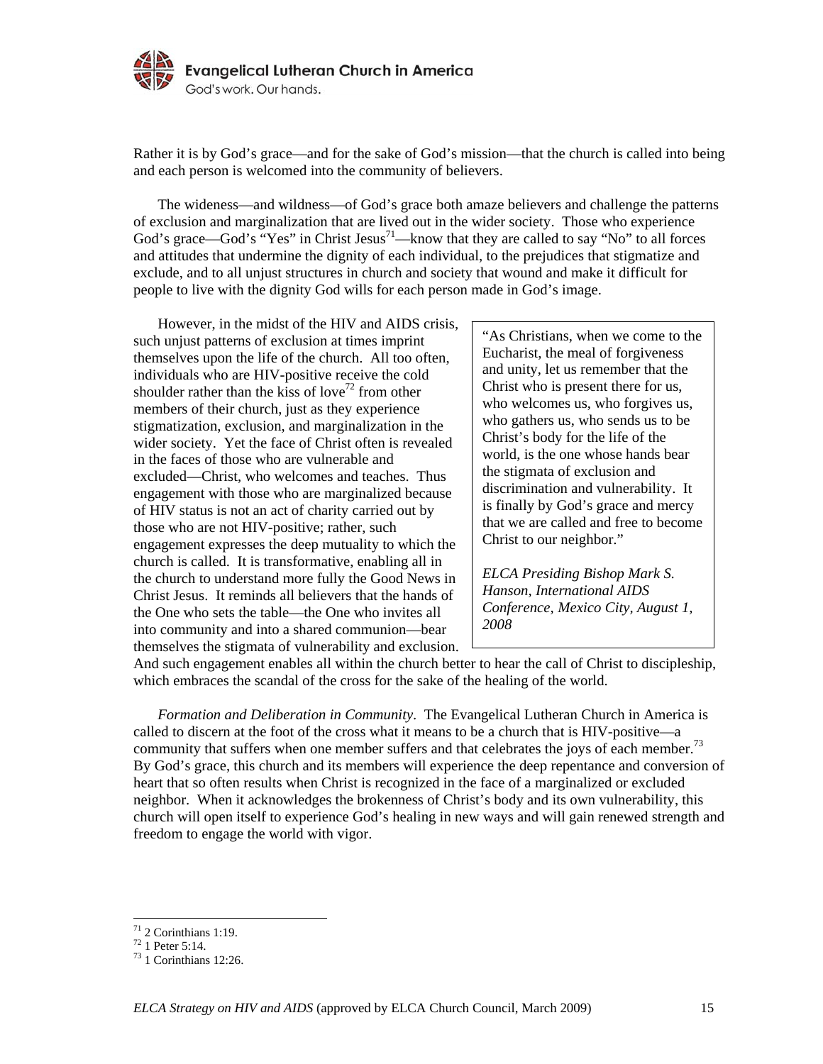Rather it is by God's grace—and for the sake of God's mission—that the church is called into being and each person is welcomed into the community of believers.

The wideness—and wildness—of God's grace both amaze believers and challenge the patterns of exclusion and marginalization that are lived out in the wider society. Those who experience God's grace—God's "Yes" in Christ Jesus[71]—know that they are called to say "No" to all forces and attitudes that undermine the dignity of each individual, to the prejudices that stigmatize and exclude, and to all unjust structures in church and society that wound and make it difficult for people to live with the dignity God wills for each person made in God's image.

However, in the midst of the HIV and AIDS crisis, such unjust patterns of exclusion at times imprint themselves upon the life of the church. All too often, individuals who are HIV-positive receive the cold shoulder rather than the kiss of love[72] from other members of their church, just as they experience stigmatization, exclusion, and marginalization in the wider society. Yet the face of Christ often is revealed in the faces of those who are vulnerable and excluded—Christ, who welcomes and teaches. Thus engagement with those who are marginalized because of HIV status is not an act of charity carried out by those who are not HIV-positive; rather, such engagement expresses the deep mutuality to which the church is called. It is transformative, enabling all in the church to understand more fully the Good News in Christ Jesus. It reminds all believers that the hands of the One who sets the table—the One who invites all into community and into a shared communion—bear themselves the stigmata of vulnerability and exclusion. And such engagement enables all within the church better to hear the call of Christ to discipleship, which embraces the scandal of the cross for the sake of the healing of the world.

> "As Christians, when we come to the Eucharist, the meal of forgiveness and unity, let us remember that the Christ who is present there for us, who welcomes us, who forgives us, who gathers us, who sends us to be Christ's body for the life of the world, is the one whose hands bear the stigmata of exclusion and discrimination and vulnerability. It is finally by God's grace and mercy that we are called and free to become Christ to our neighbor."
>
> *ELCA Presiding Bishop Mark S. Hanson, International AIDS Conference, Mexico City, August 1, 2008*

*Formation and Deliberation in Community*. The Evangelical Lutheran Church in America is called to discern at the foot of the cross what it means to be a church that is HIV-positive—a community that suffers when one member suffers and that celebrates the joys of each member.[73] By God's grace, this church and its members will experience the deep repentance and conversion of heart that so often results when Christ is recognized in the face of a marginalized or excluded neighbor. When it acknowledges the brokenness of Christ's body and its own vulnerability, this church will open itself to experience God's healing in new ways and will gain renewed strength and freedom to engage the world with vigor.

---

[71] 2 Corinthians 1:19.
[72] 1 Peter 5:14.
[73] 1 Corinthians 12:26.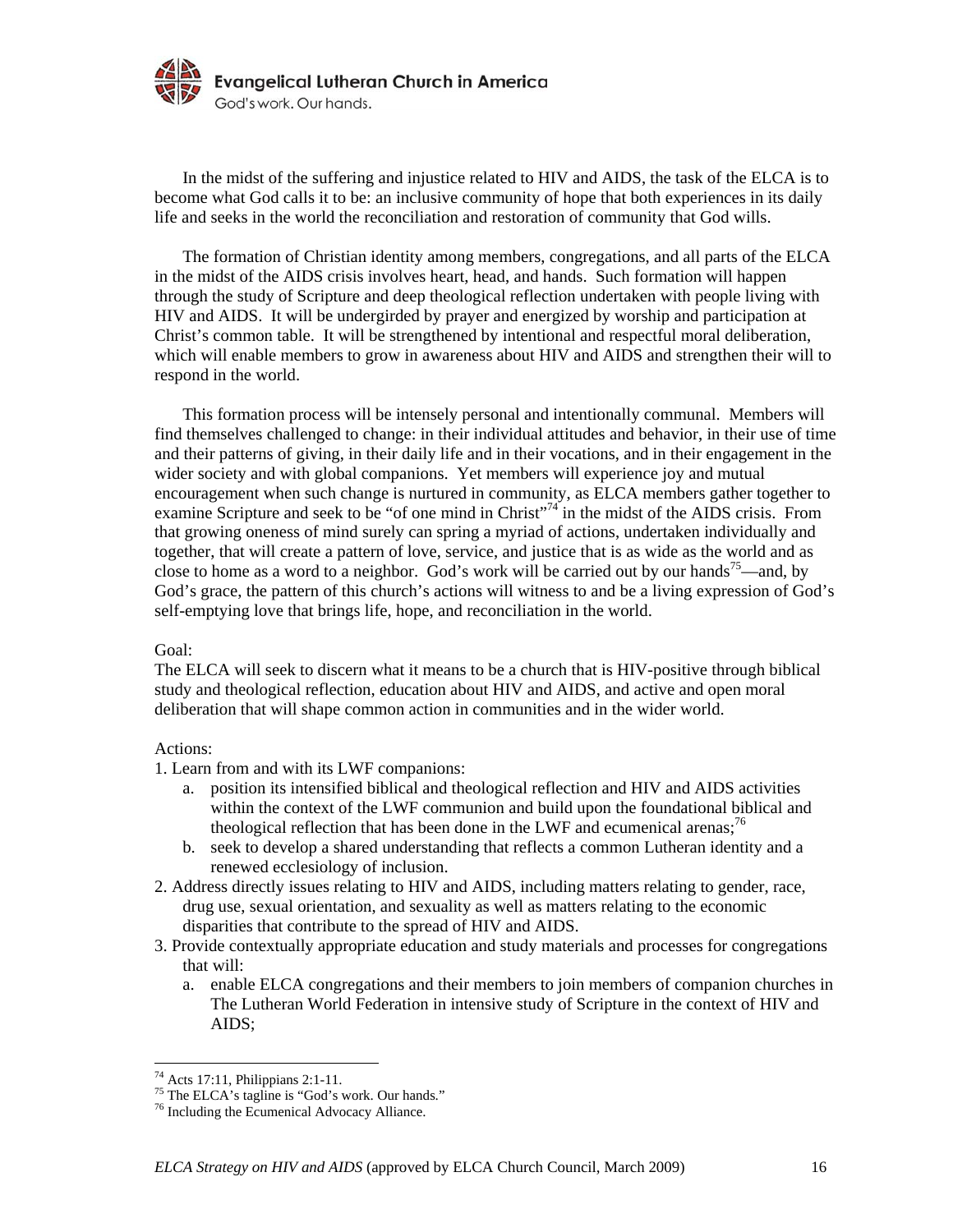In the midst of the suffering and injustice related to HIV and AIDS, the task of the ELCA is to become what God calls it to be: an inclusive community of hope that both experiences in its daily life and seeks in the world the reconciliation and restoration of community that God wills.

The formation of Christian identity among members, congregations, and all parts of the ELCA in the midst of the AIDS crisis involves heart, head, and hands. Such formation will happen through the study of Scripture and deep theological reflection undertaken with people living with HIV and AIDS. It will be undergirded by prayer and energized by worship and participation at Christ's common table. It will be strengthened by intentional and respectful moral deliberation, which will enable members to grow in awareness about HIV and AIDS and strengthen their will to respond in the world.

This formation process will be intensely personal and intentionally communal. Members will find themselves challenged to change: in their individual attitudes and behavior, in their use of time and their patterns of giving, in their daily life and in their vocations, and in their engagement in the wider society and with global companions. Yet members will experience joy and mutual encouragement when such change is nurtured in community, as ELCA members gather together to examine Scripture and seek to be "of one mind in Christ"[74] in the midst of the AIDS crisis. From that growing oneness of mind surely can spring a myriad of actions, undertaken individually and together, that will create a pattern of love, service, and justice that is as wide as the world and as close to home as a word to a neighbor. God's work will be carried out by our hands[75]—and, by God's grace, the pattern of this church's actions will witness to and be a living expression of God's self-emptying love that brings life, hope, and reconciliation in the world.

Goal:
The ELCA will seek to discern what it means to be a church that is HIV-positive through biblical study and theological reflection, education about HIV and AIDS, and active and open moral deliberation that will shape common action in communities and in the wider world.

Actions:
1. Learn from and with its LWF companions:
   a. position its intensified biblical and theological reflection and HIV and AIDS activities within the context of the LWF communion and build upon the foundational biblical and theological reflection that has been done in the LWF and ecumenical arenas;[76]
   b. seek to develop a shared understanding that reflects a common Lutheran identity and a renewed ecclesiology of inclusion.
2. Address directly issues relating to HIV and AIDS, including matters relating to gender, race, drug use, sexual orientation, and sexuality as well as matters relating to the economic disparities that contribute to the spread of HIV and AIDS.
3. Provide contextually appropriate education and study materials and processes for congregations that will:
   a. enable ELCA congregations and their members to join members of companion churches in The Lutheran World Federation in intensive study of Scripture in the context of HIV and AIDS;

---

[74] Acts 17:11, Philippians 2:1-11.
[75] The ELCA's tagline is "God's work. Our hands."
[76] Including the Ecumenical Advocacy Alliance.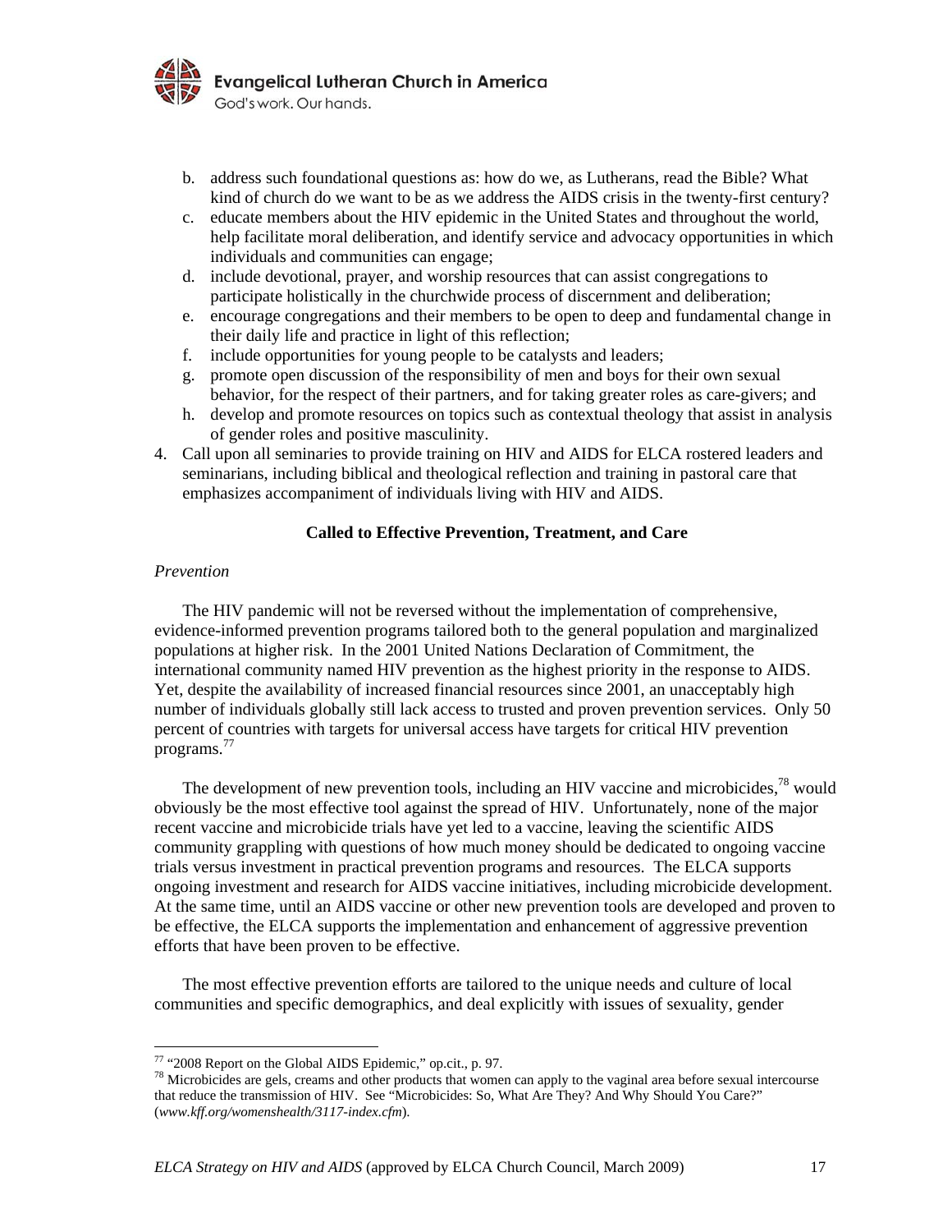b. address such foundational questions as: how do we, as Lutherans, read the Bible? What kind of church do we want to be as we address the AIDS crisis in the twenty-first century?
c. educate members about the HIV epidemic in the United States and throughout the world, help facilitate moral deliberation, and identify service and advocacy opportunities in which individuals and communities can engage;
d. include devotional, prayer, and worship resources that can assist congregations to participate holistically in the churchwide process of discernment and deliberation;
e. encourage congregations and their members to be open to deep and fundamental change in their daily life and practice in light of this reflection;
f. include opportunities for young people to be catalysts and leaders;
g. promote open discussion of the responsibility of men and boys for their own sexual behavior, for the respect of their partners, and for taking greater roles as care-givers; and
h. develop and promote resources on topics such as contextual theology that assist in analysis of gender roles and positive masculinity.

4. Call upon all seminaries to provide training on HIV and AIDS for ELCA rostered leaders and seminarians, including biblical and theological reflection and training in pastoral care that emphasizes accompaniment of individuals living with HIV and AIDS.

**Called to Effective Prevention, Treatment, and Care**

*Prevention*

The HIV pandemic will not be reversed without the implementation of comprehensive, evidence-informed prevention programs tailored both to the general population and marginalized populations at higher risk. In the 2001 United Nations Declaration of Commitment, the international community named HIV prevention as the highest priority in the response to AIDS. Yet, despite the availability of increased financial resources since 2001, an unacceptably high number of individuals globally still lack access to trusted and proven prevention services. Only 50 percent of countries with targets for universal access have targets for critical HIV prevention programs.[77]

The development of new prevention tools, including an HIV vaccine and microbicides,[78] would obviously be the most effective tool against the spread of HIV. Unfortunately, none of the major recent vaccine and microbicide trials have yet led to a vaccine, leaving the scientific AIDS community grappling with questions of how much money should be dedicated to ongoing vaccine trials versus investment in practical prevention programs and resources. The ELCA supports ongoing investment and research for AIDS vaccine initiatives, including microbicide development. At the same time, until an AIDS vaccine or other new prevention tools are developed and proven to be effective, the ELCA supports the implementation and enhancement of aggressive prevention efforts that have been proven to be effective.

The most effective prevention efforts are tailored to the unique needs and culture of local communities and specific demographics, and deal explicitly with issues of sexuality, gender

---

[77] "2008 Report on the Global AIDS Epidemic," op.cit., p. 97.

[78] Microbicides are gels, creams and other products that women can apply to the vaginal area before sexual intercourse that reduce the transmission of HIV. See "Microbicides: So, What Are They? And Why Should You Care?" (*www.kff.org/womenshealth/3117-index.cfm*).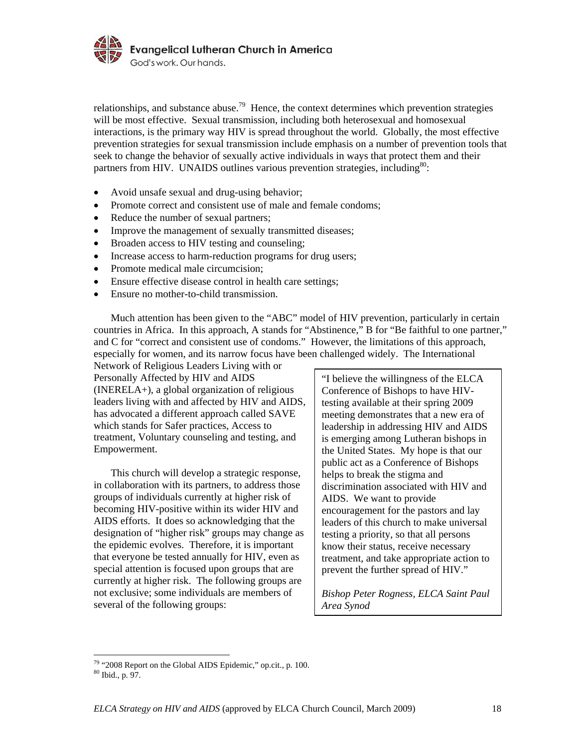relationships, and substance abuse.[79] Hence, the context determines which prevention strategies will be most effective. Sexual transmission, including both heterosexual and homosexual interactions, is the primary way HIV is spread throughout the world. Globally, the most effective prevention strategies for sexual transmission include emphasis on a number of prevention tools that seek to change the behavior of sexually active individuals in ways that protect them and their partners from HIV. UNAIDS outlines various prevention strategies, including[80]:

- Avoid unsafe sexual and drug-using behavior;
- Promote correct and consistent use of male and female condoms;
- Reduce the number of sexual partners;
- Improve the management of sexually transmitted diseases;
- Broaden access to HIV testing and counseling;
- Increase access to harm-reduction programs for drug users;
- Promote medical male circumcision;
- Ensure effective disease control in health care settings;
- Ensure no mother-to-child transmission.

Much attention has been given to the "ABC" model of HIV prevention, particularly in certain countries in Africa. In this approach, A stands for "Abstinence," B for "Be faithful to one partner," and C for "correct and consistent use of condoms." However, the limitations of this approach, especially for women, and its narrow focus have been challenged widely. The International Network of Religious Leaders Living with or Personally Affected by HIV and AIDS (INERELA+), a global organization of religious leaders living with and affected by HIV and AIDS, has advocated a different approach called SAVE which stands for Safer practices, Access to treatment, Voluntary counseling and testing, and Empowerment.

This church will develop a strategic response, in collaboration with its partners, to address those groups of individuals currently at higher risk of becoming HIV-positive within its wider HIV and AIDS efforts. It does so acknowledging that the designation of "higher risk" groups may change as the epidemic evolves. Therefore, it is important that everyone be tested annually for HIV, even as special attention is focused upon groups that are currently at higher risk. The following groups are not exclusive; some individuals are members of several of the following groups:

> "I believe the willingness of the ELCA Conference of Bishops to have HIV-testing available at their spring 2009 meeting demonstrates that a new era of leadership in addressing HIV and AIDS is emerging among Lutheran bishops in the United States. My hope is that our public act as a Conference of Bishops helps to break the stigma and discrimination associated with HIV and AIDS. We want to provide encouragement for the pastors and lay leaders of this church to make universal testing a priority, so that all persons know their status, receive necessary treatment, and take appropriate action to prevent the further spread of HIV."
>
> *Bishop Peter Rogness, ELCA Saint Paul Area Synod*

[79] "2008 Report on the Global AIDS Epidemic," op.cit., p. 100.
[80] Ibid., p. 97.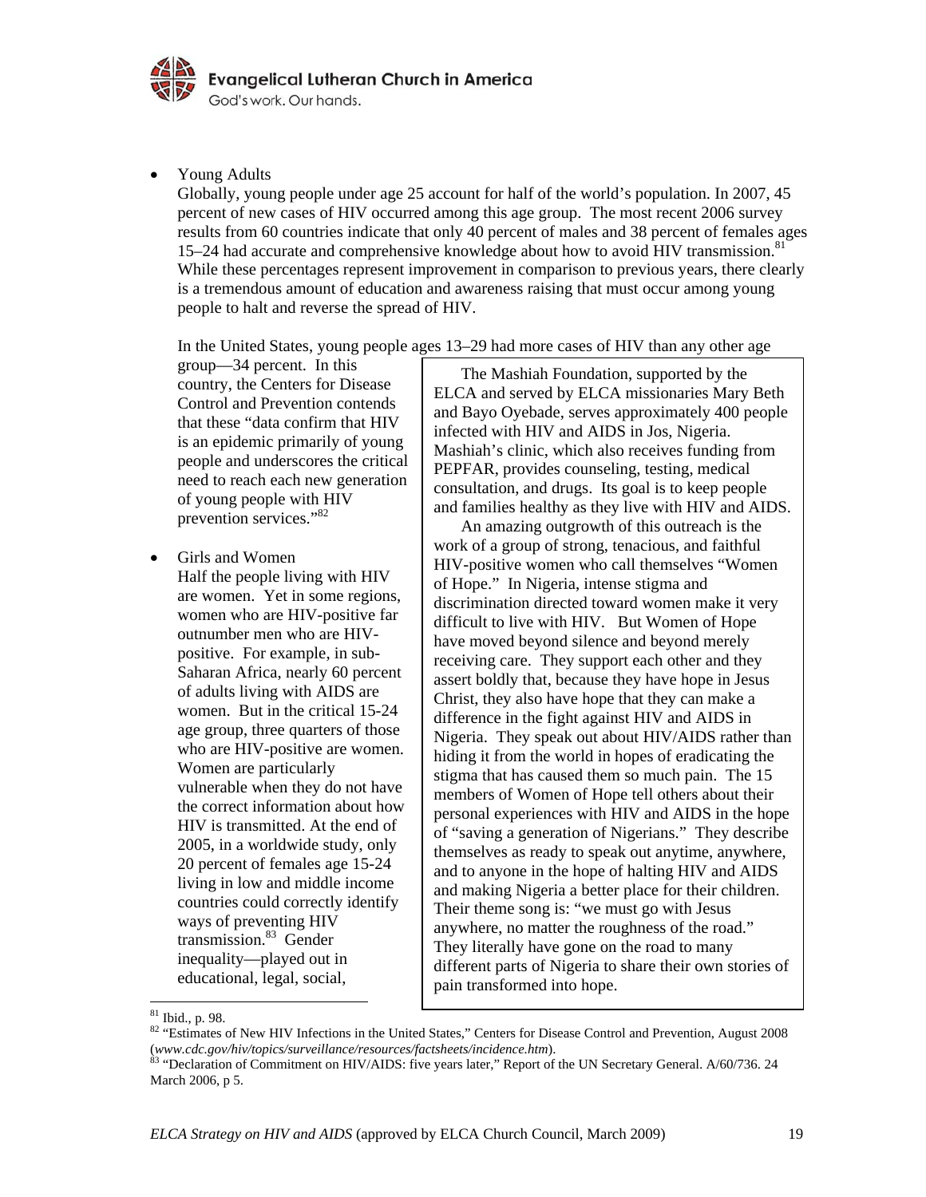- Young Adults

  Globally, young people under age 25 account for half of the world's population. In 2007, 45 percent of new cases of HIV occurred among this age group. The most recent 2006 survey results from 60 countries indicate that only 40 percent of males and 38 percent of females ages 15–24 had accurate and comprehensive knowledge about how to avoid HIV transmission.[81] While these percentages represent improvement in comparison to previous years, there clearly is a tremendous amount of education and awareness raising that must occur among young people to halt and reverse the spread of HIV.

  In the United States, young people ages 13–29 had more cases of HIV than any other age group—34 percent. In this country, the Centers for Disease Control and Prevention contends that these "data confirm that HIV is an epidemic primarily of young people and underscores the critical need to reach each new generation of young people with HIV prevention services."[82]

- Girls and Women

  Half the people living with HIV are women. Yet in some regions, women who are HIV-positive far outnumber men who are HIV-positive. For example, in sub-Saharan Africa, nearly 60 percent of adults living with AIDS are women. But in the critical 15-24 age group, three quarters of those who are HIV-positive are women. Women are particularly vulnerable when they do not have the correct information about how HIV is transmitted. At the end of 2005, in a worldwide study, only 20 percent of females age 15-24 living in low and middle income countries could correctly identify ways of preventing HIV transmission.[83] Gender inequality—played out in educational, legal, social,

> The Mashiah Foundation, supported by the ELCA and served by ELCA missionaries Mary Beth and Bayo Oyebade, serves approximately 400 people infected with HIV and AIDS in Jos, Nigeria. Mashiah's clinic, which also receives funding from PEPFAR, provides counseling, testing, medical consultation, and drugs. Its goal is to keep people and families healthy as they live with HIV and AIDS.
>
> An amazing outgrowth of this outreach is the work of a group of strong, tenacious, and faithful HIV-positive women who call themselves "Women of Hope." In Nigeria, intense stigma and discrimination directed toward women make it very difficult to live with HIV. But Women of Hope have moved beyond silence and beyond merely receiving care. They support each other and they assert boldly that, because they have hope in Jesus Christ, they also have hope that they can make a difference in the fight against HIV and AIDS in Nigeria. They speak out about HIV/AIDS rather than hiding it from the world in hopes of eradicating the stigma that has caused them so much pain. The 15 members of Women of Hope tell others about their personal experiences with HIV and AIDS in the hope of "saving a generation of Nigerians." They describe themselves as ready to speak out anytime, anywhere, and to anyone in the hope of halting HIV and AIDS and making Nigeria a better place for their children. Their theme song is: "we must go with Jesus anywhere, no matter the roughness of the road." They literally have gone on the road to many different parts of Nigeria to share their own stories of pain transformed into hope.

---

[81] Ibid., p. 98.

[82] "Estimates of New HIV Infections in the United States," Centers for Disease Control and Prevention, August 2008 (*www.cdc.gov/hiv/topics/surveillance/resources/factsheets/incidence.htm*).

[83] "Declaration of Commitment on HIV/AIDS: five years later," Report of the UN Secretary General. A/60/736. 24 March 2006, p 5.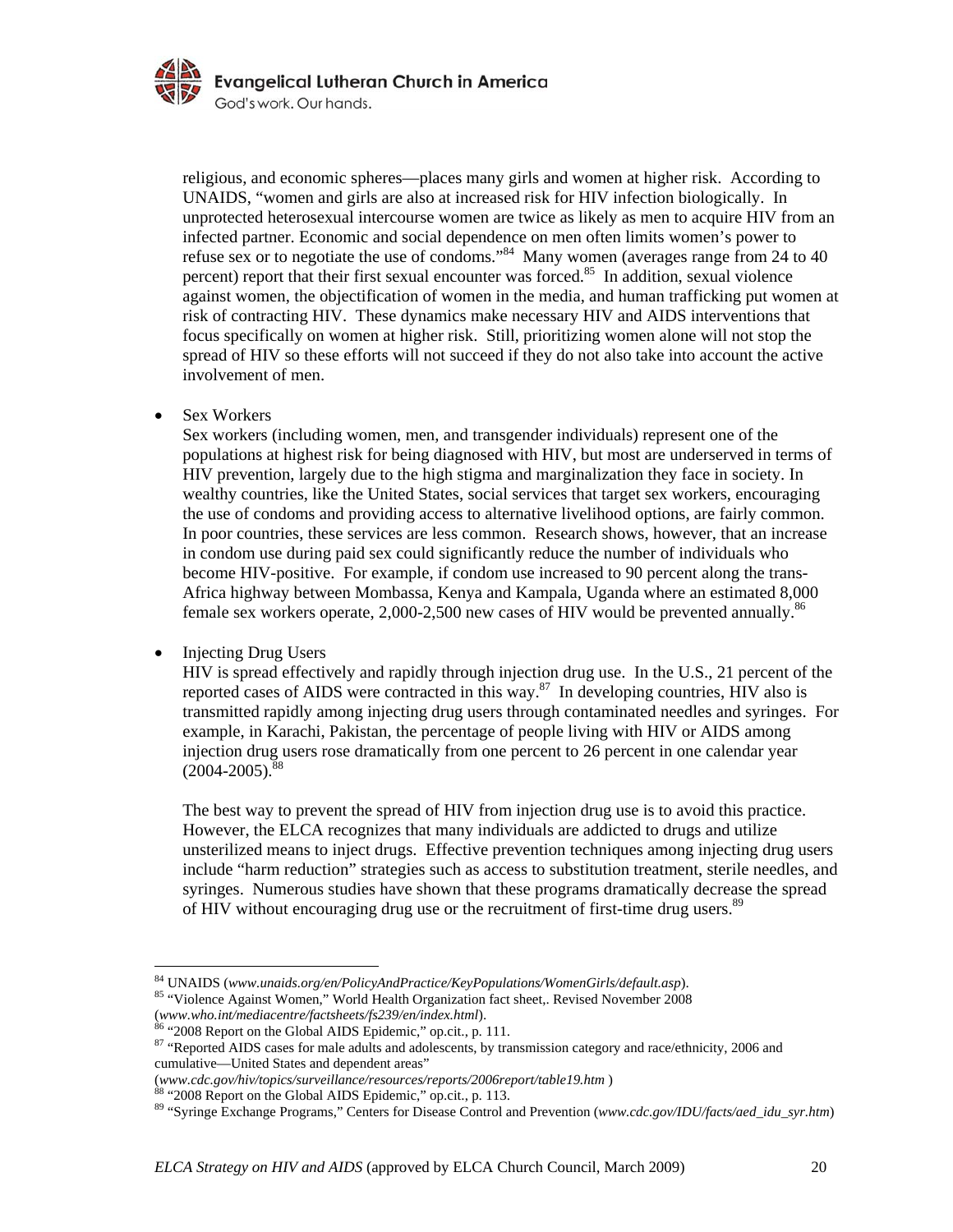religious, and economic spheres—places many girls and women at higher risk. According to UNAIDS, "women and girls are also at increased risk for HIV infection biologically. In unprotected heterosexual intercourse women are twice as likely as men to acquire HIV from an infected partner. Economic and social dependence on men often limits women's power to refuse sex or to negotiate the use of condoms."[84] Many women (averages range from 24 to 40 percent) report that their first sexual encounter was forced.[85] In addition, sexual violence against women, the objectification of women in the media, and human trafficking put women at risk of contracting HIV. These dynamics make necessary HIV and AIDS interventions that focus specifically on women at higher risk. Still, prioritizing women alone will not stop the spread of HIV so these efforts will not succeed if they do not also take into account the active involvement of men.

- Sex Workers

  Sex workers (including women, men, and transgender individuals) represent one of the populations at highest risk for being diagnosed with HIV, but most are underserved in terms of HIV prevention, largely due to the high stigma and marginalization they face in society. In wealthy countries, like the United States, social services that target sex workers, encouraging the use of condoms and providing access to alternative livelihood options, are fairly common. In poor countries, these services are less common. Research shows, however, that an increase in condom use during paid sex could significantly reduce the number of individuals who become HIV-positive. For example, if condom use increased to 90 percent along the trans-Africa highway between Mombassa, Kenya and Kampala, Uganda where an estimated 8,000 female sex workers operate, 2,000-2,500 new cases of HIV would be prevented annually.[86]

- Injecting Drug Users

  HIV is spread effectively and rapidly through injection drug use. In the U.S., 21 percent of the reported cases of AIDS were contracted in this way.[87] In developing countries, HIV also is transmitted rapidly among injecting drug users through contaminated needles and syringes. For example, in Karachi, Pakistan, the percentage of people living with HIV or AIDS among injection drug users rose dramatically from one percent to 26 percent in one calendar year (2004-2005).[88]

  The best way to prevent the spread of HIV from injection drug use is to avoid this practice. However, the ELCA recognizes that many individuals are addicted to drugs and utilize unsterilized means to inject drugs. Effective prevention techniques among injecting drug users include "harm reduction" strategies such as access to substitution treatment, sterile needles, and syringes. Numerous studies have shown that these programs dramatically decrease the spread of HIV without encouraging drug use or the recruitment of first-time drug users.[89]

---

[84] UNAIDS (*www.unaids.org/en/PolicyAndPractice/KeyPopulations/WomenGirls/default.asp*).

[85] "Violence Against Women," World Health Organization fact sheet,. Revised November 2008 (*www.who.int/mediacentre/factsheets/fs239/en/index.html*).

[86] "2008 Report on the Global AIDS Epidemic," op.cit., p. 111.

[87] "Reported AIDS cases for male adults and adolescents, by transmission category and race/ethnicity, 2006 and cumulative—United States and dependent areas" (*www.cdc.gov/hiv/topics/surveillance/resources/reports/2006report/table19.htm* )

[88] "2008 Report on the Global AIDS Epidemic," op.cit., p. 113.

[89] "Syringe Exchange Programs," Centers for Disease Control and Prevention (*www.cdc.gov/IDU/facts/aed_idu_syr.htm*)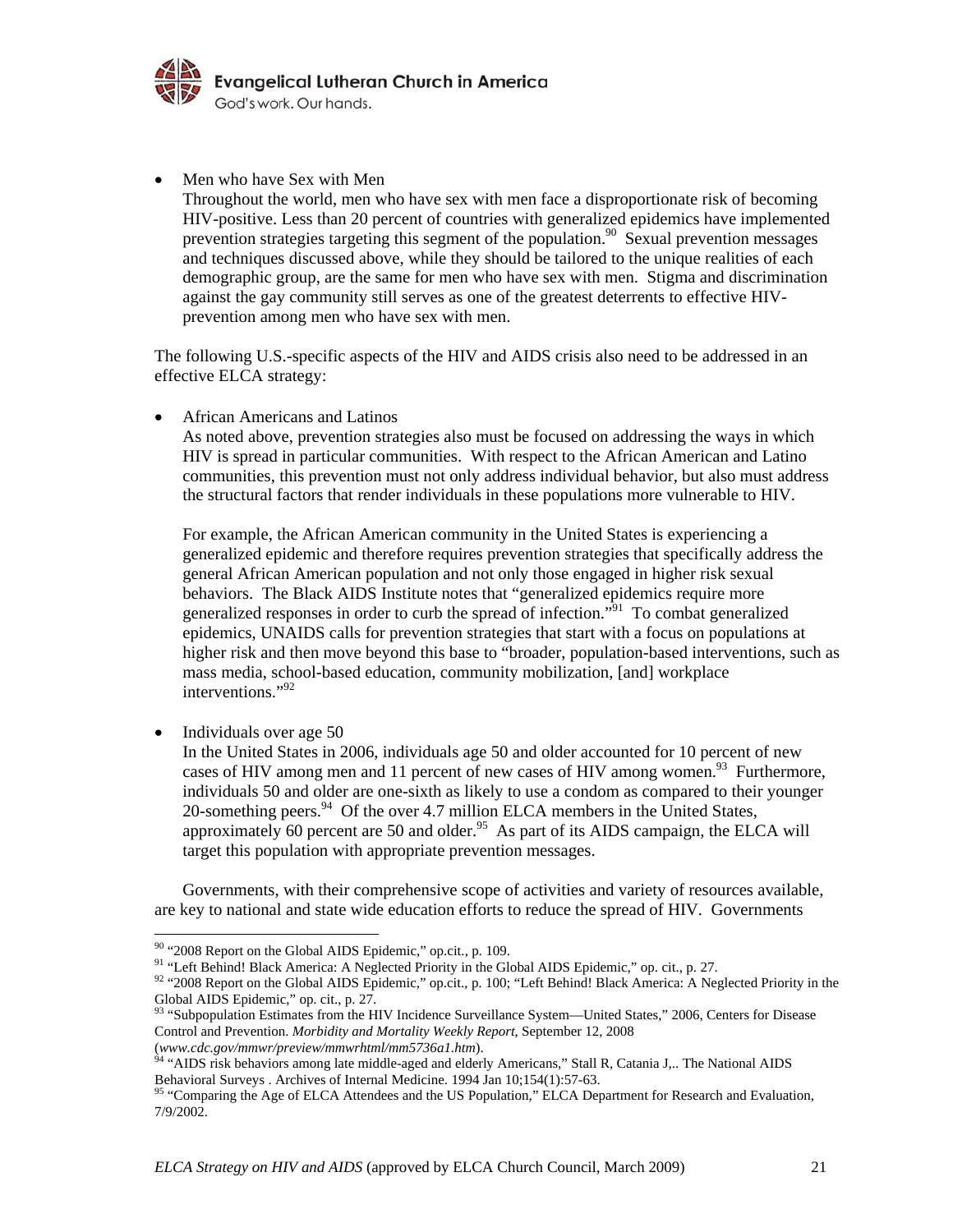- Men who have Sex with Men
  Throughout the world, men who have sex with men face a disproportionate risk of becoming HIV-positive. Less than 20 percent of countries with generalized epidemics have implemented prevention strategies targeting this segment of the population.[90] Sexual prevention messages and techniques discussed above, while they should be tailored to the unique realities of each demographic group, are the same for men who have sex with men. Stigma and discrimination against the gay community still serves as one of the greatest deterrents to effective HIV-prevention among men who have sex with men.

The following U.S.-specific aspects of the HIV and AIDS crisis also need to be addressed in an effective ELCA strategy:

- African Americans and Latinos
  As noted above, prevention strategies also must be focused on addressing the ways in which HIV is spread in particular communities. With respect to the African American and Latino communities, this prevention must not only address individual behavior, but also must address the structural factors that render individuals in these populations more vulnerable to HIV.

  For example, the African American community in the United States is experiencing a generalized epidemic and therefore requires prevention strategies that specifically address the general African American population and not only those engaged in higher risk sexual behaviors. The Black AIDS Institute notes that "generalized epidemics require more generalized responses in order to curb the spread of infection."[91] To combat generalized epidemics, UNAIDS calls for prevention strategies that start with a focus on populations at higher risk and then move beyond this base to "broader, population-based interventions, such as mass media, school-based education, community mobilization, [and] workplace interventions."[92]

- Individuals over age 50
  In the United States in 2006, individuals age 50 and older accounted for 10 percent of new cases of HIV among men and 11 percent of new cases of HIV among women.[93] Furthermore, individuals 50 and older are one-sixth as likely to use a condom as compared to their younger 20-something peers.[94] Of the over 4.7 million ELCA members in the United States, approximately 60 percent are 50 and older.[95] As part of its AIDS campaign, the ELCA will target this population with appropriate prevention messages.

Governments, with their comprehensive scope of activities and variety of resources available, are key to national and state wide education efforts to reduce the spread of HIV. Governments

---

[90] "2008 Report on the Global AIDS Epidemic," op.cit., p. 109.

[91] "Left Behind! Black America: A Neglected Priority in the Global AIDS Epidemic," op. cit., p. 27.

[92] "2008 Report on the Global AIDS Epidemic," op.cit., p. 100; "Left Behind! Black America: A Neglected Priority in the Global AIDS Epidemic," op. cit., p. 27.

[93] "Subpopulation Estimates from the HIV Incidence Surveillance System—United States," 2006, Centers for Disease Control and Prevention. *Morbidity and Mortality Weekly Report*, September 12, 2008 (*www.cdc.gov/mmwr/preview/mmwrhtml/mm5736a1.htm*).

[94] "AIDS risk behaviors among late middle-aged and elderly Americans," Stall R, Catania J,.. The National AIDS Behavioral Surveys . Archives of Internal Medicine. 1994 Jan 10;154(1):57-63.

[95] "Comparing the Age of ELCA Attendees and the US Population," ELCA Department for Research and Evaluation, 7/9/2002.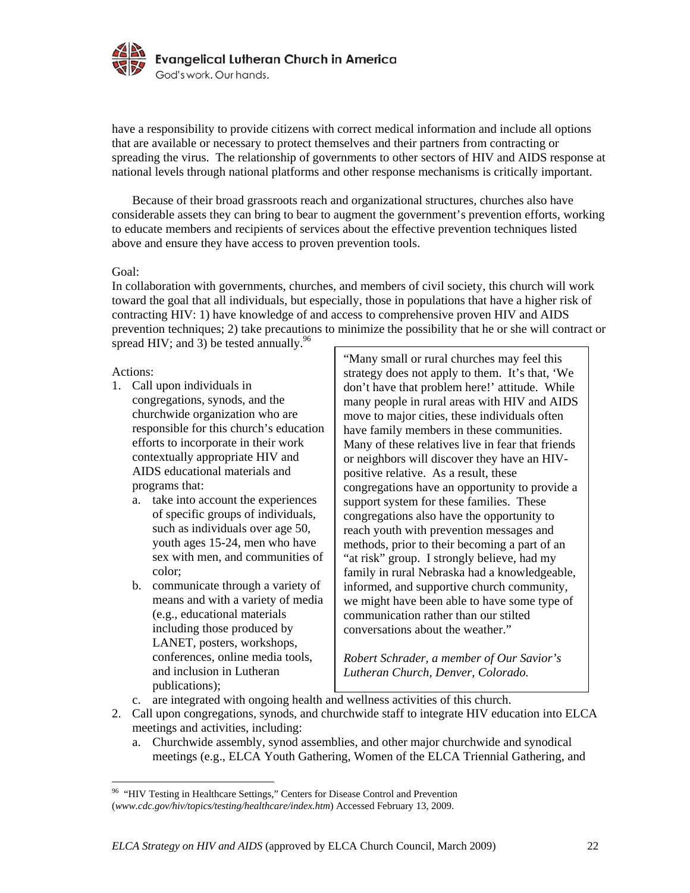have a responsibility to provide citizens with correct medical information and include all options that are available or necessary to protect themselves and their partners from contracting or spreading the virus. The relationship of governments to other sectors of HIV and AIDS response at national levels through national platforms and other response mechanisms is critically important.

Because of their broad grassroots reach and organizational structures, churches also have considerable assets they can bring to bear to augment the government's prevention efforts, working to educate members and recipients of services about the effective prevention techniques listed above and ensure they have access to proven prevention tools.

Goal:

In collaboration with governments, churches, and members of civil society, this church will work toward the goal that all individuals, but especially, those in populations that have a higher risk of contracting HIV: 1) have knowledge of and access to comprehensive proven HIV and AIDS prevention techniques; 2) take precautions to minimize the possibility that he or she will contract or spread HIV; and 3) be tested annually.[96]

> "Many small or rural churches may feel this strategy does not apply to them. It's that, 'We don't have that problem here!' attitude. While many people in rural areas with HIV and AIDS move to major cities, these individuals often have family members in these communities. Many of these relatives live in fear that friends or neighbors will discover they have an HIV-positive relative. As a result, these congregations have an opportunity to provide a support system for these families. These congregations also have the opportunity to reach youth with prevention messages and methods, prior to their becoming a part of an "at risk" group. I strongly believe, had my family in rural Nebraska had a knowledgeable, informed, and supportive church community, we might have been able to have some type of communication rather than our stilted conversations about the weather."
>
> *Robert Schrader, a member of Our Savior's Lutheran Church, Denver, Colorado.*

Actions:

1. Call upon individuals in congregations, synods, and the churchwide organization who are responsible for this church's education efforts to incorporate in their work contextually appropriate HIV and AIDS educational materials and programs that:
   a. take into account the experiences of specific groups of individuals, such as individuals over age 50, youth ages 15-24, men who have sex with men, and communities of color;
   b. communicate through a variety of means and with a variety of media (e.g., educational materials including those produced by LANET, posters, workshops, conferences, online media tools, and inclusion in Lutheran publications);
   c. are integrated with ongoing health and wellness activities of this church.
2. Call upon congregations, synods, and churchwide staff to integrate HIV education into ELCA meetings and activities, including:
   a. Churchwide assembly, synod assemblies, and other major churchwide and synodical meetings (e.g., ELCA Youth Gathering, Women of the ELCA Triennial Gathering, and

[96] "HIV Testing in Healthcare Settings," Centers for Disease Control and Prevention (*www.cdc.gov/hiv/topics/testing/healthcare/index.htm*) Accessed February 13, 2009.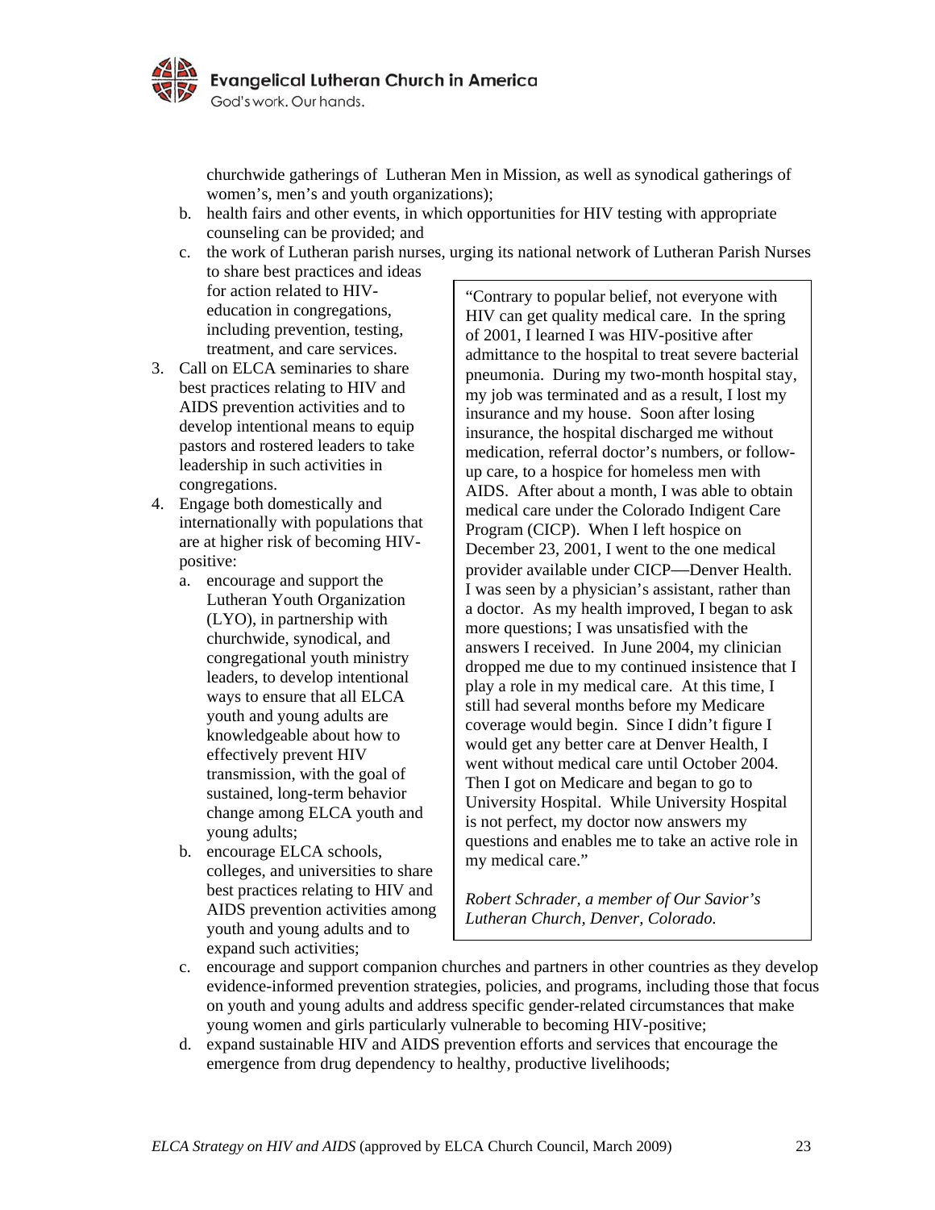churchwide gatherings of Lutheran Men in Mission, as well as synodical gatherings of women's, men's and youth organizations);

   b. health fairs and other events, in which opportunities for HIV testing with appropriate counseling can be provided; and
   c. the work of Lutheran parish nurses, urging its national network of Lutheran Parish Nurses to share best practices and ideas for action related to HIV-education in congregations, including prevention, testing, treatment, and care services.

3. Call on ELCA seminaries to share best practices relating to HIV and AIDS prevention activities and to develop intentional means to equip pastors and rostered leaders to take leadership in such activities in congregations.
4. Engage both domestically and internationally with populations that are at higher risk of becoming HIV-positive:
   a. encourage and support the Lutheran Youth Organization (LYO), in partnership with churchwide, synodical, and congregational youth ministry leaders, to develop intentional ways to ensure that all ELCA youth and young adults are knowledgeable about how to effectively prevent HIV transmission, with the goal of sustained, long-term behavior change among ELCA youth and young adults;
   b. encourage ELCA schools, colleges, and universities to share best practices relating to HIV and AIDS prevention activities among youth and young adults and to expand such activities;
   c. encourage and support companion churches and partners in other countries as they develop evidence-informed prevention strategies, policies, and programs, including those that focus on youth and young adults and address specific gender-related circumstances that make young women and girls particularly vulnerable to becoming HIV-positive;
   d. expand sustainable HIV and AIDS prevention efforts and services that encourage the emergence from drug dependency to healthy, productive livelihoods;

> "Contrary to popular belief, not everyone with HIV can get quality medical care. In the spring of 2001, I learned I was HIV-positive after admittance to the hospital to treat severe bacterial pneumonia. During my two-month hospital stay, my job was terminated and as a result, I lost my insurance and my house. Soon after losing insurance, the hospital discharged me without medication, referral doctor's numbers, or follow-up care, to a hospice for homeless men with AIDS. After about a month, I was able to obtain medical care under the Colorado Indigent Care Program (CICP). When I left hospice on December 23, 2001, I went to the one medical provider available under CICP—Denver Health. I was seen by a physician's assistant, rather than a doctor. As my health improved, I began to ask more questions; I was unsatisfied with the answers I received. In June 2004, my clinician dropped me due to my continued insistence that I play a role in my medical care. At this time, I still had several months before my Medicare coverage would begin. Since I didn't figure I would get any better care at Denver Health, I went without medical care until October 2004. Then I got on Medicare and began to go to University Hospital. While University Hospital is not perfect, my doctor now answers my questions and enables me to take an active role in my medical care."
>
> *Robert Schrader, a member of Our Savior's Lutheran Church, Denver, Colorado.*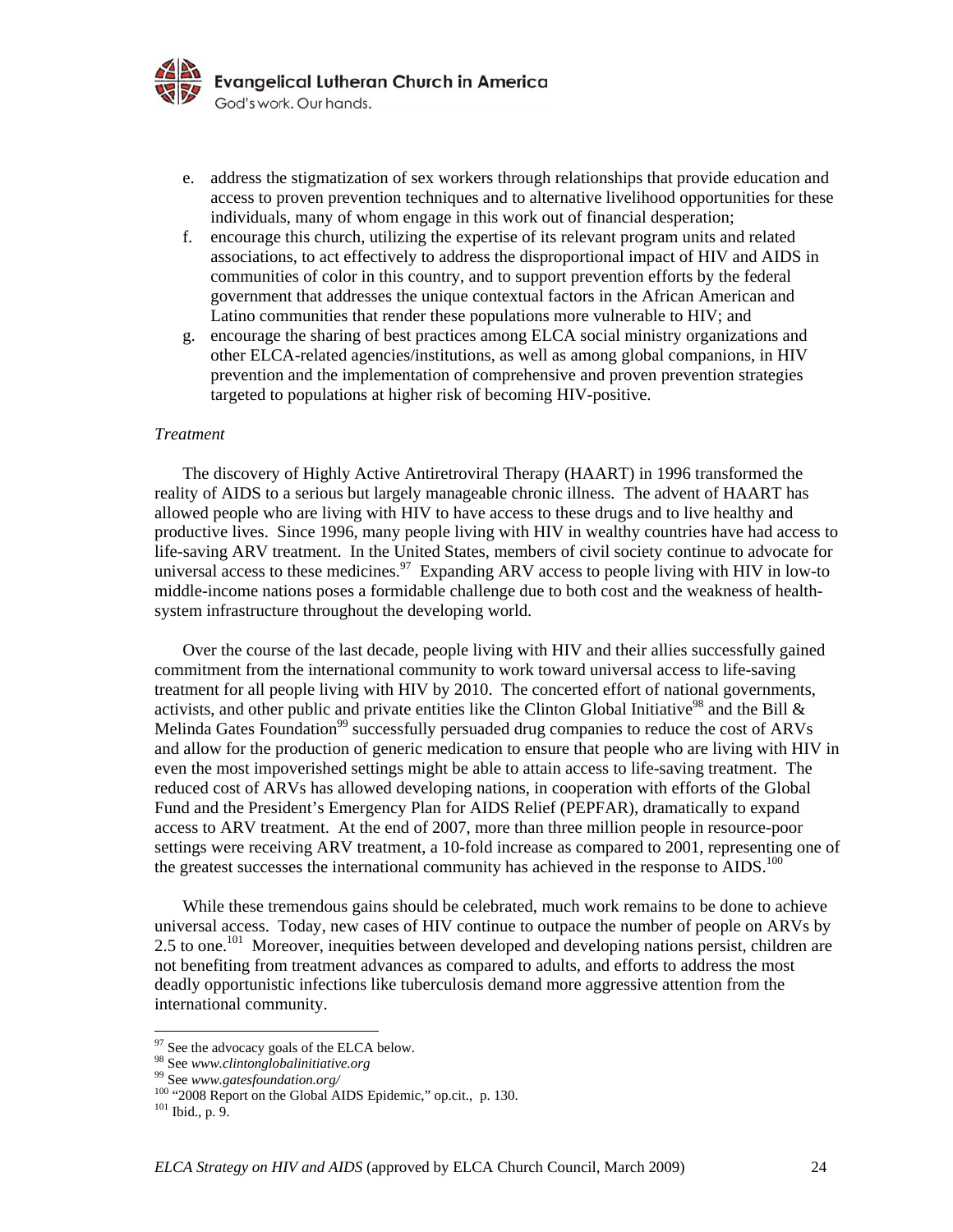e. address the stigmatization of sex workers through relationships that provide education and access to proven prevention techniques and to alternative livelihood opportunities for these individuals, many of whom engage in this work out of financial desperation;
f. encourage this church, utilizing the expertise of its relevant program units and related associations, to act effectively to address the disproportional impact of HIV and AIDS in communities of color in this country, and to support prevention efforts by the federal government that addresses the unique contextual factors in the African American and Latino communities that render these populations more vulnerable to HIV; and
g. encourage the sharing of best practices among ELCA social ministry organizations and other ELCA-related agencies/institutions, as well as among global companions, in HIV prevention and the implementation of comprehensive and proven prevention strategies targeted to populations at higher risk of becoming HIV-positive.

*Treatment*

The discovery of Highly Active Antiretroviral Therapy (HAART) in 1996 transformed the reality of AIDS to a serious but largely manageable chronic illness. The advent of HAART has allowed people who are living with HIV to have access to these drugs and to live healthy and productive lives. Since 1996, many people living with HIV in wealthy countries have had access to life-saving ARV treatment. In the United States, members of civil society continue to advocate for universal access to these medicines.[97] Expanding ARV access to people living with HIV in low-to middle-income nations poses a formidable challenge due to both cost and the weakness of health-system infrastructure throughout the developing world.

Over the course of the last decade, people living with HIV and their allies successfully gained commitment from the international community to work toward universal access to life-saving treatment for all people living with HIV by 2010. The concerted effort of national governments, activists, and other public and private entities like the Clinton Global Initiative[98] and the Bill & Melinda Gates Foundation[99] successfully persuaded drug companies to reduce the cost of ARVs and allow for the production of generic medication to ensure that people who are living with HIV in even the most impoverished settings might be able to attain access to life-saving treatment. The reduced cost of ARVs has allowed developing nations, in cooperation with efforts of the Global Fund and the President's Emergency Plan for AIDS Relief (PEPFAR), dramatically to expand access to ARV treatment. At the end of 2007, more than three million people in resource-poor settings were receiving ARV treatment, a 10-fold increase as compared to 2001, representing one of the greatest successes the international community has achieved in the response to AIDS.[100]

While these tremendous gains should be celebrated, much work remains to be done to achieve universal access. Today, new cases of HIV continue to outpace the number of people on ARVs by 2.5 to one.[101] Moreover, inequities between developed and developing nations persist, children are not benefiting from treatment advances as compared to adults, and efforts to address the most deadly opportunistic infections like tuberculosis demand more aggressive attention from the international community.

---

[97] See the advocacy goals of the ELCA below.
[98] See *www.clintonglobalinitiative.org*
[99] See *www.gatesfoundation.org/*
[100] "2008 Report on the Global AIDS Epidemic," op.cit., p. 130.
[101] Ibid., p. 9.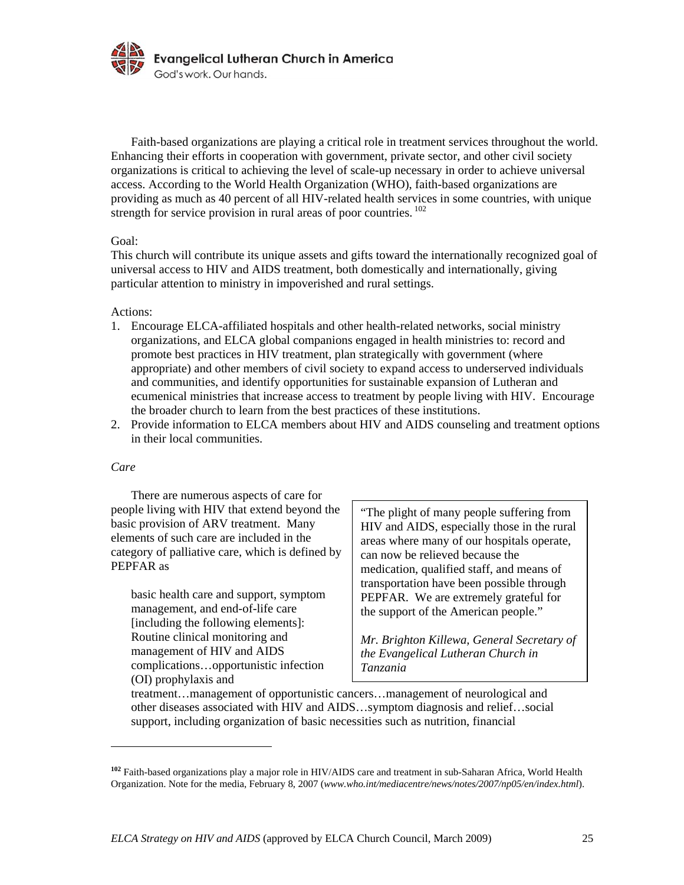Faith-based organizations are playing a critical role in treatment services throughout the world. Enhancing their efforts in cooperation with government, private sector, and other civil society organizations is critical to achieving the level of scale-up necessary in order to achieve universal access. According to the World Health Organization (WHO), faith-based organizations are providing as much as 40 percent of all HIV-related health services in some countries, with unique strength for service provision in rural areas of poor countries.[102]

Goal:
This church will contribute its unique assets and gifts toward the internationally recognized goal of universal access to HIV and AIDS treatment, both domestically and internationally, giving particular attention to ministry in impoverished and rural settings.

Actions:

1. Encourage ELCA-affiliated hospitals and other health-related networks, social ministry organizations, and ELCA global companions engaged in health ministries to: record and promote best practices in HIV treatment, plan strategically with government (where appropriate) and other members of civil society to expand access to underserved individuals and communities, and identify opportunities for sustainable expansion of Lutheran and ecumenical ministries that increase access to treatment by people living with HIV. Encourage the broader church to learn from the best practices of these institutions.
2. Provide information to ELCA members about HIV and AIDS counseling and treatment options in their local communities.

*Care*

There are numerous aspects of care for people living with HIV that extend beyond the basic provision of ARV treatment. Many elements of such care are included in the category of palliative care, which is defined by PEPFAR as

> basic health care and support, symptom management, and end-of-life care [including the following elements]: Routine clinical monitoring and management of HIV and AIDS complications…opportunistic infection (OI) prophylaxis and treatment…management of opportunistic cancers…management of neurological and other diseases associated with HIV and AIDS…symptom diagnosis and relief…social support, including organization of basic necessities such as nutrition, financial

> "The plight of many people suffering from HIV and AIDS, especially those in the rural areas where many of our hospitals operate, can now be relieved because the medication, qualified staff, and means of transportation have been possible through PEPFAR. We are extremely grateful for the support of the American people."
>
> *Mr. Brighton Killewa, General Secretary of the Evangelical Lutheran Church in Tanzania*

---

[102] Faith-based organizations play a major role in HIV/AIDS care and treatment in sub-Saharan Africa, World Health Organization. Note for the media, February 8, 2007 (*www.who.int/mediacentre/news/notes/2007/np05/en/index.html*).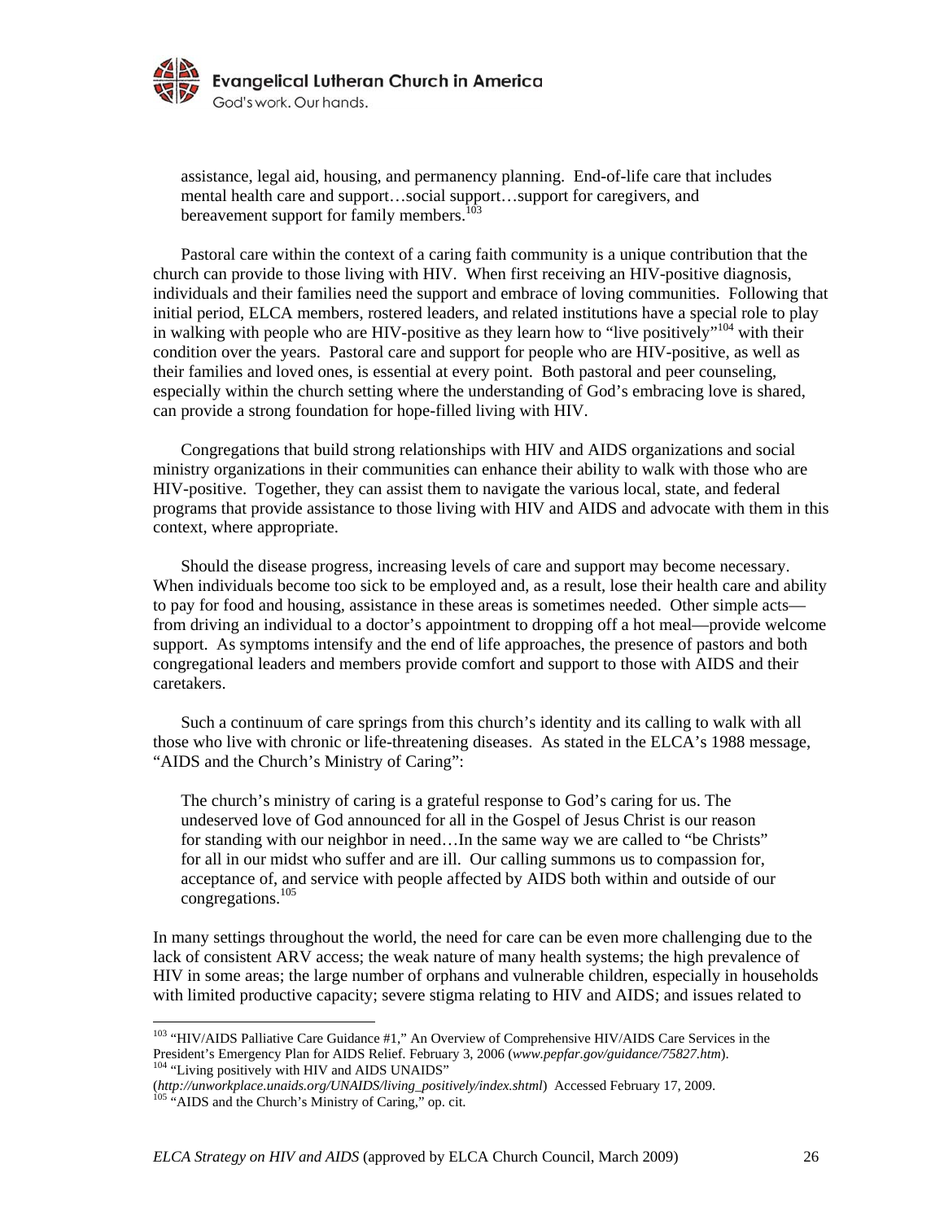> assistance, legal aid, housing, and permanency planning. End-of-life care that includes mental health care and support…social support…support for caregivers, and bereavement support for family members.[103]

Pastoral care within the context of a caring faith community is a unique contribution that the church can provide to those living with HIV. When first receiving an HIV-positive diagnosis, individuals and their families need the support and embrace of loving communities. Following that initial period, ELCA members, rostered leaders, and related institutions have a special role to play in walking with people who are HIV-positive as they learn how to "live positively"[104] with their condition over the years. Pastoral care and support for people who are HIV-positive, as well as their families and loved ones, is essential at every point. Both pastoral and peer counseling, especially within the church setting where the understanding of God's embracing love is shared, can provide a strong foundation for hope-filled living with HIV.

Congregations that build strong relationships with HIV and AIDS organizations and social ministry organizations in their communities can enhance their ability to walk with those who are HIV-positive. Together, they can assist them to navigate the various local, state, and federal programs that provide assistance to those living with HIV and AIDS and advocate with them in this context, where appropriate.

Should the disease progress, increasing levels of care and support may become necessary. When individuals become too sick to be employed and, as a result, lose their health care and ability to pay for food and housing, assistance in these areas is sometimes needed. Other simple acts—from driving an individual to a doctor's appointment to dropping off a hot meal—provide welcome support. As symptoms intensify and the end of life approaches, the presence of pastors and both congregational leaders and members provide comfort and support to those with AIDS and their caretakers.

Such a continuum of care springs from this church's identity and its calling to walk with all those who live with chronic or life-threatening diseases. As stated in the ELCA's 1988 message, "AIDS and the Church's Ministry of Caring":

> The church's ministry of caring is a grateful response to God's caring for us. The undeserved love of God announced for all in the Gospel of Jesus Christ is our reason for standing with our neighbor in need…In the same way we are called to "be Christs" for all in our midst who suffer and are ill. Our calling summons us to compassion for, acceptance of, and service with people affected by AIDS both within and outside of our congregations.[105]

In many settings throughout the world, the need for care can be even more challenging due to the lack of consistent ARV access; the weak nature of many health systems; the high prevalence of HIV in some areas; the large number of orphans and vulnerable children, especially in households with limited productive capacity; severe stigma relating to HIV and AIDS; and issues related to

---

[103] "HIV/AIDS Palliative Care Guidance #1," An Overview of Comprehensive HIV/AIDS Care Services in the President's Emergency Plan for AIDS Relief. February 3, 2006 (*www.pepfar.gov/guidance/75827.htm*).

[104] "Living positively with HIV and AIDS UNAIDS" (*http://unworkplace.unaids.org/UNAIDS/living_positively/index.shtml*) Accessed February 17, 2009.

[105] "AIDS and the Church's Ministry of Caring," op. cit.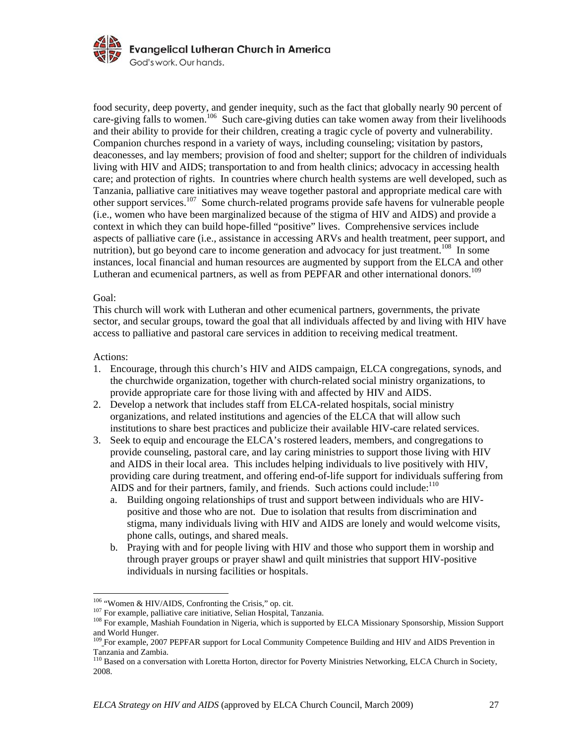food security, deep poverty, and gender inequity, such as the fact that globally nearly 90 percent of care-giving falls to women.[106] Such care-giving duties can take women away from their livelihoods and their ability to provide for their children, creating a tragic cycle of poverty and vulnerability. Companion churches respond in a variety of ways, including counseling; visitation by pastors, deaconesses, and lay members; provision of food and shelter; support for the children of individuals living with HIV and AIDS; transportation to and from health clinics; advocacy in accessing health care; and protection of rights. In countries where church health systems are well developed, such as Tanzania, palliative care initiatives may weave together pastoral and appropriate medical care with other support services.[107] Some church-related programs provide safe havens for vulnerable people (i.e., women who have been marginalized because of the stigma of HIV and AIDS) and provide a context in which they can build hope-filled "positive" lives. Comprehensive services include aspects of palliative care (i.e., assistance in accessing ARVs and health treatment, peer support, and nutrition), but go beyond care to income generation and advocacy for just treatment.[108] In some instances, local financial and human resources are augmented by support from the ELCA and other Lutheran and ecumenical partners, as well as from PEPFAR and other international donors.[109]

Goal:
This church will work with Lutheran and other ecumenical partners, governments, the private sector, and secular groups, toward the goal that all individuals affected by and living with HIV have access to palliative and pastoral care services in addition to receiving medical treatment.

Actions:
1. Encourage, through this church's HIV and AIDS campaign, ELCA congregations, synods, and the churchwide organization, together with church-related social ministry organizations, to provide appropriate care for those living with and affected by HIV and AIDS.
2. Develop a network that includes staff from ELCA-related hospitals, social ministry organizations, and related institutions and agencies of the ELCA that will allow such institutions to share best practices and publicize their available HIV-care related services.
3. Seek to equip and encourage the ELCA's rostered leaders, members, and congregations to provide counseling, pastoral care, and lay caring ministries to support those living with HIV and AIDS in their local area. This includes helping individuals to live positively with HIV, providing care during treatment, and offering end-of-life support for individuals suffering from AIDS and for their partners, family, and friends. Such actions could include:[110]
   a. Building ongoing relationships of trust and support between individuals who are HIV-positive and those who are not. Due to isolation that results from discrimination and stigma, many individuals living with HIV and AIDS are lonely and would welcome visits, phone calls, outings, and shared meals.
   b. Praying with and for people living with HIV and those who support them in worship and through prayer groups or prayer shawl and quilt ministries that support HIV-positive individuals in nursing facilities or hospitals.

---

[106] "Women & HIV/AIDS, Confronting the Crisis," op. cit.
[107] For example, palliative care initiative, Selian Hospital, Tanzania.
[108] For example, Mashiah Foundation in Nigeria, which is supported by ELCA Missionary Sponsorship, Mission Support and World Hunger.
[109] For example, 2007 PEPFAR support for Local Community Competence Building and HIV and AIDS Prevention in Tanzania and Zambia.
[110] Based on a conversation with Loretta Horton, director for Poverty Ministries Networking, ELCA Church in Society, 2008.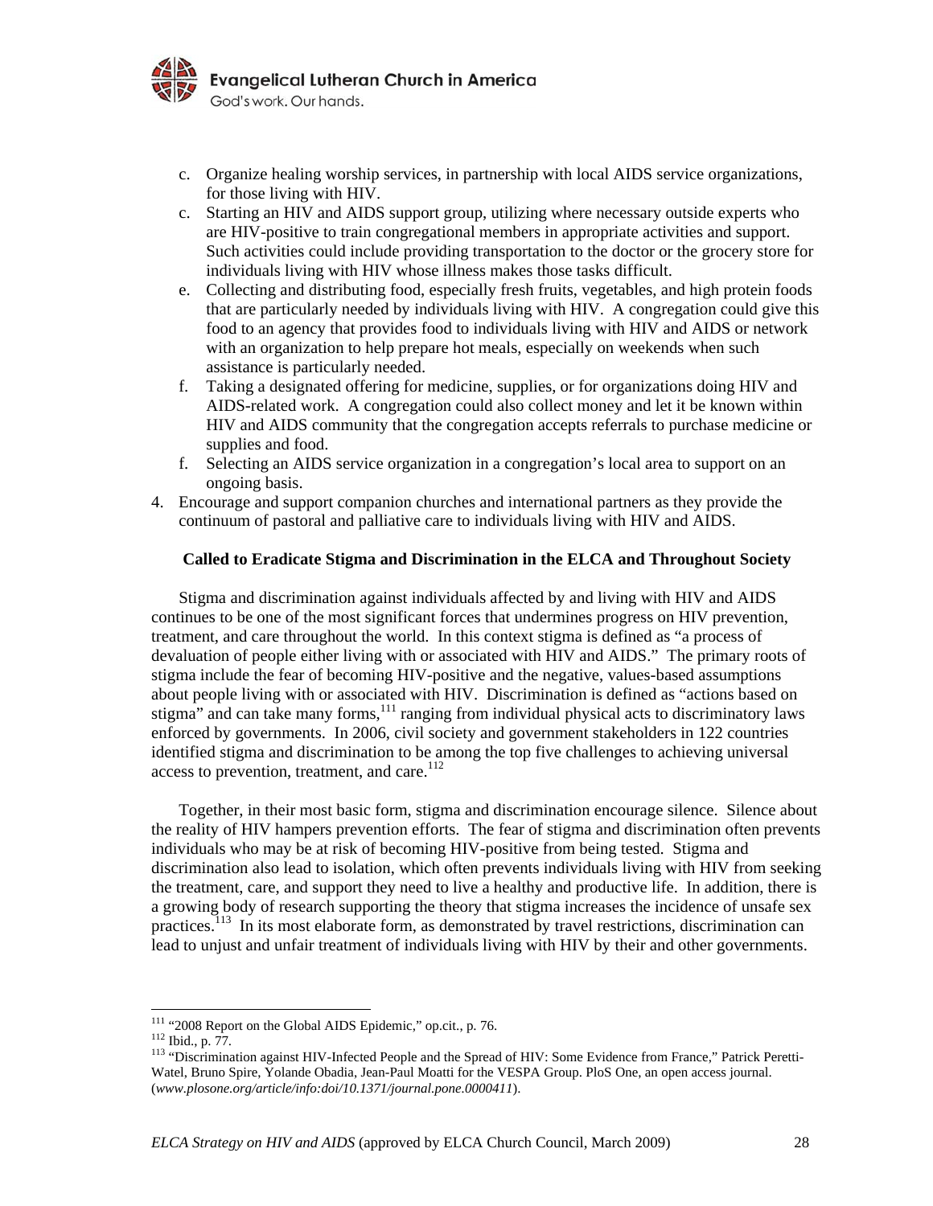c. Organize healing worship services, in partnership with local AIDS service organizations, for those living with HIV.
c. Starting an HIV and AIDS support group, utilizing where necessary outside experts who are HIV-positive to train congregational members in appropriate activities and support. Such activities could include providing transportation to the doctor or the grocery store for individuals living with HIV whose illness makes those tasks difficult.
e. Collecting and distributing food, especially fresh fruits, vegetables, and high protein foods that are particularly needed by individuals living with HIV. A congregation could give this food to an agency that provides food to individuals living with HIV and AIDS or network with an organization to help prepare hot meals, especially on weekends when such assistance is particularly needed.
f. Taking a designated offering for medicine, supplies, or for organizations doing HIV and AIDS-related work. A congregation could also collect money and let it be known within HIV and AIDS community that the congregation accepts referrals to purchase medicine or supplies and food.
f. Selecting an AIDS service organization in a congregation's local area to support on an ongoing basis.

4. Encourage and support companion churches and international partners as they provide the continuum of pastoral and palliative care to individuals living with HIV and AIDS.

### Called to Eradicate Stigma and Discrimination in the ELCA and Throughout Society

Stigma and discrimination against individuals affected by and living with HIV and AIDS continues to be one of the most significant forces that undermines progress on HIV prevention, treatment, and care throughout the world. In this context stigma is defined as "a process of devaluation of people either living with or associated with HIV and AIDS." The primary roots of stigma include the fear of becoming HIV-positive and the negative, values-based assumptions about people living with or associated with HIV. Discrimination is defined as "actions based on stigma" and can take many forms,[111] ranging from individual physical acts to discriminatory laws enforced by governments. In 2006, civil society and government stakeholders in 122 countries identified stigma and discrimination to be among the top five challenges to achieving universal access to prevention, treatment, and care.[112]

Together, in their most basic form, stigma and discrimination encourage silence. Silence about the reality of HIV hampers prevention efforts. The fear of stigma and discrimination often prevents individuals who may be at risk of becoming HIV-positive from being tested. Stigma and discrimination also lead to isolation, which often prevents individuals living with HIV from seeking the treatment, care, and support they need to live a healthy and productive life. In addition, there is a growing body of research supporting the theory that stigma increases the incidence of unsafe sex practices.[113] In its most elaborate form, as demonstrated by travel restrictions, discrimination can lead to unjust and unfair treatment of individuals living with HIV by their and other governments.

---

[111] "2008 Report on the Global AIDS Epidemic," op.cit., p. 76.
[112] Ibid., p. 77.
[113] "Discrimination against HIV-Infected People and the Spread of HIV: Some Evidence from France," Patrick Peretti-Watel, Bruno Spire, Yolande Obadia, Jean-Paul Moatti for the VESPA Group. PloS One, an open access journal. (*www.plosone.org/article/info:doi/10.1371/journal.pone.0000411*).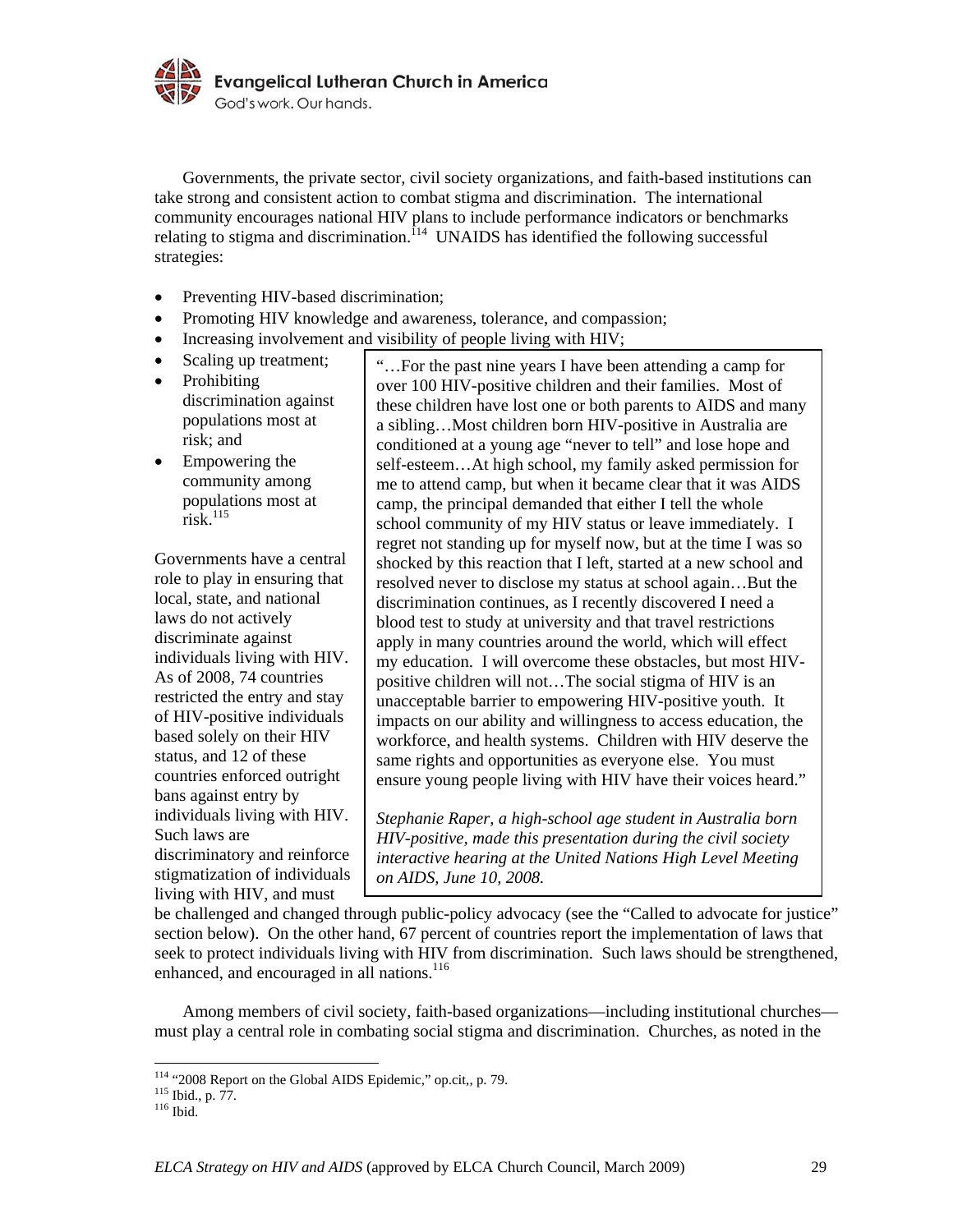Governments, the private sector, civil society organizations, and faith-based institutions can take strong and consistent action to combat stigma and discrimination. The international community encourages national HIV plans to include performance indicators or benchmarks relating to stigma and discrimination.[114] UNAIDS has identified the following successful strategies:

- Preventing HIV-based discrimination;
- Promoting HIV knowledge and awareness, tolerance, and compassion;
- Increasing involvement and visibility of people living with HIV;
- Scaling up treatment;
- Prohibiting discrimination against populations most at risk; and
- Empowering the community among populations most at risk.[115]

> "…For the past nine years I have been attending a camp for over 100 HIV-positive children and their families. Most of these children have lost one or both parents to AIDS and many a sibling…Most children born HIV-positive in Australia are conditioned at a young age "never to tell" and lose hope and self-esteem…At high school, my family asked permission for me to attend camp, but when it became clear that it was AIDS camp, the principal demanded that either I tell the whole school community of my HIV status or leave immediately. I regret not standing up for myself now, but at the time I was so shocked by this reaction that I left, started at a new school and resolved never to disclose my status at school again…But the discrimination continues, as I recently discovered I need a blood test to study at university and that travel restrictions apply in many countries around the world, which will effect my education. I will overcome these obstacles, but most HIV-positive children will not…The social stigma of HIV is an unacceptable barrier to empowering HIV-positive youth. It impacts on our ability and willingness to access education, the workforce, and health systems. Children with HIV deserve the same rights and opportunities as everyone else. You must ensure young people living with HIV have their voices heard."
>
> *Stephanie Raper, a high-school age student in Australia born HIV-positive, made this presentation during the civil society interactive hearing at the United Nations High Level Meeting on AIDS, June 10, 2008.*

Governments have a central role to play in ensuring that local, state, and national laws do not actively discriminate against individuals living with HIV. As of 2008, 74 countries restricted the entry and stay of HIV-positive individuals based solely on their HIV status, and 12 of these countries enforced outright bans against entry by individuals living with HIV. Such laws are discriminatory and reinforce stigmatization of individuals living with HIV, and must be challenged and changed through public-policy advocacy (see the "Called to advocate for justice" section below). On the other hand, 67 percent of countries report the implementation of laws that seek to protect individuals living with HIV from discrimination. Such laws should be strengthened, enhanced, and encouraged in all nations.[116]

Among members of civil society, faith-based organizations—including institutional churches—must play a central role in combating social stigma and discrimination. Churches, as noted in the

---

[114] "2008 Report on the Global AIDS Epidemic," op.cit,, p. 79.
[115] Ibid., p. 77.
[116] Ibid.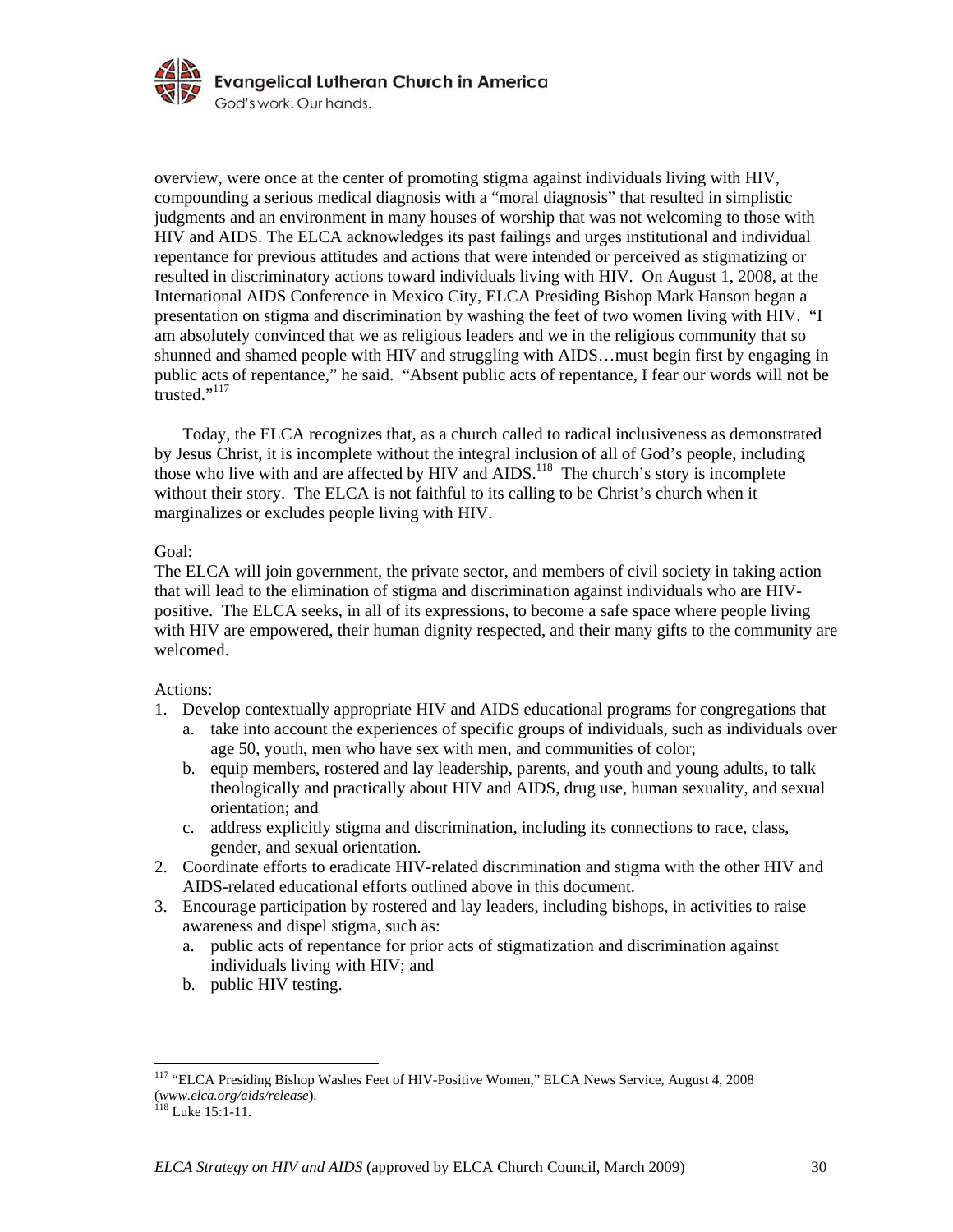overview, were once at the center of promoting stigma against individuals living with HIV, compounding a serious medical diagnosis with a "moral diagnosis" that resulted in simplistic judgments and an environment in many houses of worship that was not welcoming to those with HIV and AIDS. The ELCA acknowledges its past failings and urges institutional and individual repentance for previous attitudes and actions that were intended or perceived as stigmatizing or resulted in discriminatory actions toward individuals living with HIV. On August 1, 2008, at the International AIDS Conference in Mexico City, ELCA Presiding Bishop Mark Hanson began a presentation on stigma and discrimination by washing the feet of two women living with HIV. "I am absolutely convinced that we as religious leaders and we in the religious community that so shunned and shamed people with HIV and struggling with AIDS…must begin first by engaging in public acts of repentance," he said. "Absent public acts of repentance, I fear our words will not be trusted."[117]

Today, the ELCA recognizes that, as a church called to radical inclusiveness as demonstrated by Jesus Christ, it is incomplete without the integral inclusion of all of God's people, including those who live with and are affected by HIV and AIDS.[118] The church's story is incomplete without their story. The ELCA is not faithful to its calling to be Christ's church when it marginalizes or excludes people living with HIV.

Goal:
The ELCA will join government, the private sector, and members of civil society in taking action that will lead to the elimination of stigma and discrimination against individuals who are HIV-positive. The ELCA seeks, in all of its expressions, to become a safe space where people living with HIV are empowered, their human dignity respected, and their many gifts to the community are welcomed.

Actions:

1. Develop contextually appropriate HIV and AIDS educational programs for congregations that
   a. take into account the experiences of specific groups of individuals, such as individuals over age 50, youth, men who have sex with men, and communities of color;
   b. equip members, rostered and lay leadership, parents, and youth and young adults, to talk theologically and practically about HIV and AIDS, drug use, human sexuality, and sexual orientation; and
   c. address explicitly stigma and discrimination, including its connections to race, class, gender, and sexual orientation.
2. Coordinate efforts to eradicate HIV-related discrimination and stigma with the other HIV and AIDS-related educational efforts outlined above in this document.
3. Encourage participation by rostered and lay leaders, including bishops, in activities to raise awareness and dispel stigma, such as:
   a. public acts of repentance for prior acts of stigmatization and discrimination against individuals living with HIV; and
   b. public HIV testing.

---

[117] "ELCA Presiding Bishop Washes Feet of HIV-Positive Women," ELCA News Service, August 4, 2008 (*www.elca.org/aids/release*).

[118] Luke 15:1-11.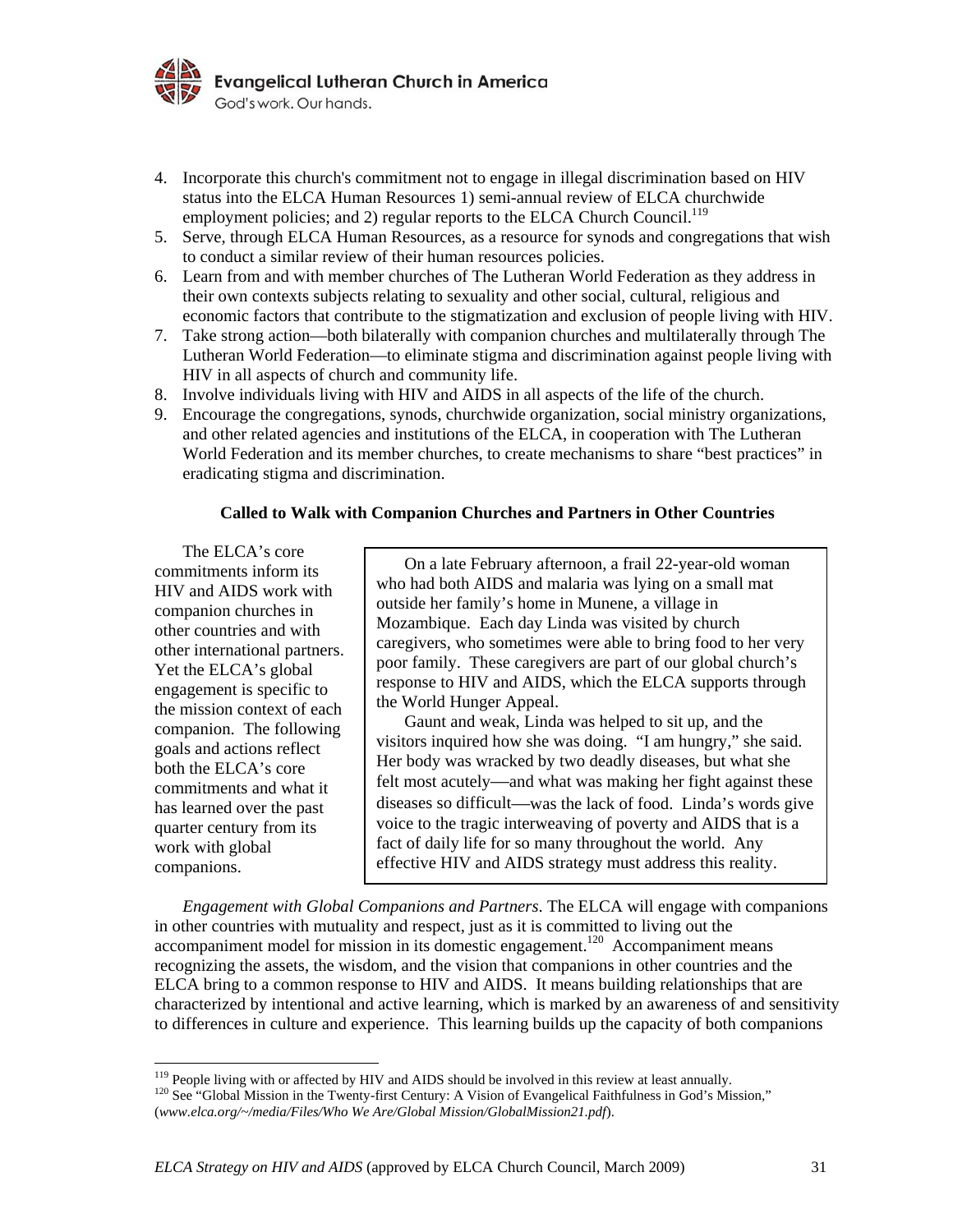4. Incorporate this church's commitment not to engage in illegal discrimination based on HIV status into the ELCA Human Resources 1) semi-annual review of ELCA churchwide employment policies; and 2) regular reports to the ELCA Church Council.[119]
5. Serve, through ELCA Human Resources, as a resource for synods and congregations that wish to conduct a similar review of their human resources policies.
6. Learn from and with member churches of The Lutheran World Federation as they address in their own contexts subjects relating to sexuality and other social, cultural, religious and economic factors that contribute to the stigmatization and exclusion of people living with HIV.
7. Take strong action—both bilaterally with companion churches and multilaterally through The Lutheran World Federation—to eliminate stigma and discrimination against people living with HIV in all aspects of church and community life.
8. Involve individuals living with HIV and AIDS in all aspects of the life of the church.
9. Encourage the congregations, synods, churchwide organization, social ministry organizations, and other related agencies and institutions of the ELCA, in cooperation with The Lutheran World Federation and its member churches, to create mechanisms to share "best practices" in eradicating stigma and discrimination.

**Called to Walk with Companion Churches and Partners in Other Countries**

The ELCA's core commitments inform its HIV and AIDS work with companion churches in other countries and with other international partners. Yet the ELCA's global engagement is specific to the mission context of each companion. The following goals and actions reflect both the ELCA's core commitments and what it has learned over the past quarter century from its work with global companions.

> On a late February afternoon, a frail 22-year-old woman who had both AIDS and malaria was lying on a small mat outside her family's home in Munene, a village in Mozambique. Each day Linda was visited by church caregivers, who sometimes were able to bring food to her very poor family. These caregivers are part of our global church's response to HIV and AIDS, which the ELCA supports through the World Hunger Appeal.
>
> Gaunt and weak, Linda was helped to sit up, and the visitors inquired how she was doing. "I am hungry," she said. Her body was wracked by two deadly diseases, but what she felt most acutely—and what was making her fight against these diseases so difficult—was the lack of food. Linda's words give voice to the tragic interweaving of poverty and AIDS that is a fact of daily life for so many throughout the world. Any effective HIV and AIDS strategy must address this reality.

*Engagement with Global Companions and Partners*. The ELCA will engage with companions in other countries with mutuality and respect, just as it is committed to living out the accompaniment model for mission in its domestic engagement.[120] Accompaniment means recognizing the assets, the wisdom, and the vision that companions in other countries and the ELCA bring to a common response to HIV and AIDS. It means building relationships that are characterized by intentional and active learning, which is marked by an awareness of and sensitivity to differences in culture and experience. This learning builds up the capacity of both companions

---

[119] People living with or affected by HIV and AIDS should be involved in this review at least annually.

[120] See "Global Mission in the Twenty-first Century: A Vision of Evangelical Faithfulness in God's Mission," (*www.elca.org/~/media/Files/Who We Are/Global Mission/GlobalMission21.pdf*).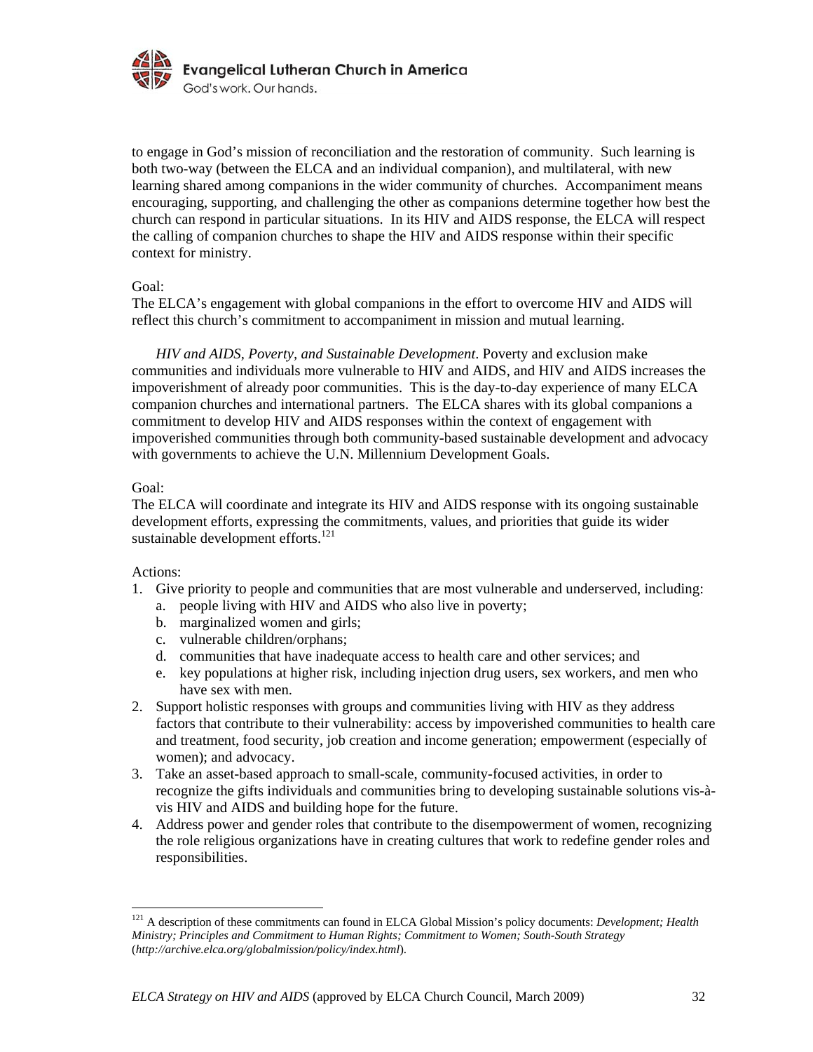to engage in God's mission of reconciliation and the restoration of community. Such learning is both two-way (between the ELCA and an individual companion), and multilateral, with new learning shared among companions in the wider community of churches. Accompaniment means encouraging, supporting, and challenging the other as companions determine together how best the church can respond in particular situations. In its HIV and AIDS response, the ELCA will respect the calling of companion churches to shape the HIV and AIDS response within their specific context for ministry.

Goal:
The ELCA's engagement with global companions in the effort to overcome HIV and AIDS will reflect this church's commitment to accompaniment in mission and mutual learning.

*HIV and AIDS, Poverty, and Sustainable Development*. Poverty and exclusion make communities and individuals more vulnerable to HIV and AIDS, and HIV and AIDS increases the impoverishment of already poor communities. This is the day-to-day experience of many ELCA companion churches and international partners. The ELCA shares with its global companions a commitment to develop HIV and AIDS responses within the context of engagement with impoverished communities through both community-based sustainable development and advocacy with governments to achieve the U.N. Millennium Development Goals.

Goal:
The ELCA will coordinate and integrate its HIV and AIDS response with its ongoing sustainable development efforts, expressing the commitments, values, and priorities that guide its wider sustainable development efforts.[121]

Actions:

1. Give priority to people and communities that are most vulnerable and underserved, including:
   a. people living with HIV and AIDS who also live in poverty;
   b. marginalized women and girls;
   c. vulnerable children/orphans;
   d. communities that have inadequate access to health care and other services; and
   e. key populations at higher risk, including injection drug users, sex workers, and men who have sex with men.
2. Support holistic responses with groups and communities living with HIV as they address factors that contribute to their vulnerability: access by impoverished communities to health care and treatment, food security, job creation and income generation; empowerment (especially of women); and advocacy.
3. Take an asset-based approach to small-scale, community-focused activities, in order to recognize the gifts individuals and communities bring to developing sustainable solutions vis-à-vis HIV and AIDS and building hope for the future.
4. Address power and gender roles that contribute to the disempowerment of women, recognizing the role religious organizations have in creating cultures that work to redefine gender roles and responsibilities.

---

[121] A description of these commitments can found in ELCA Global Mission's policy documents: *Development; Health Ministry; Principles and Commitment to Human Rights; Commitment to Women; South-South Strategy* (*http://archive.elca.org/globalmission/policy/index.html*).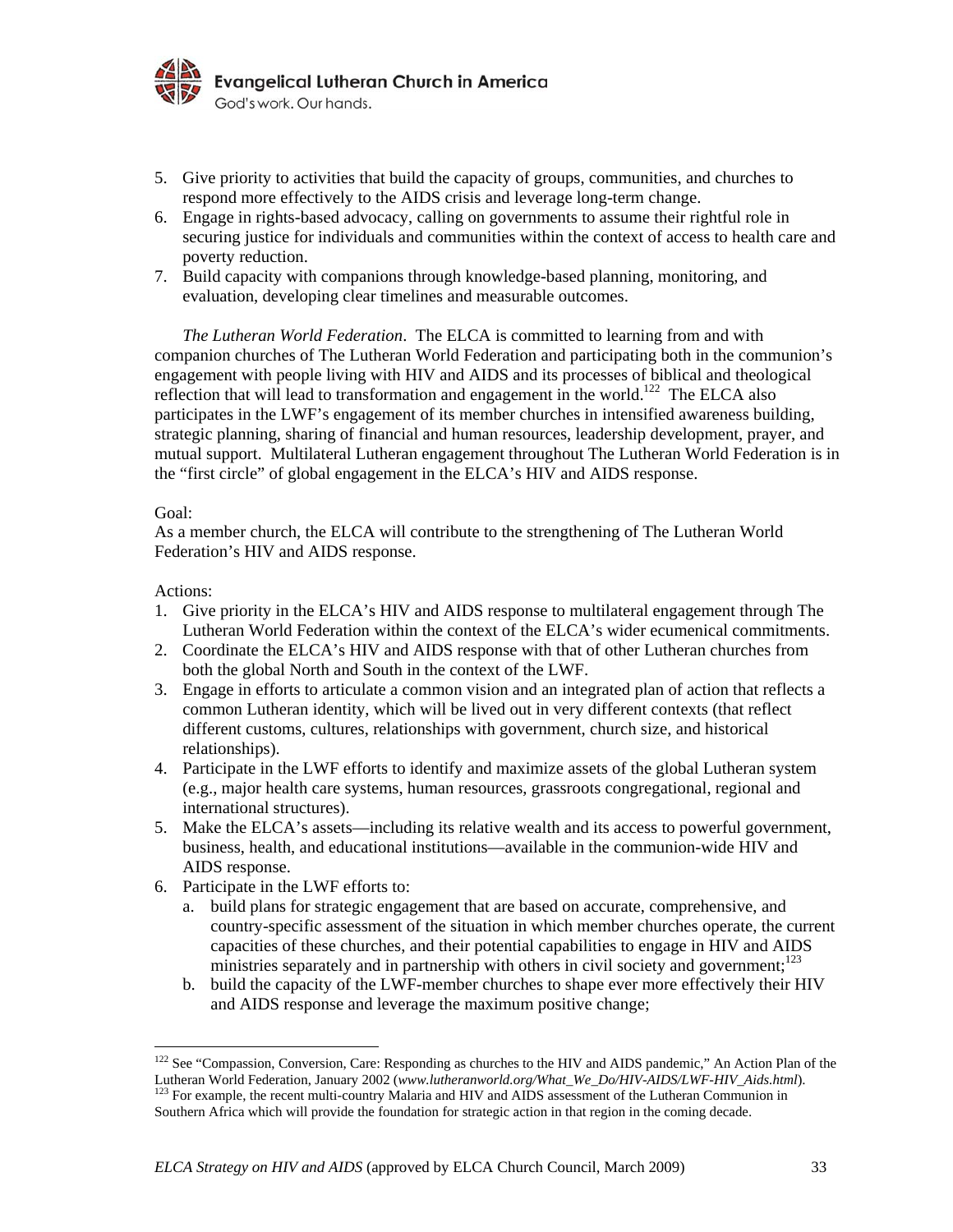5. Give priority to activities that build the capacity of groups, communities, and churches to respond more effectively to the AIDS crisis and leverage long-term change.
6. Engage in rights-based advocacy, calling on governments to assume their rightful role in securing justice for individuals and communities within the context of access to health care and poverty reduction.
7. Build capacity with companions through knowledge-based planning, monitoring, and evaluation, developing clear timelines and measurable outcomes.

*The Lutheran World Federation*. The ELCA is committed to learning from and with companion churches of The Lutheran World Federation and participating both in the communion's engagement with people living with HIV and AIDS and its processes of biblical and theological reflection that will lead to transformation and engagement in the world.[122] The ELCA also participates in the LWF's engagement of its member churches in intensified awareness building, strategic planning, sharing of financial and human resources, leadership development, prayer, and mutual support. Multilateral Lutheran engagement throughout The Lutheran World Federation is in the "first circle" of global engagement in the ELCA's HIV and AIDS response.

Goal:
As a member church, the ELCA will contribute to the strengthening of The Lutheran World Federation's HIV and AIDS response.

Actions:

1. Give priority in the ELCA's HIV and AIDS response to multilateral engagement through The Lutheran World Federation within the context of the ELCA's wider ecumenical commitments.
2. Coordinate the ELCA's HIV and AIDS response with that of other Lutheran churches from both the global North and South in the context of the LWF.
3. Engage in efforts to articulate a common vision and an integrated plan of action that reflects a common Lutheran identity, which will be lived out in very different contexts (that reflect different customs, cultures, relationships with government, church size, and historical relationships).
4. Participate in the LWF efforts to identify and maximize assets of the global Lutheran system (e.g., major health care systems, human resources, grassroots congregational, regional and international structures).
5. Make the ELCA's assets—including its relative wealth and its access to powerful government, business, health, and educational institutions—available in the communion-wide HIV and AIDS response.
6. Participate in the LWF efforts to:
   a. build plans for strategic engagement that are based on accurate, comprehensive, and country-specific assessment of the situation in which member churches operate, the current capacities of these churches, and their potential capabilities to engage in HIV and AIDS ministries separately and in partnership with others in civil society and government;[123]
   b. build the capacity of the LWF-member churches to shape ever more effectively their HIV and AIDS response and leverage the maximum positive change;

---

[122] See "Compassion, Conversion, Care: Responding as churches to the HIV and AIDS pandemic," An Action Plan of the Lutheran World Federation, January 2002 (*www.lutheranworld.org/What_We_Do/HIV-AIDS/LWF-HIV_Aids.html*).

[123] For example, the recent multi-country Malaria and HIV and AIDS assessment of the Lutheran Communion in Southern Africa which will provide the foundation for strategic action in that region in the coming decade.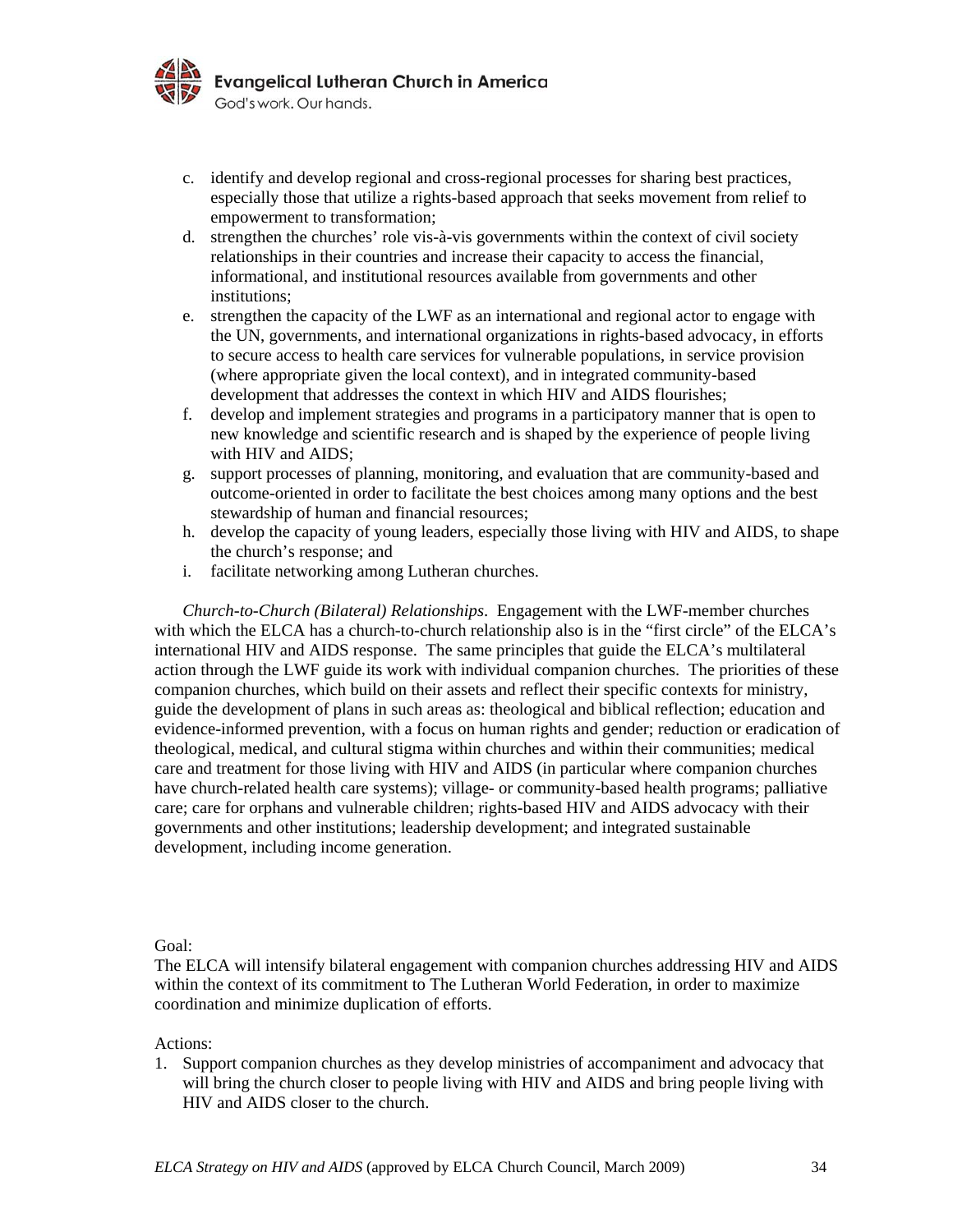c. identify and develop regional and cross-regional processes for sharing best practices, especially those that utilize a rights-based approach that seeks movement from relief to empowerment to transformation;
d. strengthen the churches' role vis-à-vis governments within the context of civil society relationships in their countries and increase their capacity to access the financial, informational, and institutional resources available from governments and other institutions;
e. strengthen the capacity of the LWF as an international and regional actor to engage with the UN, governments, and international organizations in rights-based advocacy, in efforts to secure access to health care services for vulnerable populations, in service provision (where appropriate given the local context), and in integrated community-based development that addresses the context in which HIV and AIDS flourishes;
f. develop and implement strategies and programs in a participatory manner that is open to new knowledge and scientific research and is shaped by the experience of people living with HIV and AIDS;
g. support processes of planning, monitoring, and evaluation that are community-based and outcome-oriented in order to facilitate the best choices among many options and the best stewardship of human and financial resources;
h. develop the capacity of young leaders, especially those living with HIV and AIDS, to shape the church's response; and
i. facilitate networking among Lutheran churches.

*Church-to-Church (Bilateral) Relationships*. Engagement with the LWF-member churches with which the ELCA has a church-to-church relationship also is in the "first circle" of the ELCA's international HIV and AIDS response. The same principles that guide the ELCA's multilateral action through the LWF guide its work with individual companion churches. The priorities of these companion churches, which build on their assets and reflect their specific contexts for ministry, guide the development of plans in such areas as: theological and biblical reflection; education and evidence-informed prevention, with a focus on human rights and gender; reduction or eradication of theological, medical, and cultural stigma within churches and within their communities; medical care and treatment for those living with HIV and AIDS (in particular where companion churches have church-related health care systems); village- or community-based health programs; palliative care; care for orphans and vulnerable children; rights-based HIV and AIDS advocacy with their governments and other institutions; leadership development; and integrated sustainable development, including income generation.

Goal:
The ELCA will intensify bilateral engagement with companion churches addressing HIV and AIDS within the context of its commitment to The Lutheran World Federation, in order to maximize coordination and minimize duplication of efforts.

Actions:

1. Support companion churches as they develop ministries of accompaniment and advocacy that will bring the church closer to people living with HIV and AIDS and bring people living with HIV and AIDS closer to the church.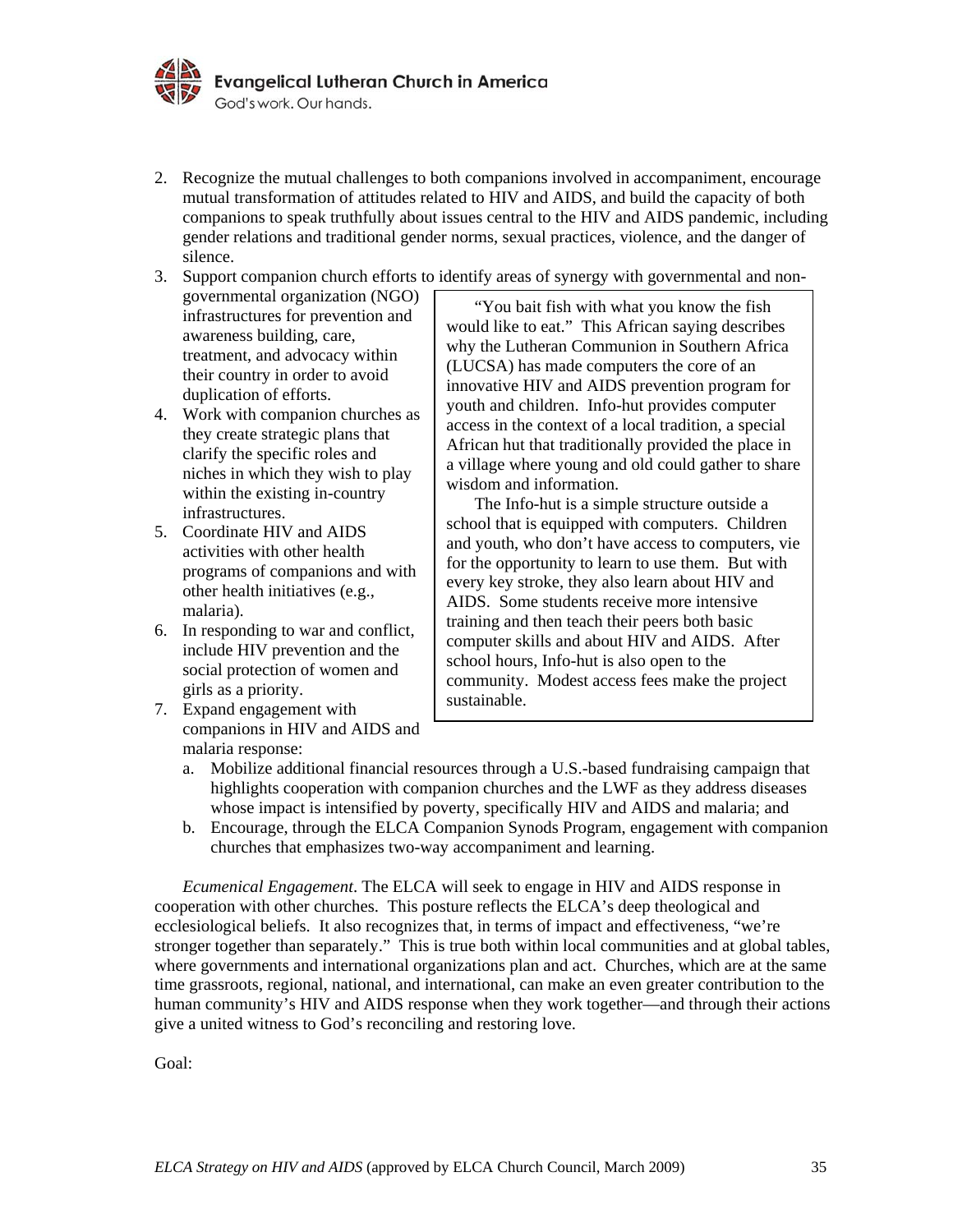2. Recognize the mutual challenges to both companions involved in accompaniment, encourage mutual transformation of attitudes related to HIV and AIDS, and build the capacity of both companions to speak truthfully about issues central to the HIV and AIDS pandemic, including gender relations and traditional gender norms, sexual practices, violence, and the danger of silence.
3. Support companion church efforts to identify areas of synergy with governmental and non-governmental organization (NGO) infrastructures for prevention and awareness building, care, treatment, and advocacy within their country in order to avoid duplication of efforts.
4. Work with companion churches as they create strategic plans that clarify the specific roles and niches in which they wish to play within the existing in-country infrastructures.
5. Coordinate HIV and AIDS activities with other health programs of companions and with other health initiatives (e.g., malaria).
6. In responding to war and conflict, include HIV prevention and the social protection of women and girls as a priority.
7. Expand engagement with companions in HIV and AIDS and malaria response:
   a. Mobilize additional financial resources through a U.S.-based fundraising campaign that highlights cooperation with companion churches and the LWF as they address diseases whose impact is intensified by poverty, specifically HIV and AIDS and malaria; and
   b. Encourage, through the ELCA Companion Synods Program, engagement with companion churches that emphasizes two-way accompaniment and learning.

> "You bait fish with what you know the fish would like to eat." This African saying describes why the Lutheran Communion in Southern Africa (LUCSA) has made computers the core of an innovative HIV and AIDS prevention program for youth and children. Info-hut provides computer access in the context of a local tradition, a special African hut that traditionally provided the place in a village where young and old could gather to share wisdom and information.
>
> The Info-hut is a simple structure outside a school that is equipped with computers. Children and youth, who don't have access to computers, vie for the opportunity to learn to use them. But with every key stroke, they also learn about HIV and AIDS. Some students receive more intensive training and then teach their peers both basic computer skills and about HIV and AIDS. After school hours, Info-hut is also open to the community. Modest access fees make the project sustainable.

*Ecumenical Engagement*. The ELCA will seek to engage in HIV and AIDS response in cooperation with other churches. This posture reflects the ELCA's deep theological and ecclesiological beliefs. It also recognizes that, in terms of impact and effectiveness, "we're stronger together than separately." This is true both within local communities and at global tables, where governments and international organizations plan and act. Churches, which are at the same time grassroots, regional, national, and international, can make an even greater contribution to the human community's HIV and AIDS response when they work together—and through their actions give a united witness to God's reconciling and restoring love.

Goal: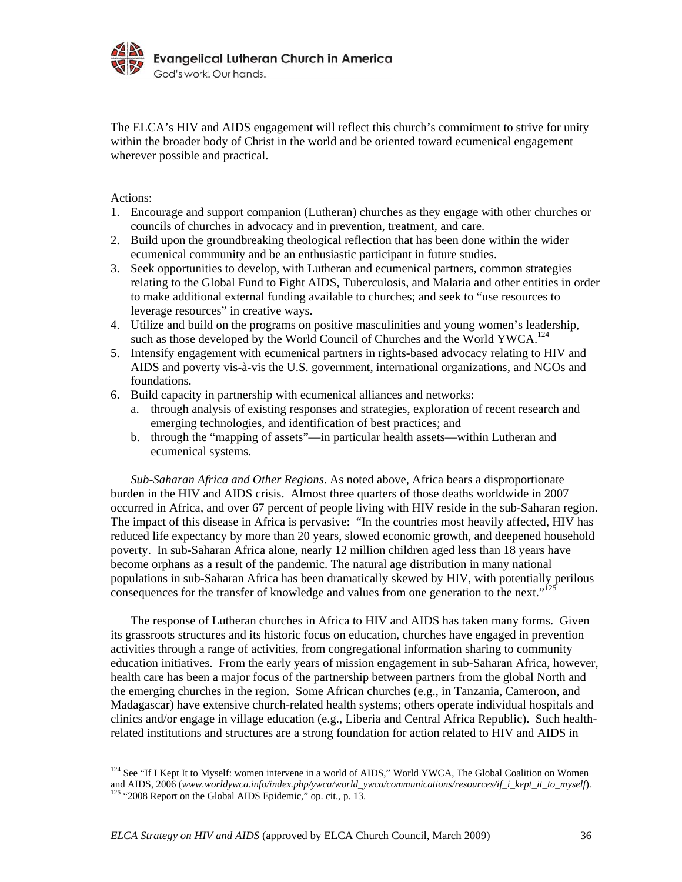The ELCA's HIV and AIDS engagement will reflect this church's commitment to strive for unity within the broader body of Christ in the world and be oriented toward ecumenical engagement wherever possible and practical.

Actions:

1. Encourage and support companion (Lutheran) churches as they engage with other churches or councils of churches in advocacy and in prevention, treatment, and care.
2. Build upon the groundbreaking theological reflection that has been done within the wider ecumenical community and be an enthusiastic participant in future studies.
3. Seek opportunities to develop, with Lutheran and ecumenical partners, common strategies relating to the Global Fund to Fight AIDS, Tuberculosis, and Malaria and other entities in order to make additional external funding available to churches; and seek to "use resources to leverage resources" in creative ways.
4. Utilize and build on the programs on positive masculinities and young women's leadership, such as those developed by the World Council of Churches and the World YWCA.[124]
5. Intensify engagement with ecumenical partners in rights-based advocacy relating to HIV and AIDS and poverty vis-à-vis the U.S. government, international organizations, and NGOs and foundations.
6. Build capacity in partnership with ecumenical alliances and networks:
   a. through analysis of existing responses and strategies, exploration of recent research and emerging technologies, and identification of best practices; and
   b. through the "mapping of assets"—in particular health assets—within Lutheran and ecumenical systems.

*Sub-Saharan Africa and Other Regions*. As noted above, Africa bears a disproportionate burden in the HIV and AIDS crisis. Almost three quarters of those deaths worldwide in 2007 occurred in Africa, and over 67 percent of people living with HIV reside in the sub-Saharan region. The impact of this disease in Africa is pervasive: "In the countries most heavily affected, HIV has reduced life expectancy by more than 20 years, slowed economic growth, and deepened household poverty. In sub-Saharan Africa alone, nearly 12 million children aged less than 18 years have become orphans as a result of the pandemic. The natural age distribution in many national populations in sub-Saharan Africa has been dramatically skewed by HIV, with potentially perilous consequences for the transfer of knowledge and values from one generation to the next."[125]

The response of Lutheran churches in Africa to HIV and AIDS has taken many forms. Given its grassroots structures and its historic focus on education, churches have engaged in prevention activities through a range of activities, from congregational information sharing to community education initiatives. From the early years of mission engagement in sub-Saharan Africa, however, health care has been a major focus of the partnership between partners from the global North and the emerging churches in the region. Some African churches (e.g., in Tanzania, Cameroon, and Madagascar) have extensive church-related health systems; others operate individual hospitals and clinics and/or engage in village education (e.g., Liberia and Central Africa Republic). Such health-related institutions and structures are a strong foundation for action related to HIV and AIDS in

---

[124] See "If I Kept It to Myself: women intervene in a world of AIDS," World YWCA, The Global Coalition on Women and AIDS, 2006 (*www.worldywca.info/index.php/ywca/world_ywca/communications/resources/if_i_kept_it_to_myself*).

[125] "2008 Report on the Global AIDS Epidemic," op. cit., p. 13.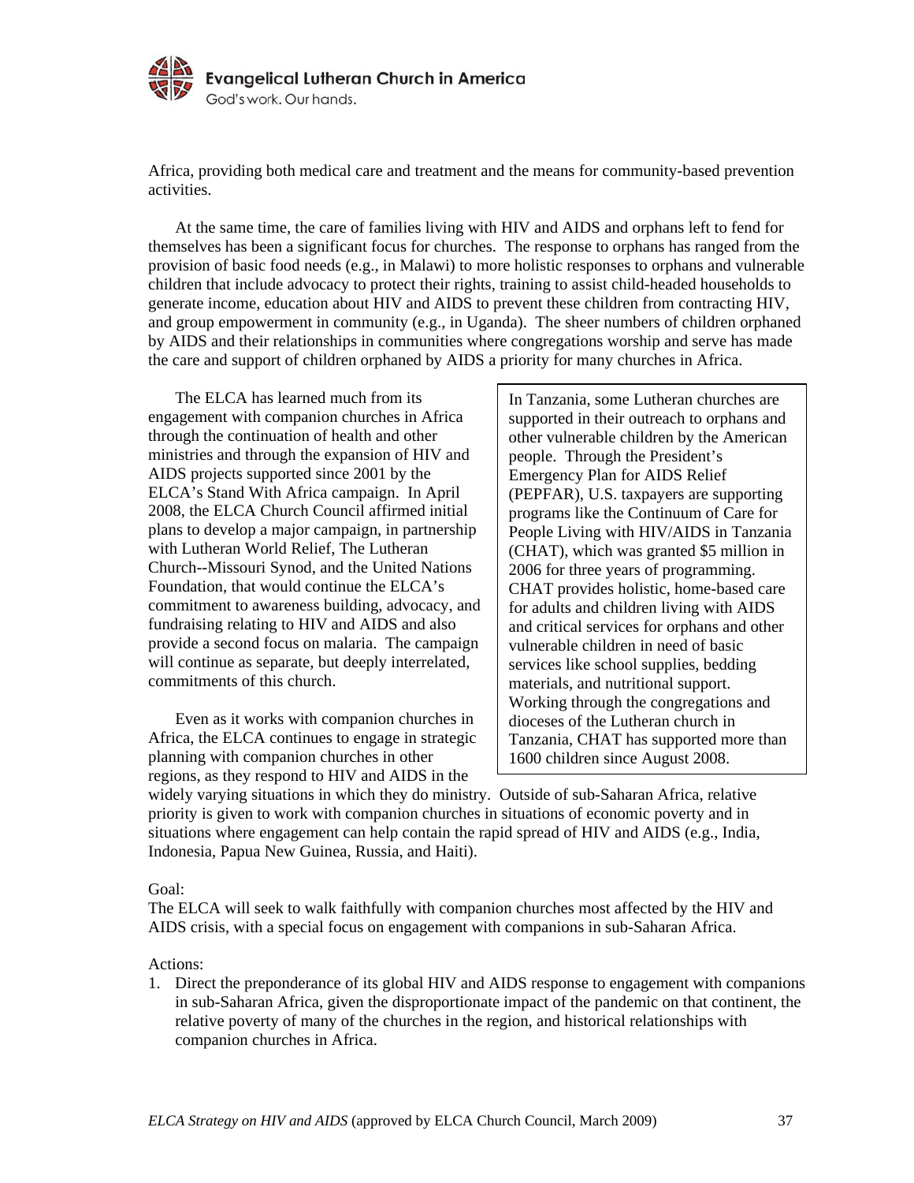Africa, providing both medical care and treatment and the means for community-based prevention activities.

At the same time, the care of families living with HIV and AIDS and orphans left to fend for themselves has been a significant focus for churches. The response to orphans has ranged from the provision of basic food needs (e.g., in Malawi) to more holistic responses to orphans and vulnerable children that include advocacy to protect their rights, training to assist child-headed households to generate income, education about HIV and AIDS to prevent these children from contracting HIV, and group empowerment in community (e.g., in Uganda). The sheer numbers of children orphaned by AIDS and their relationships in communities where congregations worship and serve has made the care and support of children orphaned by AIDS a priority for many churches in Africa.

The ELCA has learned much from its engagement with companion churches in Africa through the continuation of health and other ministries and through the expansion of HIV and AIDS projects supported since 2001 by the ELCA's Stand With Africa campaign. In April 2008, the ELCA Church Council affirmed initial plans to develop a major campaign, in partnership with Lutheran World Relief, The Lutheran Church--Missouri Synod, and the United Nations Foundation, that would continue the ELCA's commitment to awareness building, advocacy, and fundraising relating to HIV and AIDS and also provide a second focus on malaria. The campaign will continue as separate, but deeply interrelated, commitments of this church.

> In Tanzania, some Lutheran churches are supported in their outreach to orphans and other vulnerable children by the American people. Through the President's Emergency Plan for AIDS Relief (PEPFAR), U.S. taxpayers are supporting programs like the Continuum of Care for People Living with HIV/AIDS in Tanzania (CHAT), which was granted $5 million in 2006 for three years of programming. CHAT provides holistic, home-based care for adults and children living with AIDS and critical services for orphans and other vulnerable children in need of basic services like school supplies, bedding materials, and nutritional support. Working through the congregations and dioceses of the Lutheran church in Tanzania, CHAT has supported more than 1600 children since August 2008.

Even as it works with companion churches in Africa, the ELCA continues to engage in strategic planning with companion churches in other regions, as they respond to HIV and AIDS in the widely varying situations in which they do ministry. Outside of sub-Saharan Africa, relative priority is given to work with companion churches in situations of economic poverty and in situations where engagement can help contain the rapid spread of HIV and AIDS (e.g., India, Indonesia, Papua New Guinea, Russia, and Haiti).

Goal:
The ELCA will seek to walk faithfully with companion churches most affected by the HIV and AIDS crisis, with a special focus on engagement with companions in sub-Saharan Africa.

Actions:

1. Direct the preponderance of its global HIV and AIDS response to engagement with companions in sub-Saharan Africa, given the disproportionate impact of the pandemic on that continent, the relative poverty of many of the churches in the region, and historical relationships with companion churches in Africa.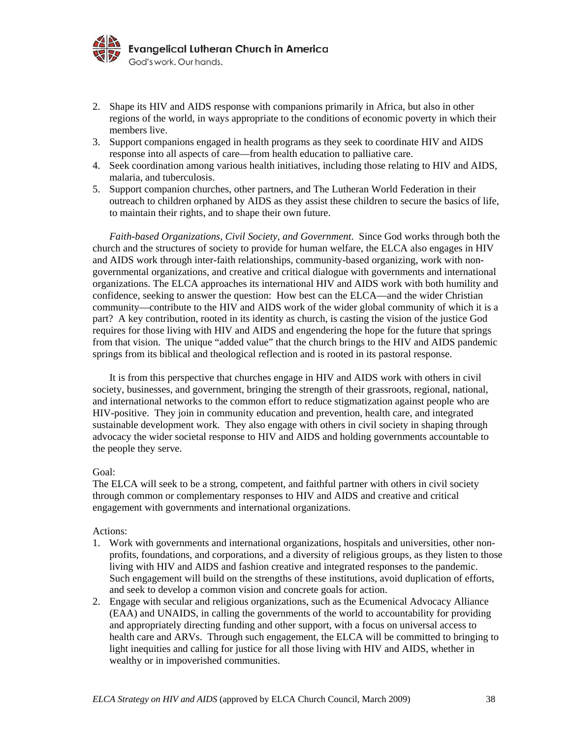2. Shape its HIV and AIDS response with companions primarily in Africa, but also in other regions of the world, in ways appropriate to the conditions of economic poverty in which their members live.
3. Support companions engaged in health programs as they seek to coordinate HIV and AIDS response into all aspects of care—from health education to palliative care.
4. Seek coordination among various health initiatives, including those relating to HIV and AIDS, malaria, and tuberculosis.
5. Support companion churches, other partners, and The Lutheran World Federation in their outreach to children orphaned by AIDS as they assist these children to secure the basics of life, to maintain their rights, and to shape their own future.

*Faith-based Organizations, Civil Society, and Government*. Since God works through both the church and the structures of society to provide for human welfare, the ELCA also engages in HIV and AIDS work through inter-faith relationships, community-based organizing, work with non-governmental organizations, and creative and critical dialogue with governments and international organizations. The ELCA approaches its international HIV and AIDS work with both humility and confidence, seeking to answer the question: How best can the ELCA—and the wider Christian community—contribute to the HIV and AIDS work of the wider global community of which it is a part? A key contribution, rooted in its identity as church, is casting the vision of the justice God requires for those living with HIV and AIDS and engendering the hope for the future that springs from that vision. The unique "added value" that the church brings to the HIV and AIDS pandemic springs from its biblical and theological reflection and is rooted in its pastoral response.

It is from this perspective that churches engage in HIV and AIDS work with others in civil society, businesses, and government, bringing the strength of their grassroots, regional, national, and international networks to the common effort to reduce stigmatization against people who are HIV-positive. They join in community education and prevention, health care, and integrated sustainable development work. They also engage with others in civil society in shaping through advocacy the wider societal response to HIV and AIDS and holding governments accountable to the people they serve.

Goal:
The ELCA will seek to be a strong, competent, and faithful partner with others in civil society through common or complementary responses to HIV and AIDS and creative and critical engagement with governments and international organizations.

Actions:

1. Work with governments and international organizations, hospitals and universities, other non-profits, foundations, and corporations, and a diversity of religious groups, as they listen to those living with HIV and AIDS and fashion creative and integrated responses to the pandemic. Such engagement will build on the strengths of these institutions, avoid duplication of efforts, and seek to develop a common vision and concrete goals for action.
2. Engage with secular and religious organizations, such as the Ecumenical Advocacy Alliance (EAA) and UNAIDS, in calling the governments of the world to accountability for providing and appropriately directing funding and other support, with a focus on universal access to health care and ARVs. Through such engagement, the ELCA will be committed to bringing to light inequities and calling for justice for all those living with HIV and AIDS, whether in wealthy or in impoverished communities.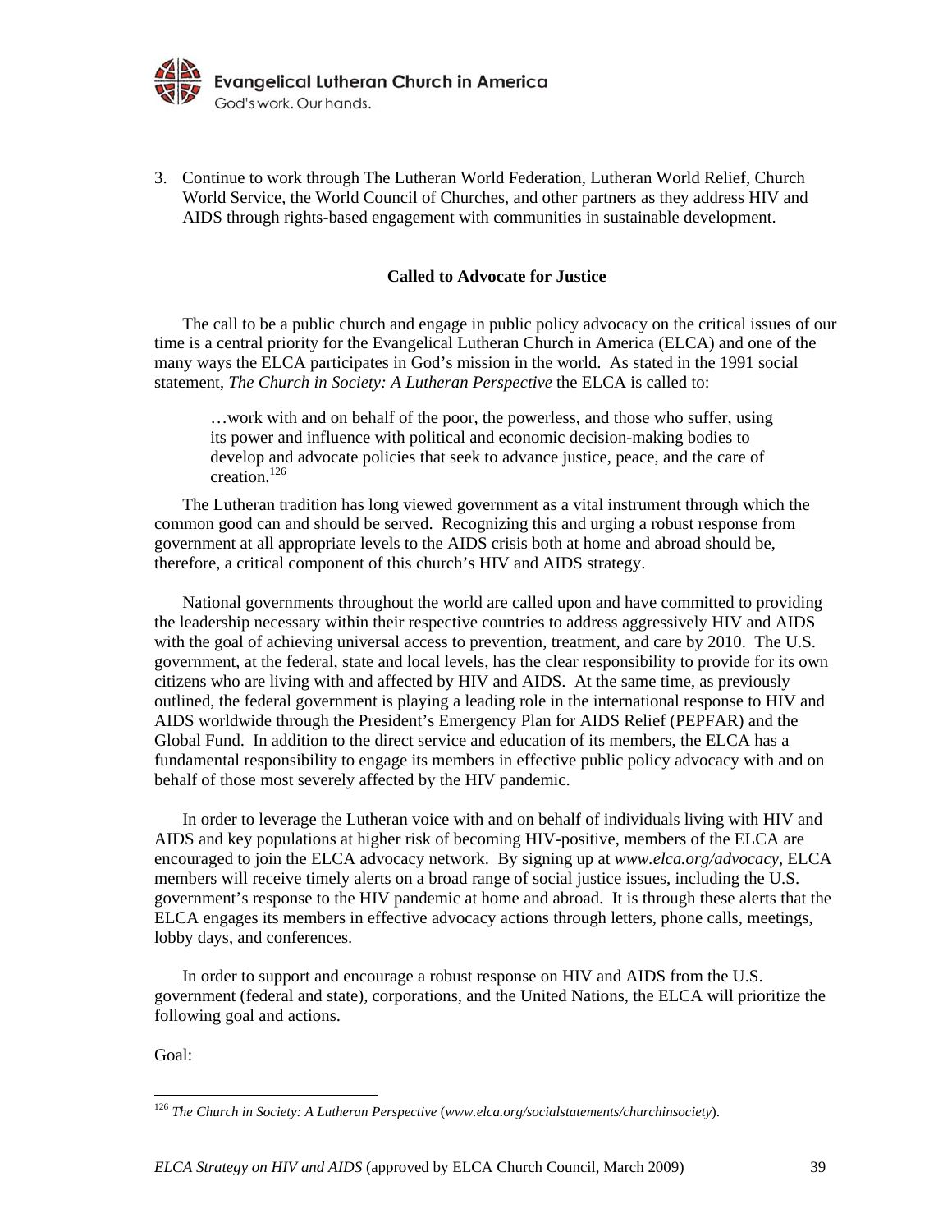3. Continue to work through The Lutheran World Federation, Lutheran World Relief, Church World Service, the World Council of Churches, and other partners as they address HIV and AIDS through rights-based engagement with communities in sustainable development.

**Called to Advocate for Justice**

The call to be a public church and engage in public policy advocacy on the critical issues of our time is a central priority for the Evangelical Lutheran Church in America (ELCA) and one of the many ways the ELCA participates in God's mission in the world. As stated in the 1991 social statement, *The Church in Society: A Lutheran Perspective* the ELCA is called to:

> …work with and on behalf of the poor, the powerless, and those who suffer, using its power and influence with political and economic decision-making bodies to develop and advocate policies that seek to advance justice, peace, and the care of creation.[126]

The Lutheran tradition has long viewed government as a vital instrument through which the common good can and should be served. Recognizing this and urging a robust response from government at all appropriate levels to the AIDS crisis both at home and abroad should be, therefore, a critical component of this church's HIV and AIDS strategy.

National governments throughout the world are called upon and have committed to providing the leadership necessary within their respective countries to address aggressively HIV and AIDS with the goal of achieving universal access to prevention, treatment, and care by 2010. The U.S. government, at the federal, state and local levels, has the clear responsibility to provide for its own citizens who are living with and affected by HIV and AIDS. At the same time, as previously outlined, the federal government is playing a leading role in the international response to HIV and AIDS worldwide through the President's Emergency Plan for AIDS Relief (PEPFAR) and the Global Fund. In addition to the direct service and education of its members, the ELCA has a fundamental responsibility to engage its members in effective public policy advocacy with and on behalf of those most severely affected by the HIV pandemic.

In order to leverage the Lutheran voice with and on behalf of individuals living with HIV and AIDS and key populations at higher risk of becoming HIV-positive, members of the ELCA are encouraged to join the ELCA advocacy network. By signing up at *www.elca.org/advocacy*, ELCA members will receive timely alerts on a broad range of social justice issues, including the U.S. government's response to the HIV pandemic at home and abroad. It is through these alerts that the ELCA engages its members in effective advocacy actions through letters, phone calls, meetings, lobby days, and conferences.

In order to support and encourage a robust response on HIV and AIDS from the U.S. government (federal and state), corporations, and the United Nations, the ELCA will prioritize the following goal and actions.

Goal:

[126] *The Church in Society: A Lutheran Perspective* (*www.elca.org/socialstatements/churchinsociety*).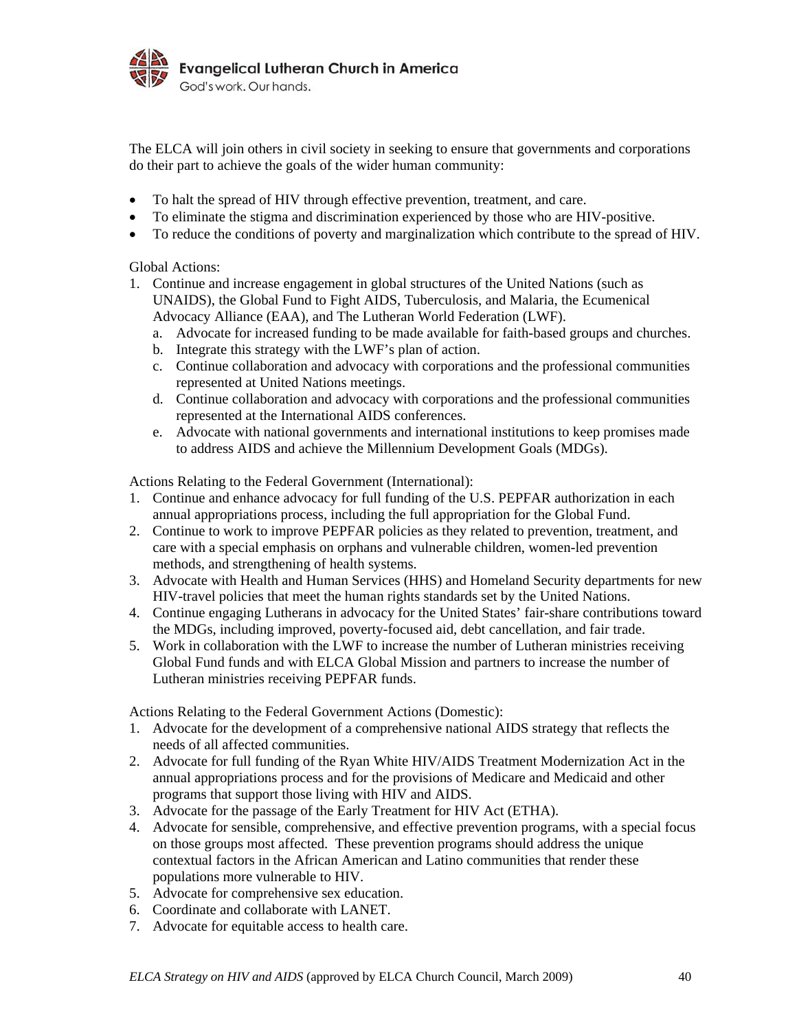The ELCA will join others in civil society in seeking to ensure that governments and corporations do their part to achieve the goals of the wider human community:

- To halt the spread of HIV through effective prevention, treatment, and care.
- To eliminate the stigma and discrimination experienced by those who are HIV-positive.
- To reduce the conditions of poverty and marginalization which contribute to the spread of HIV.

Global Actions:

1. Continue and increase engagement in global structures of the United Nations (such as UNAIDS), the Global Fund to Fight AIDS, Tuberculosis, and Malaria, the Ecumenical Advocacy Alliance (EAA), and The Lutheran World Federation (LWF).
   a. Advocate for increased funding to be made available for faith-based groups and churches.
   b. Integrate this strategy with the LWF's plan of action.
   c. Continue collaboration and advocacy with corporations and the professional communities represented at United Nations meetings.
   d. Continue collaboration and advocacy with corporations and the professional communities represented at the International AIDS conferences.
   e. Advocate with national governments and international institutions to keep promises made to address AIDS and achieve the Millennium Development Goals (MDGs).

Actions Relating to the Federal Government (International):

1. Continue and enhance advocacy for full funding of the U.S. PEPFAR authorization in each annual appropriations process, including the full appropriation for the Global Fund.
2. Continue to work to improve PEPFAR policies as they related to prevention, treatment, and care with a special emphasis on orphans and vulnerable children, women-led prevention methods, and strengthening of health systems.
3. Advocate with Health and Human Services (HHS) and Homeland Security departments for new HIV-travel policies that meet the human rights standards set by the United Nations.
4. Continue engaging Lutherans in advocacy for the United States' fair-share contributions toward the MDGs, including improved, poverty-focused aid, debt cancellation, and fair trade.
5. Work in collaboration with the LWF to increase the number of Lutheran ministries receiving Global Fund funds and with ELCA Global Mission and partners to increase the number of Lutheran ministries receiving PEPFAR funds.

Actions Relating to the Federal Government Actions (Domestic):

1. Advocate for the development of a comprehensive national AIDS strategy that reflects the needs of all affected communities.
2. Advocate for full funding of the Ryan White HIV/AIDS Treatment Modernization Act in the annual appropriations process and for the provisions of Medicare and Medicaid and other programs that support those living with HIV and AIDS.
3. Advocate for the passage of the Early Treatment for HIV Act (ETHA).
4. Advocate for sensible, comprehensive, and effective prevention programs, with a special focus on those groups most affected. These prevention programs should address the unique contextual factors in the African American and Latino communities that render these populations more vulnerable to HIV.
5. Advocate for comprehensive sex education.
6. Coordinate and collaborate with LANET.
7. Advocate for equitable access to health care.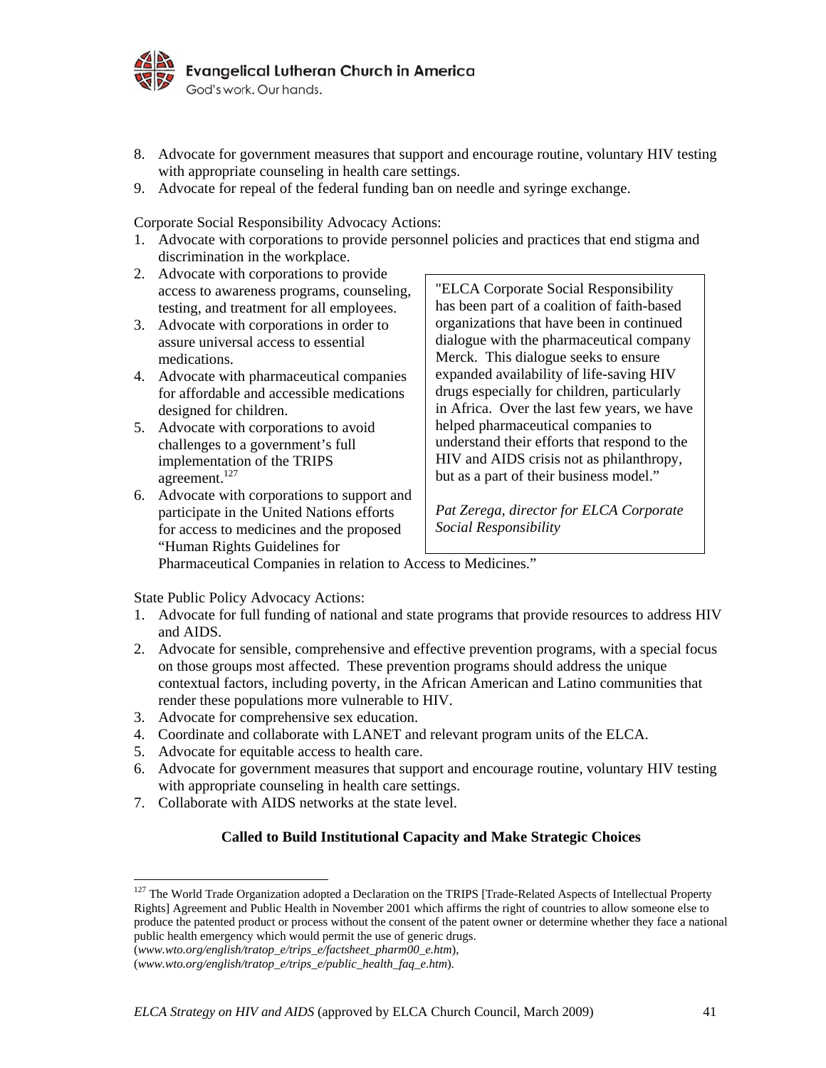8. Advocate for government measures that support and encourage routine, voluntary HIV testing with appropriate counseling in health care settings.
9. Advocate for repeal of the federal funding ban on needle and syringe exchange.

Corporate Social Responsibility Advocacy Actions:

1. Advocate with corporations to provide personnel policies and practices that end stigma and discrimination in the workplace.
2. Advocate with corporations to provide access to awareness programs, counseling, testing, and treatment for all employees.
3. Advocate with corporations in order to assure universal access to essential medications.
4. Advocate with pharmaceutical companies for affordable and accessible medications designed for children.
5. Advocate with corporations to avoid challenges to a government's full implementation of the TRIPS agreement.[127]
6. Advocate with corporations to support and participate in the United Nations efforts for access to medicines and the proposed "Human Rights Guidelines for Pharmaceutical Companies in relation to Access to Medicines."

> "ELCA Corporate Social Responsibility has been part of a coalition of faith-based organizations that have been in continued dialogue with the pharmaceutical company Merck. This dialogue seeks to ensure expanded availability of life-saving HIV drugs especially for children, particularly in Africa. Over the last few years, we have helped pharmaceutical companies to understand their efforts that respond to the HIV and AIDS crisis not as philanthropy, but as a part of their business model."
>
> *Pat Zerega, director for ELCA Corporate Social Responsibility*

State Public Policy Advocacy Actions:

1. Advocate for full funding of national and state programs that provide resources to address HIV and AIDS.
2. Advocate for sensible, comprehensive and effective prevention programs, with a special focus on those groups most affected. These prevention programs should address the unique contextual factors, including poverty, in the African American and Latino communities that render these populations more vulnerable to HIV.
3. Advocate for comprehensive sex education.
4. Coordinate and collaborate with LANET and relevant program units of the ELCA.
5. Advocate for equitable access to health care.
6. Advocate for government measures that support and encourage routine, voluntary HIV testing with appropriate counseling in health care settings.
7. Collaborate with AIDS networks at the state level.

**Called to Build Institutional Capacity and Make Strategic Choices**

---

[127] The World Trade Organization adopted a Declaration on the TRIPS [Trade-Related Aspects of Intellectual Property Rights] Agreement and Public Health in November 2001 which affirms the right of countries to allow someone else to produce the patented product or process without the consent of the patent owner or determine whether they face a national public health emergency which would permit the use of generic drugs. (*www.wto.org/english/tratop_e/trips_e/factsheet_pharm00_e.htm*), (*www.wto.org/english/tratop_e/trips_e/public_health_faq_e.htm*).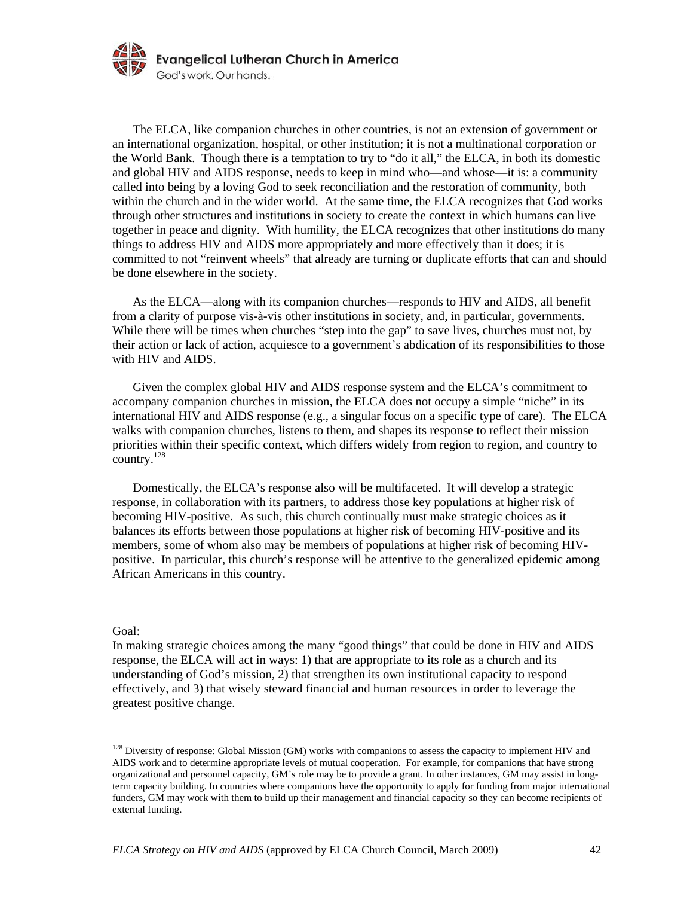The ELCA, like companion churches in other countries, is not an extension of government or an international organization, hospital, or other institution; it is not a multinational corporation or the World Bank. Though there is a temptation to try to "do it all," the ELCA, in both its domestic and global HIV and AIDS response, needs to keep in mind who—and whose—it is: a community called into being by a loving God to seek reconciliation and the restoration of community, both within the church and in the wider world. At the same time, the ELCA recognizes that God works through other structures and institutions in society to create the context in which humans can live together in peace and dignity. With humility, the ELCA recognizes that other institutions do many things to address HIV and AIDS more appropriately and more effectively than it does; it is committed to not "reinvent wheels" that already are turning or duplicate efforts that can and should be done elsewhere in the society.

As the ELCA—along with its companion churches—responds to HIV and AIDS, all benefit from a clarity of purpose vis-à-vis other institutions in society, and, in particular, governments. While there will be times when churches "step into the gap" to save lives, churches must not, by their action or lack of action, acquiesce to a government's abdication of its responsibilities to those with HIV and AIDS.

Given the complex global HIV and AIDS response system and the ELCA's commitment to accompany companion churches in mission, the ELCA does not occupy a simple "niche" in its international HIV and AIDS response (e.g., a singular focus on a specific type of care). The ELCA walks with companion churches, listens to them, and shapes its response to reflect their mission priorities within their specific context, which differs widely from region to region, and country to country.[128]

Domestically, the ELCA's response also will be multifaceted. It will develop a strategic response, in collaboration with its partners, to address those key populations at higher risk of becoming HIV-positive. As such, this church continually must make strategic choices as it balances its efforts between those populations at higher risk of becoming HIV-positive and its members, some of whom also may be members of populations at higher risk of becoming HIV-positive. In particular, this church's response will be attentive to the generalized epidemic among African Americans in this country.

Goal:
In making strategic choices among the many "good things" that could be done in HIV and AIDS response, the ELCA will act in ways: 1) that are appropriate to its role as a church and its understanding of God's mission, 2) that strengthen its own institutional capacity to respond effectively, and 3) that wisely steward financial and human resources in order to leverage the greatest positive change.

---

[128] Diversity of response: Global Mission (GM) works with companions to assess the capacity to implement HIV and AIDS work and to determine appropriate levels of mutual cooperation. For example, for companions that have strong organizational and personnel capacity, GM's role may be to provide a grant. In other instances, GM may assist in long-term capacity building. In countries where companions have the opportunity to apply for funding from major international funders, GM may work with them to build up their management and financial capacity so they can become recipients of external funding.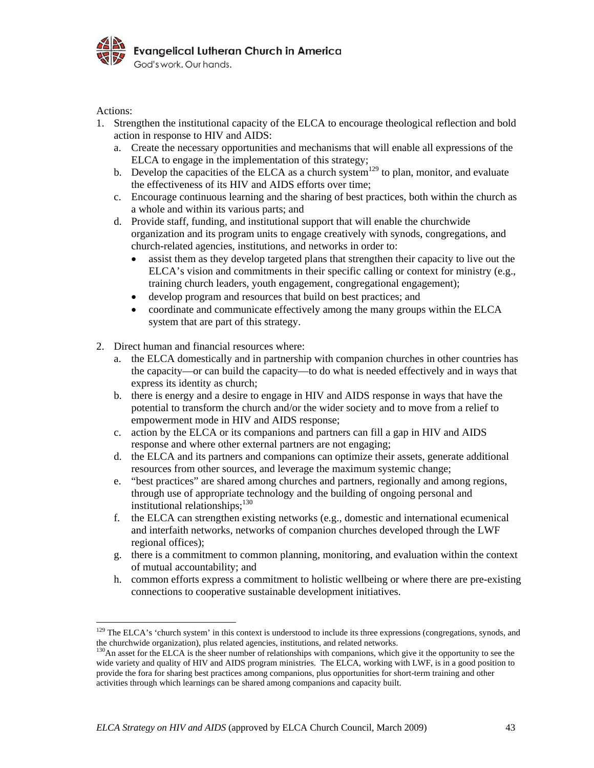Actions:

1. Strengthen the institutional capacity of the ELCA to encourage theological reflection and bold action in response to HIV and AIDS:
   a. Create the necessary opportunities and mechanisms that will enable all expressions of the ELCA to engage in the implementation of this strategy;
   b. Develop the capacities of the ELCA as a church system[129] to plan, monitor, and evaluate the effectiveness of its HIV and AIDS efforts over time;
   c. Encourage continuous learning and the sharing of best practices, both within the church as a whole and within its various parts; and
   d. Provide staff, funding, and institutional support that will enable the churchwide organization and its program units to engage creatively with synods, congregations, and church-related agencies, institutions, and networks in order to:
      - assist them as they develop targeted plans that strengthen their capacity to live out the ELCA's vision and commitments in their specific calling or context for ministry (e.g., training church leaders, youth engagement, congregational engagement);
      - develop program and resources that build on best practices; and
      - coordinate and communicate effectively among the many groups within the ELCA system that are part of this strategy.

2. Direct human and financial resources where:
   a. the ELCA domestically and in partnership with companion churches in other countries has the capacity—or can build the capacity—to do what is needed effectively and in ways that express its identity as church;
   b. there is energy and a desire to engage in HIV and AIDS response in ways that have the potential to transform the church and/or the wider society and to move from a relief to empowerment mode in HIV and AIDS response;
   c. action by the ELCA or its companions and partners can fill a gap in HIV and AIDS response and where other external partners are not engaging;
   d. the ELCA and its partners and companions can optimize their assets, generate additional resources from other sources, and leverage the maximum systemic change;
   e. "best practices" are shared among churches and partners, regionally and among regions, through use of appropriate technology and the building of ongoing personal and institutional relationships;[130]
   f. the ELCA can strengthen existing networks (e.g., domestic and international ecumenical and interfaith networks, networks of companion churches developed through the LWF regional offices);
   g. there is a commitment to common planning, monitoring, and evaluation within the context of mutual accountability; and
   h. common efforts express a commitment to holistic wellbeing or where there are pre-existing connections to cooperative sustainable development initiatives.

---

[129] The ELCA's 'church system' in this context is understood to include its three expressions (congregations, synods, and the churchwide organization), plus related agencies, institutions, and related networks.

[130] An asset for the ELCA is the sheer number of relationships with companions, which give it the opportunity to see the wide variety and quality of HIV and AIDS program ministries. The ELCA, working with LWF, is in a good position to provide the fora for sharing best practices among companions, plus opportunities for short-term training and other activities through which learnings can be shared among companions and capacity built.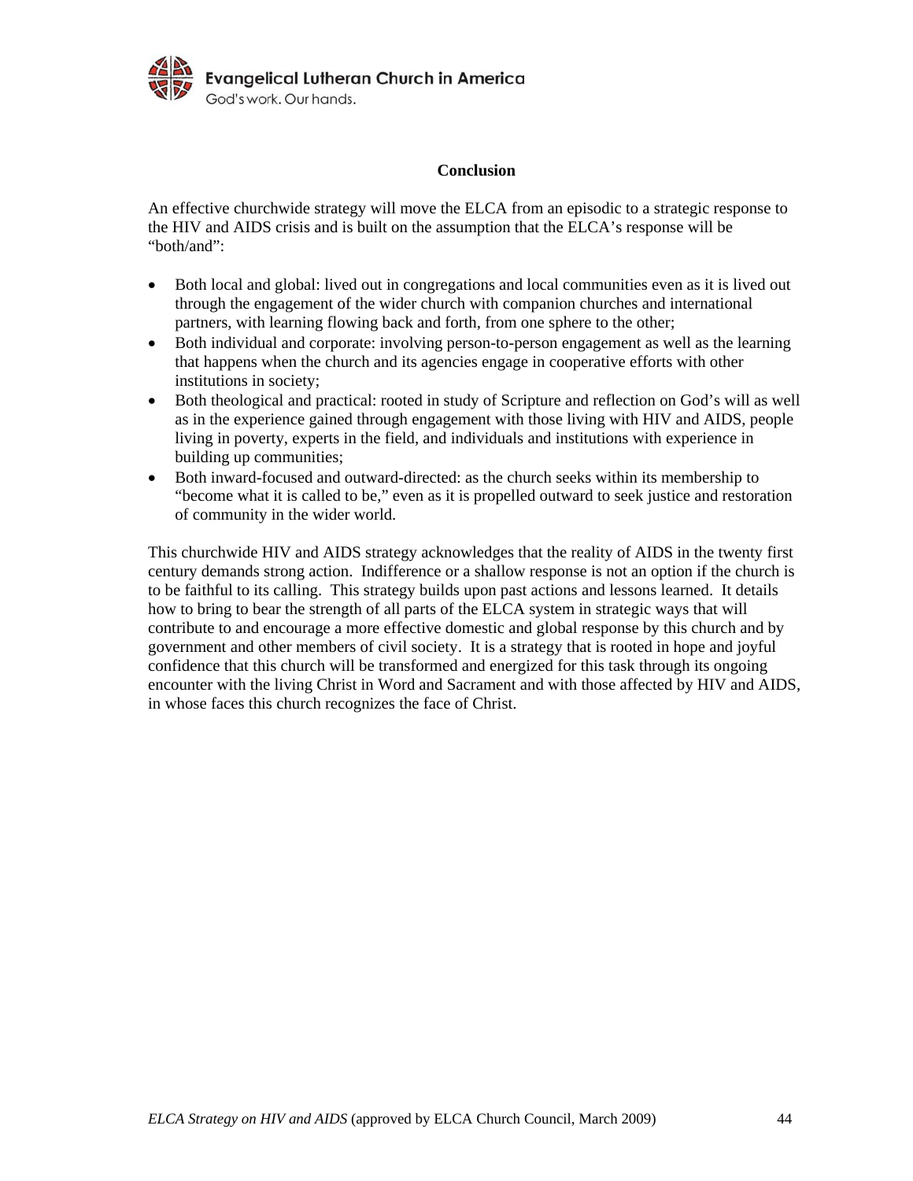## Conclusion

An effective churchwide strategy will move the ELCA from an episodic to a strategic response to the HIV and AIDS crisis and is built on the assumption that the ELCA's response will be "both/and":

- Both local and global: lived out in congregations and local communities even as it is lived out through the engagement of the wider church with companion churches and international partners, with learning flowing back and forth, from one sphere to the other;
- Both individual and corporate: involving person-to-person engagement as well as the learning that happens when the church and its agencies engage in cooperative efforts with other institutions in society;
- Both theological and practical: rooted in study of Scripture and reflection on God's will as well as in the experience gained through engagement with those living with HIV and AIDS, people living in poverty, experts in the field, and individuals and institutions with experience in building up communities;
- Both inward-focused and outward-directed: as the church seeks within its membership to "become what it is called to be," even as it is propelled outward to seek justice and restoration of community in the wider world.

This churchwide HIV and AIDS strategy acknowledges that the reality of AIDS in the twenty first century demands strong action. Indifference or a shallow response is not an option if the church is to be faithful to its calling. This strategy builds upon past actions and lessons learned. It details how to bring to bear the strength of all parts of the ELCA system in strategic ways that will contribute to and encourage a more effective domestic and global response by this church and by government and other members of civil society. It is a strategy that is rooted in hope and joyful confidence that this church will be transformed and energized for this task through its ongoing encounter with the living Christ in Word and Sacrament and with those affected by HIV and AIDS, in whose faces this church recognizes the face of Christ.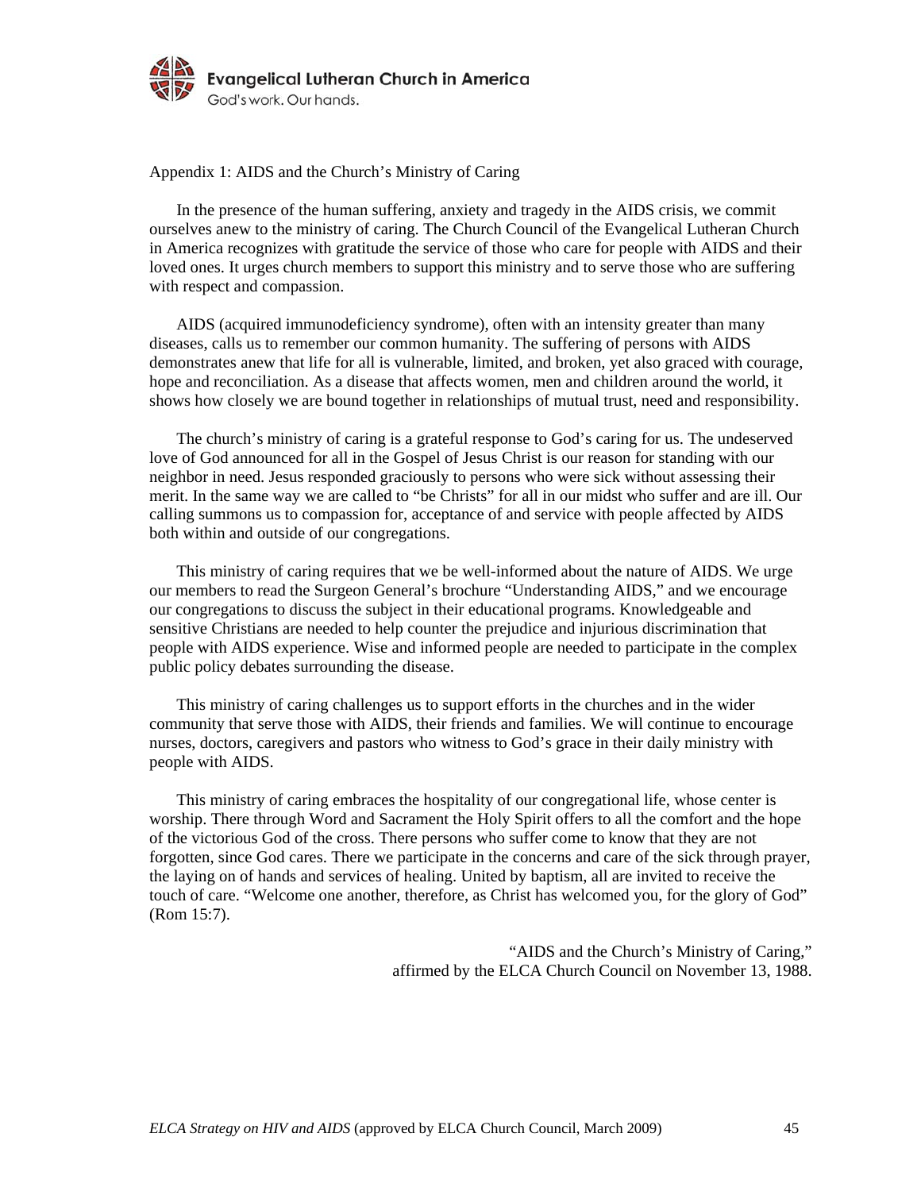## Appendix 1: AIDS and the Church's Ministry of Caring

In the presence of the human suffering, anxiety and tragedy in the AIDS crisis, we commit ourselves anew to the ministry of caring. The Church Council of the Evangelical Lutheran Church in America recognizes with gratitude the service of those who care for people with AIDS and their loved ones. It urges church members to support this ministry and to serve those who are suffering with respect and compassion.

AIDS (acquired immunodeficiency syndrome), often with an intensity greater than many diseases, calls us to remember our common humanity. The suffering of persons with AIDS demonstrates anew that life for all is vulnerable, limited, and broken, yet also graced with courage, hope and reconciliation. As a disease that affects women, men and children around the world, it shows how closely we are bound together in relationships of mutual trust, need and responsibility.

The church's ministry of caring is a grateful response to God's caring for us. The undeserved love of God announced for all in the Gospel of Jesus Christ is our reason for standing with our neighbor in need. Jesus responded graciously to persons who were sick without assessing their merit. In the same way we are called to "be Christs" for all in our midst who suffer and are ill. Our calling summons us to compassion for, acceptance of and service with people affected by AIDS both within and outside of our congregations.

This ministry of caring requires that we be well-informed about the nature of AIDS. We urge our members to read the Surgeon General's brochure "Understanding AIDS," and we encourage our congregations to discuss the subject in their educational programs. Knowledgeable and sensitive Christians are needed to help counter the prejudice and injurious discrimination that people with AIDS experience. Wise and informed people are needed to participate in the complex public policy debates surrounding the disease.

This ministry of caring challenges us to support efforts in the churches and in the wider community that serve those with AIDS, their friends and families. We will continue to encourage nurses, doctors, caregivers and pastors who witness to God's grace in their daily ministry with people with AIDS.

This ministry of caring embraces the hospitality of our congregational life, whose center is worship. There through Word and Sacrament the Holy Spirit offers to all the comfort and the hope of the victorious God of the cross. There persons who suffer come to know that they are not forgotten, since God cares. There we participate in the concerns and care of the sick through prayer, the laying on of hands and services of healing. United by baptism, all are invited to receive the touch of care. "Welcome one another, therefore, as Christ has welcomed you, for the glory of God" (Rom 15:7).

"AIDS and the Church's Ministry of Caring," affirmed by the ELCA Church Council on November 13, 1988.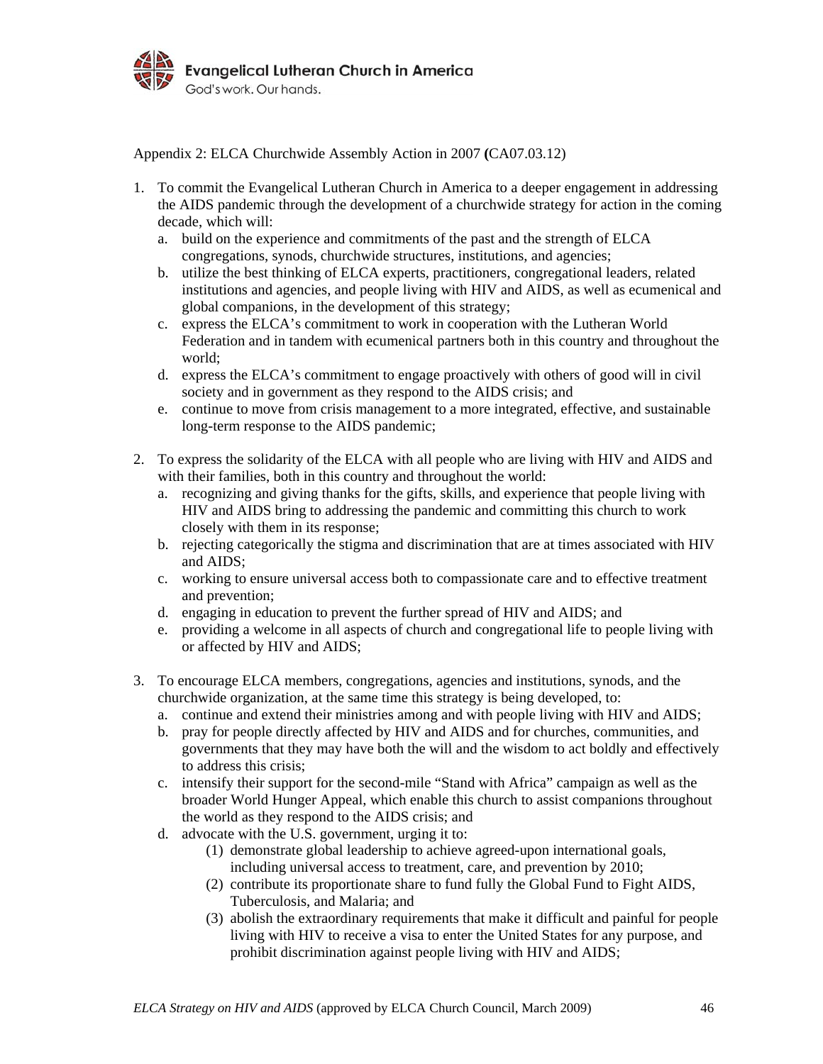Appendix 2: ELCA Churchwide Assembly Action in 2007 **(**CA07.03.12)

1. To commit the Evangelical Lutheran Church in America to a deeper engagement in addressing the AIDS pandemic through the development of a churchwide strategy for action in the coming decade, which will:
   a. build on the experience and commitments of the past and the strength of ELCA congregations, synods, churchwide structures, institutions, and agencies;
   b. utilize the best thinking of ELCA experts, practitioners, congregational leaders, related institutions and agencies, and people living with HIV and AIDS, as well as ecumenical and global companions, in the development of this strategy;
   c. express the ELCA's commitment to work in cooperation with the Lutheran World Federation and in tandem with ecumenical partners both in this country and throughout the world;
   d. express the ELCA's commitment to engage proactively with others of good will in civil society and in government as they respond to the AIDS crisis; and
   e. continue to move from crisis management to a more integrated, effective, and sustainable long-term response to the AIDS pandemic;

2. To express the solidarity of the ELCA with all people who are living with HIV and AIDS and with their families, both in this country and throughout the world:
   a. recognizing and giving thanks for the gifts, skills, and experience that people living with HIV and AIDS bring to addressing the pandemic and committing this church to work closely with them in its response;
   b. rejecting categorically the stigma and discrimination that are at times associated with HIV and AIDS;
   c. working to ensure universal access both to compassionate care and to effective treatment and prevention;
   d. engaging in education to prevent the further spread of HIV and AIDS; and
   e. providing a welcome in all aspects of church and congregational life to people living with or affected by HIV and AIDS;

3. To encourage ELCA members, congregations, agencies and institutions, synods, and the churchwide organization, at the same time this strategy is being developed, to:
   a. continue and extend their ministries among and with people living with HIV and AIDS;
   b. pray for people directly affected by HIV and AIDS and for churches, communities, and governments that they may have both the will and the wisdom to act boldly and effectively to address this crisis;
   c. intensify their support for the second-mile "Stand with Africa" campaign as well as the broader World Hunger Appeal, which enable this church to assist companions throughout the world as they respond to the AIDS crisis; and
   d. advocate with the U.S. government, urging it to:
      (1) demonstrate global leadership to achieve agreed-upon international goals, including universal access to treatment, care, and prevention by 2010;
      (2) contribute its proportionate share to fund fully the Global Fund to Fight AIDS, Tuberculosis, and Malaria; and
      (3) abolish the extraordinary requirements that make it difficult and painful for people living with HIV to receive a visa to enter the United States for any purpose, and prohibit discrimination against people living with HIV and AIDS;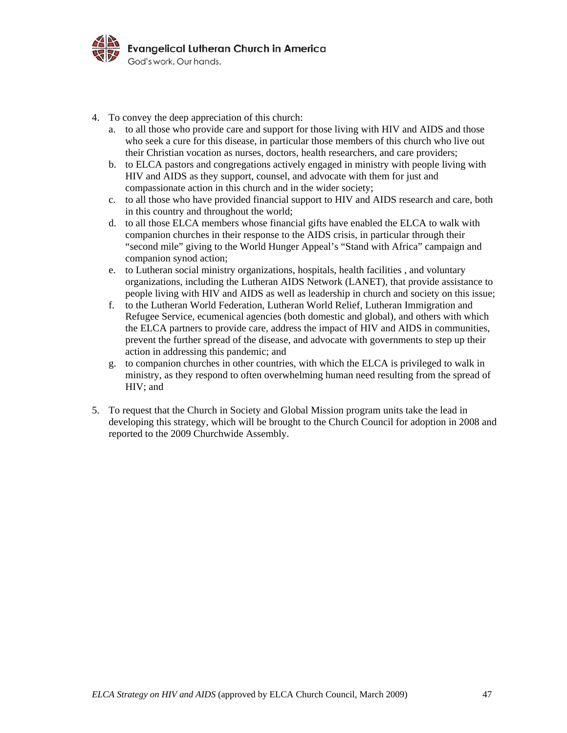4. To convey the deep appreciation of this church:
   a. to all those who provide care and support for those living with HIV and AIDS and those who seek a cure for this disease, in particular those members of this church who live out their Christian vocation as nurses, doctors, health researchers, and care providers;
   b. to ELCA pastors and congregations actively engaged in ministry with people living with HIV and AIDS as they support, counsel, and advocate with them for just and compassionate action in this church and in the wider society;
   c. to all those who have provided financial support to HIV and AIDS research and care, both in this country and throughout the world;
   d. to all those ELCA members whose financial gifts have enabled the ELCA to walk with companion churches in their response to the AIDS crisis, in particular through their "second mile" giving to the World Hunger Appeal's "Stand with Africa" campaign and companion synod action;
   e. to Lutheran social ministry organizations, hospitals, health facilities , and voluntary organizations, including the Lutheran AIDS Network (LANET), that provide assistance to people living with HIV and AIDS as well as leadership in church and society on this issue;
   f. to the Lutheran World Federation, Lutheran World Relief, Lutheran Immigration and Refugee Service, ecumenical agencies (both domestic and global), and others with which the ELCA partners to provide care, address the impact of HIV and AIDS in communities, prevent the further spread of the disease, and advocate with governments to step up their action in addressing this pandemic; and
   g. to companion churches in other countries, with which the ELCA is privileged to walk in ministry, as they respond to often overwhelming human need resulting from the spread of HIV; and

5. To request that the Church in Society and Global Mission program units take the lead in developing this strategy, which will be brought to the Church Council for adoption in 2008 and reported to the 2009 Churchwide Assembly.